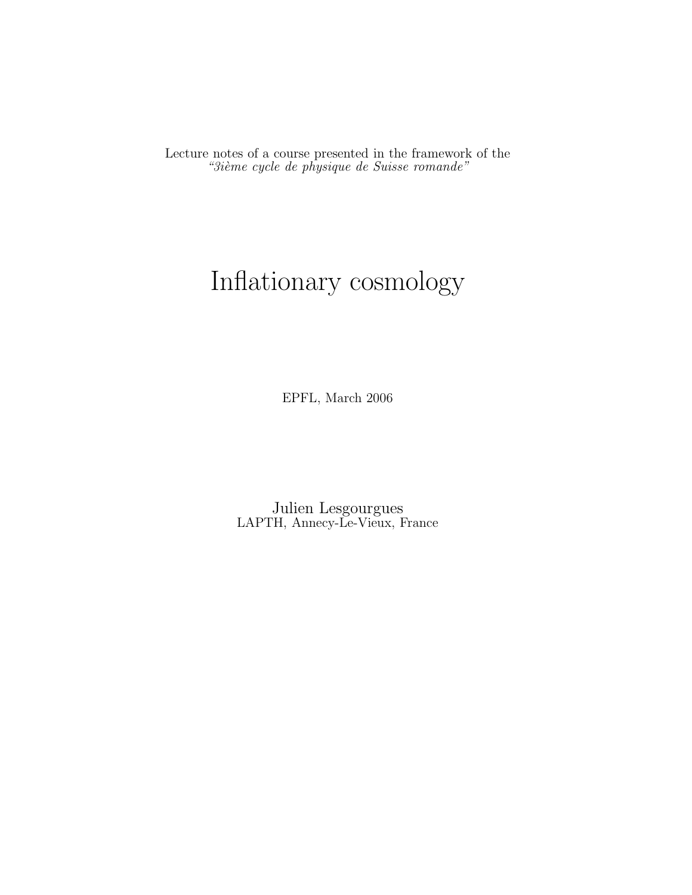Lecture notes of a course presented in the framework of the
*"3ième cycle de physique de Suisse romande"*

# Inflationary cosmology

EPFL, March 2006

Julien Lesgourgues
LAPTH, Annecy-Le-Vieux, France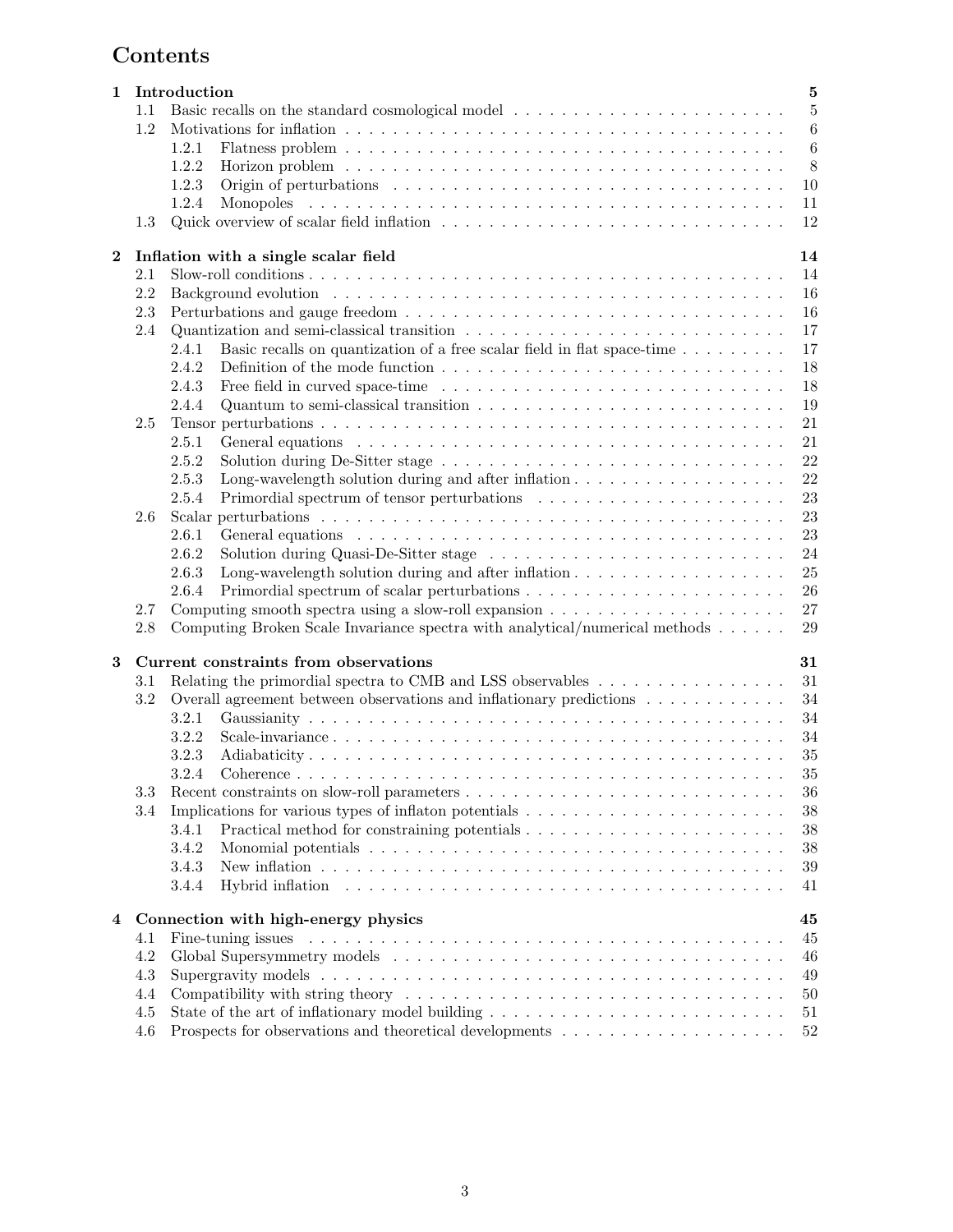# Contents

**1 Introduction** — 5
- 1.1 Basic recalls on the standard cosmological model — 5
- 1.2 Motivations for inflation — 6
  - 1.2.1 Flatness problem — 6
  - 1.2.2 Horizon problem — 8
  - 1.2.3 Origin of perturbations — 10
  - 1.2.4 Monopoles — 11
- 1.3 Quick overview of scalar field inflation — 12

**2 Inflation with a single scalar field** — 14
- 2.1 Slow-roll conditions — 14
- 2.2 Background evolution — 16
- 2.3 Perturbations and gauge freedom — 16
- 2.4 Quantization and semi-classical transition — 17
  - 2.4.1 Basic recalls on quantization of a free scalar field in flat space-time — 17
  - 2.4.2 Definition of the mode function — 18
  - 2.4.3 Free field in curved space-time — 18
  - 2.4.4 Quantum to semi-classical transition — 19
- 2.5 Tensor perturbations — 21
  - 2.5.1 General equations — 21
  - 2.5.2 Solution during De-Sitter stage — 22
  - 2.5.3 Long-wavelength solution during and after inflation — 22
  - 2.5.4 Primordial spectrum of tensor perturbations — 23
- 2.6 Scalar perturbations — 23
  - 2.6.1 General equations — 23
  - 2.6.2 Solution during Quasi-De-Sitter stage — 24
  - 2.6.3 Long-wavelength solution during and after inflation — 25
  - 2.6.4 Primordial spectrum of scalar perturbations — 26
- 2.7 Computing smooth spectra using a slow-roll expansion — 27
- 2.8 Computing Broken Scale Invariance spectra with analytical/numerical methods — 29

**3 Current constraints from observations** — 31
- 3.1 Relating the primordial spectra to CMB and LSS observables — 31
- 3.2 Overall agreement between observations and inflationary predictions — 34
  - 3.2.1 Gaussianity — 34
  - 3.2.2 Scale-invariance — 34
  - 3.2.3 Adiabaticity — 35
  - 3.2.4 Coherence — 35
- 3.3 Recent constraints on slow-roll parameters — 36
- 3.4 Implications for various types of inflaton potentials — 38
  - 3.4.1 Practical method for constraining potentials — 38
  - 3.4.2 Monomial potentials — 38
  - 3.4.3 New inflation — 39
  - 3.4.4 Hybrid inflation — 41

**4 Connection with high-energy physics** — 45
- 4.1 Fine-tuning issues — 45
- 4.2 Global Supersymmetry models — 46
- 4.3 Supergravity models — 49
- 4.4 Compatibility with string theory — 50
- 4.5 State of the art of inflationary model building — 51
- 4.6 Prospects for observations and theoretical developments — 52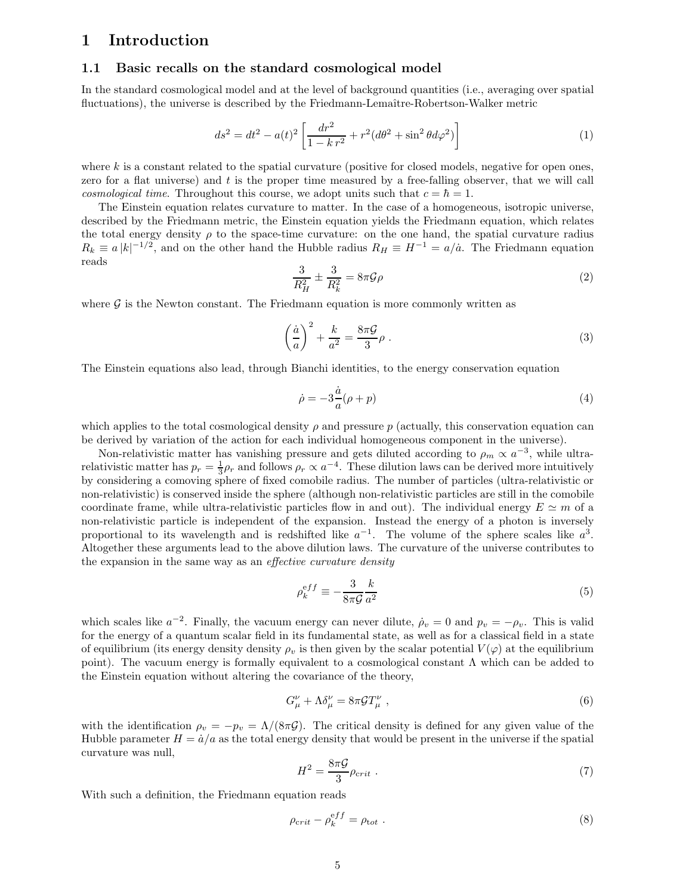# 1 Introduction

## 1.1 Basic recalls on the standard cosmological model

In the standard cosmological model and at the level of background quantities (i.e., averaging over spatial fluctuations), the universe is described by the Friedmann-Lemaître-Robertson-Walker metric

$$ds^2 = dt^2 - a(t)^2 \left[ \frac{dr^2}{1 - k\, r^2} + r^2 (d\theta^2 + \sin^2\theta d\varphi^2) \right] \tag{1}$$

where $k$ is a constant related to the spatial curvature (positive for closed models, negative for open ones, zero for a flat universe) and $t$ is the proper time measured by a free-falling observer, that we will call *cosmological time*. Throughout this course, we adopt units such that $c = \hbar = 1$.

The Einstein equation relates curvature to matter. In the case of a homogeneous, isotropic universe, described by the Friedmann metric, the Einstein equation yields the Friedmann equation, which relates the total energy density $\rho$ to the space-time curvature: on the one hand, the spatial curvature radius $R_k \equiv a\,|k|^{-1/2}$, and on the other hand the Hubble radius $R_H \equiv H^{-1} = a/\dot{a}$. The Friedmann equation reads

$$\frac{3}{R_H^2} \pm \frac{3}{R_k^2} = 8\pi\mathcal{G}\rho \tag{2}$$

where $\mathcal{G}$ is the Newton constant. The Friedmann equation is more commonly written as

$$\left(\frac{\dot{a}}{a}\right)^2 + \frac{k}{a^2} = \frac{8\pi\mathcal{G}}{3}\rho \; . \tag{3}$$

The Einstein equations also lead, through Bianchi identities, to the energy conservation equation

$$\dot{\rho} = -3\frac{\dot{a}}{a}(\rho + p) \tag{4}$$

which applies to the total cosmological density $\rho$ and pressure $p$ (actually, this conservation equation can be derived by variation of the action for each individual homogeneous component in the universe).

Non-relativistic matter has vanishing pressure and gets diluted according to $\rho_m \propto a^{-3}$, while ultra-relativistic matter has $p_r = \frac{1}{3}\rho_r$ and follows $\rho_r \propto a^{-4}$. These dilution laws can be derived more intuitively by considering a comoving sphere of fixed comobile radius. The number of particles (ultra-relativistic or non-relativistic) is conserved inside the sphere (although non-relativistic particles are still in the comobile coordinate frame, while ultra-relativistic particles flow in and out). The individual energy $E \simeq m$ of a non-relativistic particle is independent of the expansion. Instead the energy of a photon is inversely proportional to its wavelength and is redshifted like $a^{-1}$. The volume of the sphere scales like $a^3$. Altogether these arguments lead to the above dilution laws. The curvature of the universe contributes to the expansion in the same way as an *effective curvature density*

$$\rho_k^{\mathrm{eff}} \equiv -\frac{3}{8\pi\mathcal{G}}\frac{k}{a^2} \tag{5}$$

which scales like $a^{-2}$. Finally, the vacuum energy can never dilute, $\dot{\rho}_v = 0$ and $p_v = -\rho_v$. This is valid for the energy of a quantum scalar field in its fundamental state, as well as for a classical field in a state of equilibrium (its energy density density $\rho_v$ is then given by the scalar potential $V(\varphi)$ at the equilibrium point). The vacuum energy is formally equivalent to a cosmological constant $\Lambda$ which can be added to the Einstein equation without altering the covariance of the theory,

$$G_\mu^\nu + \Lambda\delta_\mu^\nu = 8\pi\mathcal{G}T_\mu^\nu \; , \tag{6}$$

with the identification $\rho_v = -p_v = \Lambda/(8\pi\mathcal{G})$. The critical density is defined for any given value of the Hubble parameter $H = \dot{a}/a$ as the total energy density that would be present in the universe if the spatial curvature was null,

$$H^2 = \frac{8\pi\mathcal{G}}{3}\rho_{crit} \; . \tag{7}$$

With such a definition, the Friedmann equation reads

$$\rho_{crit} - \rho_k^{\mathrm{eff}} = \rho_{tot} \; . \tag{8}$$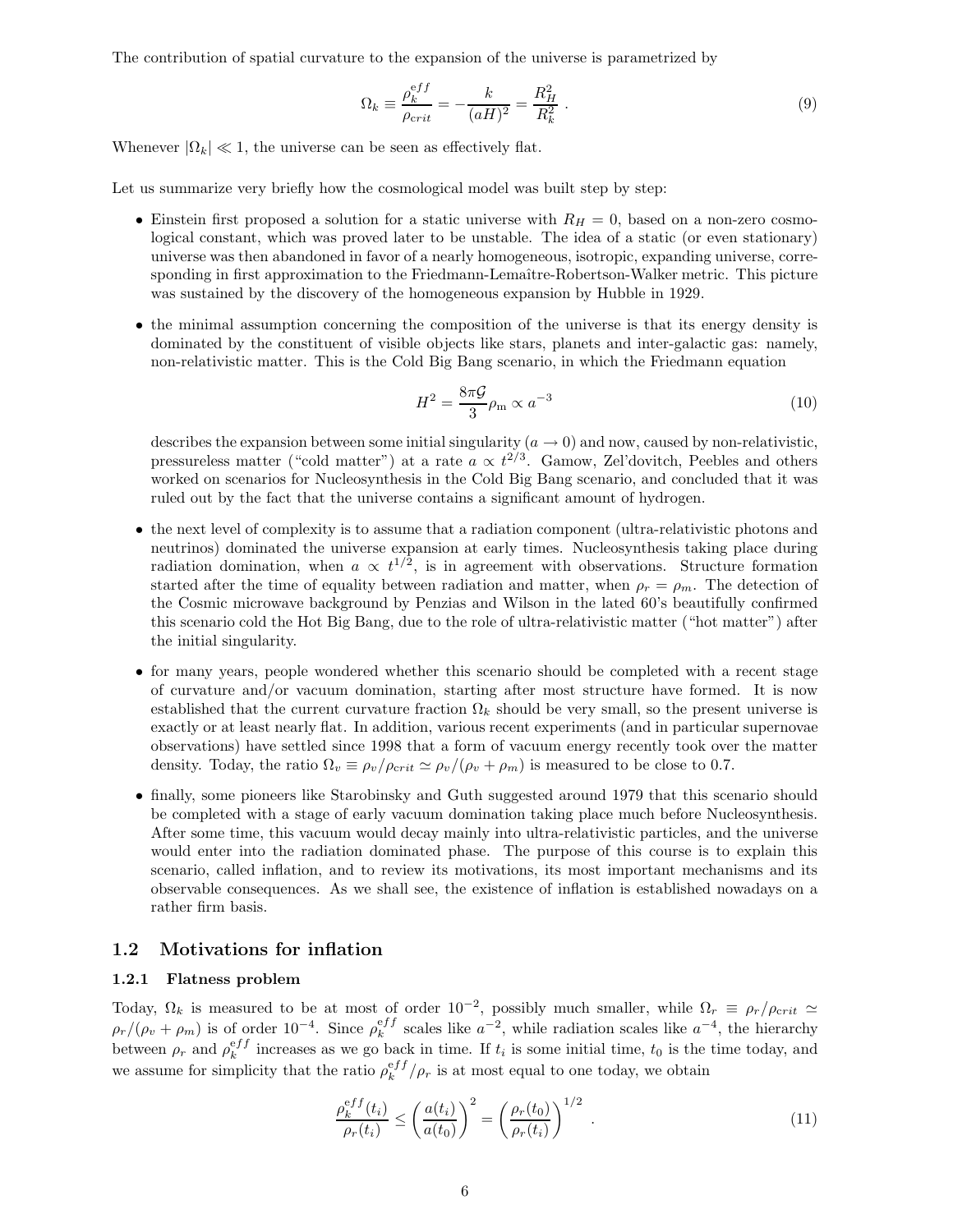The contribution of spatial curvature to the expansion of the universe is parametrized by

$$\Omega_k \equiv \frac{\rho_k^{\mathrm{eff}}}{\rho_{\mathrm{crit}}} = -\frac{k}{(aH)^2} = \frac{R_H^2}{R_k^2} \ . \tag{9}$$

Whenever $|\Omega_k| \ll 1$, the universe can be seen as effectively flat.

Let us summarize very briefly how the cosmological model was built step by step:

- Einstein first proposed a solution for a static universe with $R_H = 0$, based on a non-zero cosmological constant, which was proved later to be unstable. The idea of a static (or even stationary) universe was then abandoned in favor of a nearly homogeneous, isotropic, expanding universe, corresponding in first approximation to the Friedmann-Lemaître-Robertson-Walker metric. This picture was sustained by the discovery of the homogeneous expansion by Hubble in 1929.
- the minimal assumption concerning the composition of the universe is that its energy density is dominated by the constituent of visible objects like stars, planets and inter-galactic gas: namely, non-relativistic matter. This is the Cold Big Bang scenario, in which the Friedmann equation

$$H^2 = \frac{8\pi\mathcal{G}}{3}\rho_{\mathrm{m}} \propto a^{-3} \tag{10}$$

  describes the expansion between some initial singularity ($a \to 0$) and now, caused by non-relativistic, pressureless matter ("cold matter") at a rate $a \propto t^{2/3}$. Gamow, Zel'dovitch, Peebles and others worked on scenarios for Nucleosynthesis in the Cold Big Bang scenario, and concluded that it was ruled out by the fact that the universe contains a significant amount of hydrogen.
- the next level of complexity is to assume that a radiation component (ultra-relativistic photons and neutrinos) dominated the universe expansion at early times. Nucleosynthesis taking place during radiation domination, when $a \propto t^{1/2}$, is in agreement with observations. Structure formation started after the time of equality between radiation and matter, when $\rho_r = \rho_m$. The detection of the Cosmic microwave background by Penzias and Wilson in the lated 60's beautifully confirmed this scenario cold the Hot Big Bang, due to the role of ultra-relativistic matter ("hot matter") after the initial singularity.
- for many years, people wondered whether this scenario should be completed with a recent stage of curvature and/or vacuum domination, starting after most structure have formed. It is now established that the current curvature fraction $\Omega_k$ should be very small, so the present universe is exactly or at least nearly flat. In addition, various recent experiments (and in particular supernovae observations) have settled since 1998 that a form of vacuum energy recently took over the matter density. Today, the ratio $\Omega_v \equiv \rho_v/\rho_{crit} \simeq \rho_v/(\rho_v + \rho_m)$ is measured to be close to 0.7.
- finally, some pioneers like Starobinsky and Guth suggested around 1979 that this scenario should be completed with a stage of early vacuum domination taking place much before Nucleosynthesis. After some time, this vacuum would decay mainly into ultra-relativistic particles, and the universe would enter into the radiation dominated phase. The purpose of this course is to explain this scenario, called inflation, and to review its motivations, its most important mechanisms and its observable consequences. As we shall see, the existence of inflation is established nowadays on a rather firm basis.

## 1.2 Motivations for inflation

### 1.2.1 Flatness problem

Today, $\Omega_k$ is measured to be at most of order $10^{-2}$, possibly much smaller, while $\Omega_r \equiv \rho_r/\rho_{crit} \simeq \rho_r/(\rho_v + \rho_m)$ is of order $10^{-4}$. Since $\rho_k^{eff}$ scales like $a^{-2}$, while radiation scales like $a^{-4}$, the hierarchy between $\rho_r$ and $\rho_k^{eff}$ increases as we go back in time. If $t_i$ is some initial time, $t_0$ is the time today, and we assume for simplicity that the ratio $\rho_k^{eff}/\rho_r$ is at most equal to one today, we obtain

$$\frac{\rho_k^{eff}(t_i)}{\rho_r(t_i)} \leq \left(\frac{a(t_i)}{a(t_0)}\right)^2 = \left(\frac{\rho_r(t_0)}{\rho_r(t_i)}\right)^{1/2} \ . \tag{11}$$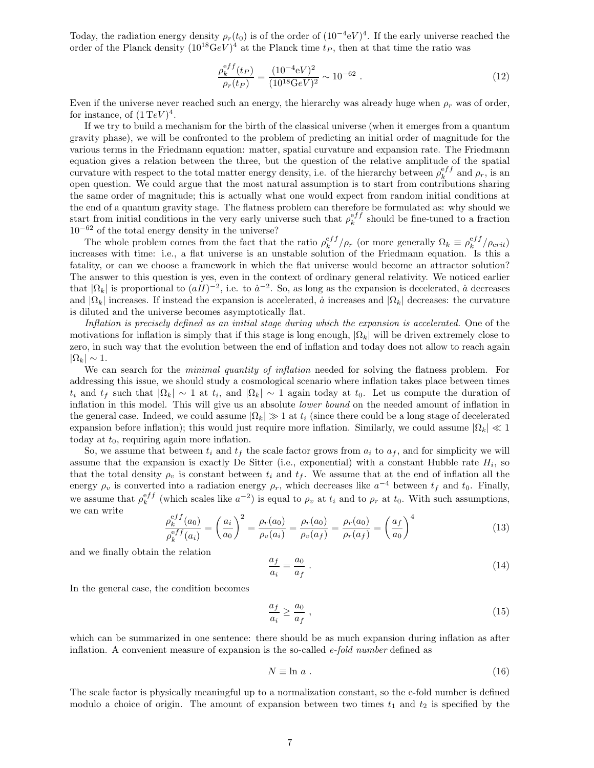Today, the radiation energy density $\rho_r(t_0)$ is of the order of $(10^{-4}\text{eV})^4$. If the early universe reached the order of the Planck density $(10^{18}\text{G}eV)^4$ at the Planck time $t_P$, then at that time the ratio was

$$\frac{\rho_k^{\text{eff}}(t_P)}{\rho_r(t_P)} = \frac{(10^{-4}\text{eV})^2}{(10^{18}\text{G}eV)^2} \sim 10^{-62} \; . \tag{12}$$

Even if the universe never reached such an energy, the hierarchy was already huge when $\rho_r$ was of order, for instance, of $(1\,TeV)^4$.

If we try to build a mechanism for the birth of the classical universe (when it emerges from a quantum gravity phase), we will be confronted to the problem of predicting an initial order of magnitude for the various terms in the Friedmann equation: matter, spatial curvature and expansion rate. The Friedmann equation gives a relation between the three, but the question of the relative amplitude of the spatial curvature with respect to the total matter energy density, i.e. of the hierarchy between $\rho_k^{\text{eff}}$ and $\rho_r$, is an open question. We could argue that the most natural assumption is to start from contributions sharing the same order of magnitude; this is actually what one would expect from random initial conditions at the end of a quantum gravity stage. The flatness problem can therefore be formulated as: why should we start from initial conditions in the very early universe such that $\rho_k^{eff}$ should be fine-tuned to a fraction $10^{-62}$ of the total energy density in the universe?

The whole problem comes from the fact that the ratio $\rho_k^{eff}/\rho_r$ (or more generally $\Omega_k \equiv \rho_k^{eff}/\rho_{\text{crit}}$) increases with time: i.e., a flat universe is an unstable solution of the Friedmann equation. Is this a fatality, or can we choose a framework in which the flat universe would become an attractor solution? The answer to this question is yes, even in the context of ordinary general relativity. We noticed earlier that $|\Omega_k|$ is proportional to $(aH)^{-2}$, i.e. to $\dot{a}^{-2}$. So, as long as the expansion is decelerated, $\dot{a}$ decreases and $|\Omega_k|$ increases. If instead the expansion is accelerated, $\dot{a}$ increases and $|\Omega_k|$ decreases: the curvature is diluted and the universe becomes asymptotically flat.

*Inflation is precisely defined as an initial stage during which the expansion is accelerated.* One of the motivations for inflation is simply that if this stage is long enough, $|\Omega_k|$ will be driven extremely close to zero, in such way that the evolution between the end of inflation and today does not allow to reach again $|\Omega_k| \sim 1$.

We can search for the *minimal quantity of inflation* needed for solving the flatness problem. For addressing this issue, we should study a cosmological scenario where inflation takes place between times $t_i$ and $t_f$ such that $|\Omega_k| \sim 1$ at $t_i$, and $|\Omega_k| \sim 1$ again today at $t_0$. Let us compute the duration of inflation in this model. This will give us an absolute *lower bound* on the needed amount of inflation in the general case. Indeed, we could assume $|\Omega_k| \gg 1$ at $t_i$ (since there could be a long stage of decelerated expansion before inflation); this would just require more inflation. Similarly, we could assume $|\Omega_k| \ll 1$ today at $t_0$, requiring again more inflation.

So, we assume that between $t_i$ and $t_f$ the scale factor grows from $a_i$ to $a_f$, and for simplicity we will assume that the expansion is exactly De Sitter (i.e., exponential) with a constant Hubble rate $H_i$, so that the total density $\rho_v$ is constant between $t_i$ and $t_f$. We assume that at the end of inflation all the energy $\rho_v$ is converted into a radiation energy $\rho_r$, which decreases like $a^{-4}$ between $t_f$ and $t_0$. Finally, we assume that $\rho_k^{eff}$ (which scales like $a^{-2}$) is equal to $\rho_v$ at $t_i$ and to $\rho_r$ at $t_0$. With such assumptions, we can write

$$\frac{\rho_k^{eff}(a_0)}{\rho_k^{eff}(a_i)} = \left(\frac{a_i}{a_0}\right)^2 = \frac{\rho_r(a_0)}{\rho_v(a_i)} = \frac{\rho_r(a_0)}{\rho_v(a_f)} = \frac{\rho_r(a_0)}{\rho_r(a_f)} = \left(\frac{a_f}{a_0}\right)^4 \tag{13}$$

and we finally obtain the relation

$$\frac{a_f}{a_i} = \frac{a_0}{a_f} \; . \tag{14}$$

In the general case, the condition becomes

$$\frac{a_f}{a_i} \geq \frac{a_0}{a_f} \; , \tag{15}$$

which can be summarized in one sentence: there should be as much expansion during inflation as after inflation. A convenient measure of expansion is the so-called *e-fold number* defined as

$$N \equiv \ln a \; . \tag{16}$$

The scale factor is physically meaningful up to a normalization constant, so the e-fold number is defined modulo a choice of origin. The amount of expansion between two times $t_1$ and $t_2$ is specified by the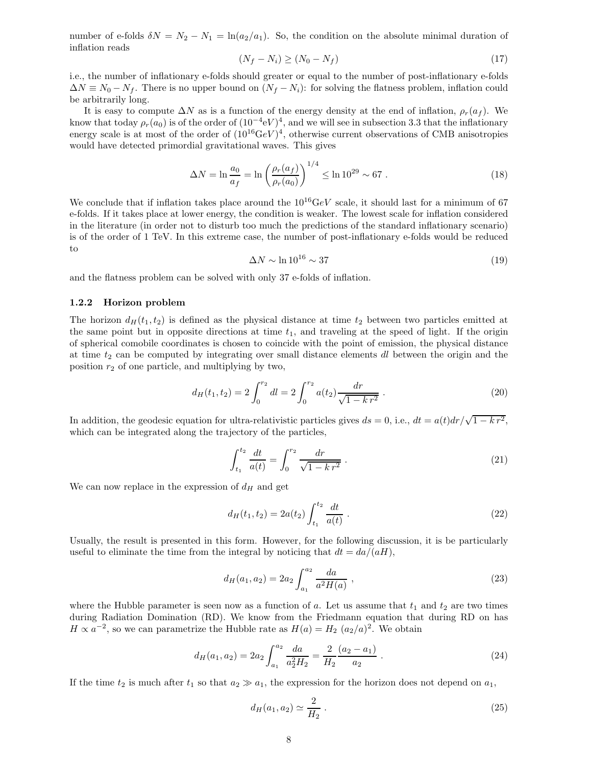number of e-folds $\delta N = N_2 - N_1 = \ln(a_2/a_1)$. So, the condition on the absolute minimal duration of inflation reads

$$(N_f - N_i) \geq (N_0 - N_f) \tag{17}$$

i.e., the number of inflationary e-folds should greater or equal to the number of post-inflationary e-folds $\Delta N \equiv N_0 - N_f$. There is no upper bound on $(N_f - N_i)$: for solving the flatness problem, inflation could be arbitrarily long.

It is easy to compute $\Delta N$ as is a function of the energy density at the end of inflation, $\rho_r(a_f)$. We know that today $\rho_r(a_0)$ is of the order of $(10^{-4}\text{eV})^4$, and we will see in subsection 3.3 that the inflationary energy scale is at most of the order of $(10^{16}\text{GeV})^4$, otherwise current observations of CMB anisotropies would have detected primordial gravitational waves. This gives

$$\Delta N = \ln \frac{a_0}{a_f} = \ln \left( \frac{\rho_r(a_f)}{\rho_r(a_0)} \right)^{1/4} \leq \ln 10^{29} \sim 67 \; . \tag{18}$$

We conclude that if inflation takes place around the $10^{16}$GeV scale, it should last for a minimum of 67 e-folds. If it takes place at lower energy, the condition is weaker. The lowest scale for inflation considered in the literature (in order not to disturb too much the predictions of the standard inflationary scenario) is of the order of 1 TeV. In this extreme case, the number of post-inflationary e-folds would be reduced to

$$\Delta N \sim \ln 10^{16} \sim 37 \tag{19}$$

and the flatness problem can be solved with only 37 e-folds of inflation.

### 1.2.2 Horizon problem

The horizon $d_H(t_1, t_2)$ is defined as the physical distance at time $t_2$ between two particles emitted at the same point but in opposite directions at time $t_1$, and traveling at the speed of light. If the origin of spherical comobile coordinates is chosen to coincide with the point of emission, the physical distance at time $t_2$ can be computed by integrating over small distance elements $dl$ between the origin and the position $r_2$ of one particle, and multiplying by two,

$$d_H(t_1, t_2) = 2 \int_0^{r_2} dl = 2 \int_0^{r_2} a(t_2) \frac{dr}{\sqrt{1 - k\, r^2}} \; . \tag{20}$$

In addition, the geodesic equation for ultra-relativistic particles gives $ds = 0$, i.e., $dt = a(t) dr / \sqrt{1 - k\, r^2}$, which can be integrated along the trajectory of the particles,

$$\int_{t_1}^{t_2} \frac{dt}{a(t)} = \int_0^{r_2} \frac{dr}{\sqrt{1 - k\, r^2}} \; . \tag{21}$$

We can now replace in the expression of $d_H$ and get

$$d_H(t_1, t_2) = 2 a(t_2) \int_{t_1}^{t_2} \frac{dt}{a(t)} \; . \tag{22}$$

Usually, the result is presented in this form. However, for the following discussion, it is be particularly useful to eliminate the time from the integral by noticing that $dt = da/(aH)$,

$$d_H(a_1, a_2) = 2 a_2 \int_{a_1}^{a_2} \frac{da}{a^2 H(a)} \; , \tag{23}$$

where the Hubble parameter is seen now as a function of $a$. Let us assume that $t_1$ and $t_2$ are two times during Radiation Domination (RD). We know from the Friedmann equation that during RD on has $H \propto a^{-2}$, so we can parametrize the Hubble rate as $H(a) = H_2 \; (a_2/a)^2$. We obtain

$$d_H(a_1, a_2) = 2 a_2 \int_{a_1}^{a_2} \frac{da}{a_2^2 H_2} = \frac{2}{H_2} \frac{(a_2 - a_1)}{a_2} \; . \tag{24}$$

If the time $t_2$ is much after $t_1$ so that $a_2 \gg a_1$, the expression for the horizon does not depend on $a_1$,

$$d_H(a_1, a_2) \simeq \frac{2}{H_2} \; . \tag{25}$$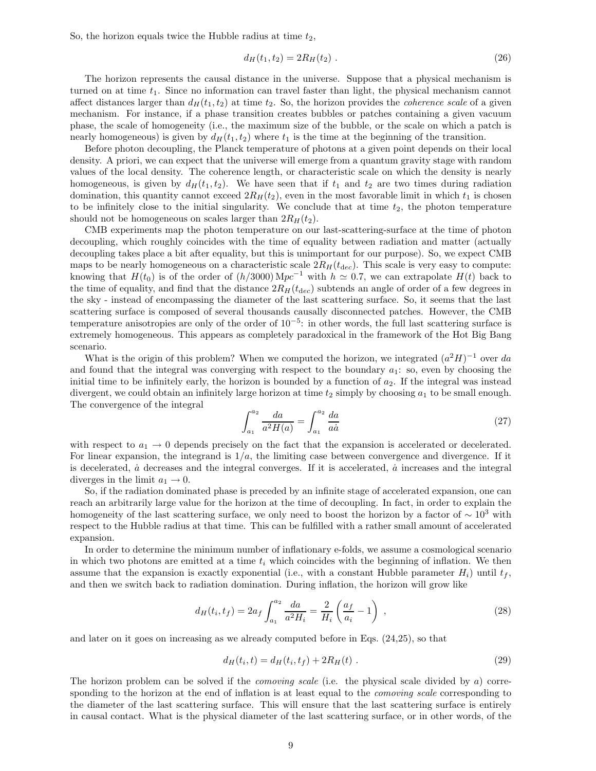So, the horizon equals twice the Hubble radius at time $t_2$,

$$d_H(t_1, t_2) = 2R_H(t_2) \ . \tag{26}$$

The horizon represents the causal distance in the universe. Suppose that a physical mechanism is turned on at time $t_1$. Since no information can travel faster than light, the physical mechanism cannot affect distances larger than $d_H(t_1, t_2)$ at time $t_2$. So, the horizon provides the *coherence scale* of a given mechanism. For instance, if a phase transition creates bubbles or patches containing a given vacuum phase, the scale of homogeneity (i.e., the maximum size of the bubble, or the scale on which a patch is nearly homogeneous) is given by $d_H(t_1, t_2)$ where $t_1$ is the time at the beginning of the transition.

Before photon decoupling, the Planck temperature of photons at a given point depends on their local density. A priori, we can expect that the universe will emerge from a quantum gravity stage with random values of the local density. The coherence length, or characteristic scale on which the density is nearly homogeneous, is given by $d_H(t_1, t_2)$. We have seen that if $t_1$ and $t_2$ are two times during radiation domination, this quantity cannot exceed $2R_H(t_2)$, even in the most favorable limit in which $t_1$ is chosen to be infinitely close to the initial singularity. We conclude that at time $t_2$, the photon temperature should not be homogeneous on scales larger than $2R_H(t_2)$.

CMB experiments map the photon temperature on our last-scattering-surface at the time of photon decoupling, which roughly coincides with the time of equality between radiation and matter (actually decoupling takes place a bit after equality, but this is unimportant for our purpose). So, we expect CMB maps to be nearly homogeneous on a characteristic scale $2R_H(t_{\rm dec})$. This scale is very easy to compute: knowing that $H(t_0)$ is of the order of $(h/3000)\,{\rm Mpc}^{-1}$ with $h \simeq 0.7$, we can extrapolate $H(t)$ back to the time of equality, and find that the distance $2R_H(t_{\rm dec})$ subtends an angle of order of a few degrees in the sky - instead of encompassing the diameter of the last scattering surface. So, it seems that the last scattering surface is composed of several thousands causally disconnected patches. However, the CMB temperature anisotropies are only of the order of $10^{-5}$: in other words, the full last scattering surface is extremely homogeneous. This appears as completely paradoxical in the framework of the Hot Big Bang scenario.

What is the origin of this problem? When we computed the horizon, we integrated $(a^2H)^{-1}$ over $da$ and found that the integral was converging with respect to the boundary $a_1$: so, even by choosing the initial time to be infinitely early, the horizon is bounded by a function of $a_2$. If the integral was instead divergent, we could obtain an infinitely large horizon at time $t_2$ simply by choosing $a_1$ to be small enough. The convergence of the integral

$$\int_{a_1}^{a_2} \frac{da}{a^2 H(a)} = \int_{a_1}^{a_2} \frac{da}{a\dot{a}} \tag{27}$$

with respect to $a_1 \to 0$ depends precisely on the fact that the expansion is accelerated or decelerated. For linear expansion, the integrand is $1/a$, the limiting case between convergence and divergence. If it is decelerated, $\dot{a}$ decreases and the integral converges. If it is accelerated, $\dot{a}$ increases and the integral diverges in the limit $a_1 \to 0$.

So, if the radiation dominated phase is preceded by an infinite stage of accelerated expansion, one can reach an arbitrarily large value for the horizon at the time of decoupling. In fact, in order to explain the homogeneity of the last scattering surface, we only need to boost the horizon by a factor of $\sim 10^3$ with respect to the Hubble radius at that time. This can be fulfilled with a rather small amount of accelerated expansion.

In order to determine the minimum number of inflationary e-folds, we assume a cosmological scenario in which two photons are emitted at a time $t_i$ which coincides with the beginning of inflation. We then assume that the expansion is exactly exponential (i.e., with a constant Hubble parameter $H_i$) until $t_f$, and then we switch back to radiation domination. During inflation, the horizon will grow like

$$d_H(t_i, t_f) = 2a_f \int_{a_1}^{a_2} \frac{da}{a^2 H_i} = \frac{2}{H_i}\left(\frac{a_f}{a_i} - 1\right) \ , \tag{28}$$

and later on it goes on increasing as we already computed before in Eqs. (24,25), so that

$$d_H(t_i, t) = d_H(t_i, t_f) + 2R_H(t) \ . \tag{29}$$

The horizon problem can be solved if the *comoving scale* (i.e. the physical scale divided by $a$) corresponding to the horizon at the end of inflation is at least equal to the *comoving scale* corresponding to the diameter of the last scattering surface. This will ensure that the last scattering surface is entirely in causal contact. What is the physical diameter of the last scattering surface, or in other words, of the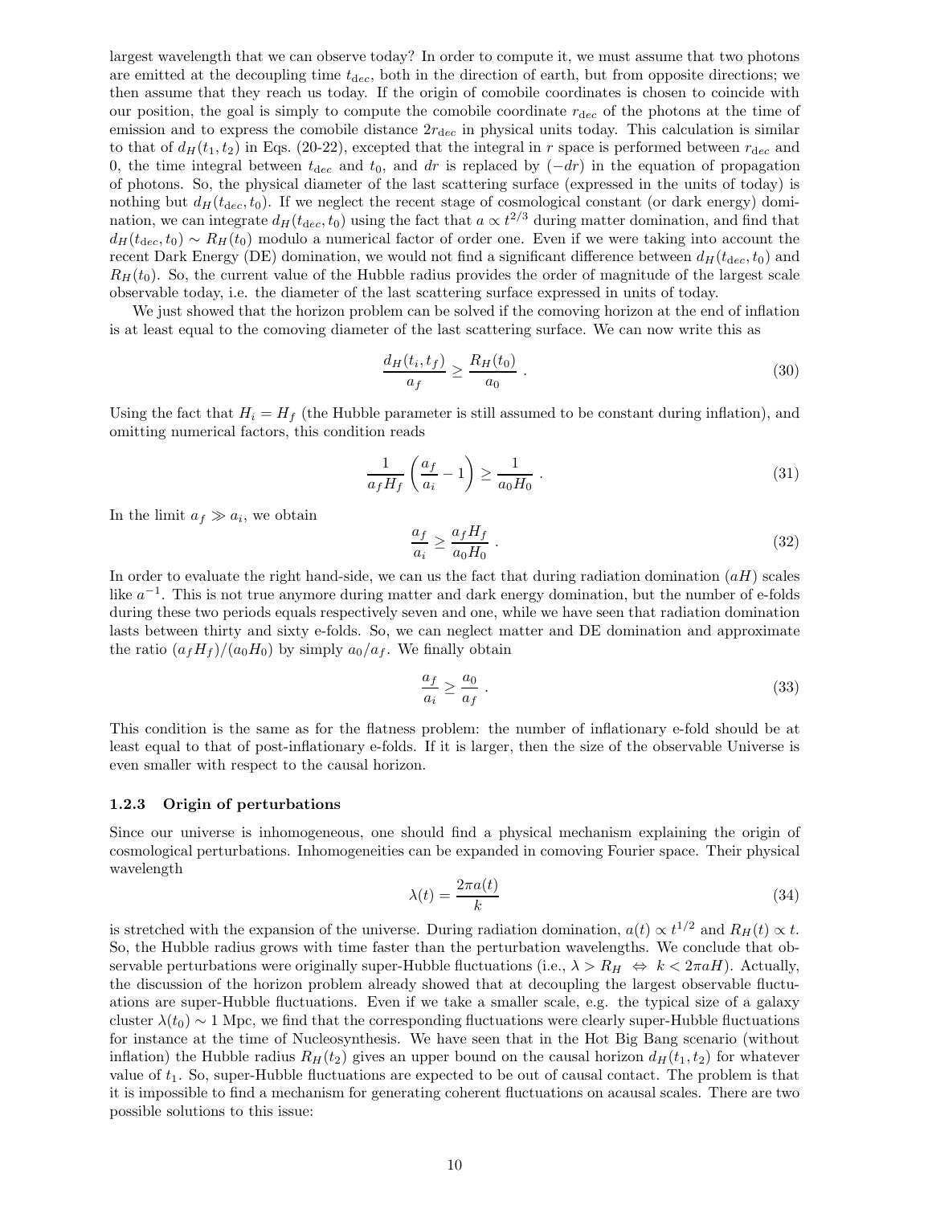largest wavelength that we can observe today? In order to compute it, we must assume that two photons are emitted at the decoupling time $t_{dec}$, both in the direction of earth, but from opposite directions; we then assume that they reach us today. If the origin of comobile coordinates is chosen to coincide with our position, the goal is simply to compute the comobile coordinate $r_{\rm dec}$ of the photons at the time of emission and to express the comobile distance $2r_{\rm dec}$ in physical units today. This calculation is similar to that of $d_H(t_1, t_2)$ in Eqs. (20-22), excepted that the integral in $r$ space is performed between $r_{\rm dec}$ and 0, the time integral between $t_{\rm dec}$ and $t_0$, and $dr$ is replaced by $(-dr)$ in the equation of propagation of photons. So, the physical diameter of the last scattering surface (expressed in the units of today) is nothing but $d_H(t_{\rm dec}, t_0)$. If we neglect the recent stage of cosmological constant (or dark energy) domination, we can integrate $d_H(t_{\rm dec}, t_0)$ using the fact that $a \propto t^{2/3}$ during matter domination, and find that $d_H(t_{\rm dec}, t_0) \sim R_H(t_0)$ modulo a numerical factor of order one. Even if we were taking into account the recent Dark Energy (DE) domination, we would not find a significant difference between $d_H(t_{\rm dec}, t_0)$ and $R_H(t_0)$. So, the current value of the Hubble radius provides the order of magnitude of the largest scale observable today, i.e. the diameter of the last scattering surface expressed in units of today.

We just showed that the horizon problem can be solved if the comoving horizon at the end of inflation is at least equal to the comoving diameter of the last scattering surface. We can now write this as

$$\frac{d_H(t_i, t_f)}{a_f} \geq \frac{R_H(t_0)}{a_0} \; . \tag{30}$$

Using the fact that $H_i = H_f$ (the Hubble parameter is still assumed to be constant during inflation), and omitting numerical factors, this condition reads

$$\frac{1}{a_f H_f}\left(\frac{a_f}{a_i} - 1\right) \geq \frac{1}{a_0 H_0} \; . \tag{31}$$

In the limit $a_f \gg a_i$, we obtain

$$\frac{a_f}{a_i} \geq \frac{a_f H_f}{a_0 H_0} \; . \tag{32}$$

In order to evaluate the right hand-side, we can us the fact that during radiation domination $(aH)$ scales like $a^{-1}$. This is not true anymore during matter and dark energy domination, but the number of e-folds during these two periods equals respectively seven and one, while we have seen that radiation domination lasts between thirty and sixty e-folds. So, we can neglect matter and DE domination and approximate the ratio $(a_f H_f)/(a_0 H_0)$ by simply $a_0/a_f$. We finally obtain

$$\frac{a_f}{a_i} \geq \frac{a_0}{a_f} \; . \tag{33}$$

This condition is the same as for the flatness problem: the number of inflationary e-fold should be at least equal to that of post-inflationary e-folds. If it is larger, then the size of the observable Universe is even smaller with respect to the causal horizon.

### 1.2.3 Origin of perturbations

Since our universe is inhomogeneous, one should find a physical mechanism explaining the origin of cosmological perturbations. Inhomogeneities can be expanded in comoving Fourier space. Their physical wavelength

$$\lambda(t) = \frac{2\pi a(t)}{k} \tag{34}$$

is stretched with the expansion of the universe. During radiation domination, $a(t) \propto t^{1/2}$ and $R_H(t) \propto t$. So, the Hubble radius grows with time faster than the perturbation wavelengths. We conclude that observable perturbations were originally super-Hubble fluctuations (i.e., $\lambda > R_H \;\Leftrightarrow\; k < 2\pi a H$). Actually, the discussion of the horizon problem already showed that at decoupling the largest observable fluctuations are super-Hubble fluctuations. Even if we take a smaller scale, e.g. the typical size of a galaxy cluster $\lambda(t_0) \sim 1$ Mpc, we find that the corresponding fluctuations were clearly super-Hubble fluctuations for instance at the time of Nucleosynthesis. We have seen that in the Hot Big Bang scenario (without inflation) the Hubble radius $R_H(t_2)$ gives an upper bound on the causal horizon $d_H(t_1, t_2)$ for whatever value of $t_1$. So, super-Hubble fluctuations are expected to be out of causal contact. The problem is that it is impossible to find a mechanism for generating coherent fluctuations on acausal scales. There are two possible solutions to this issue: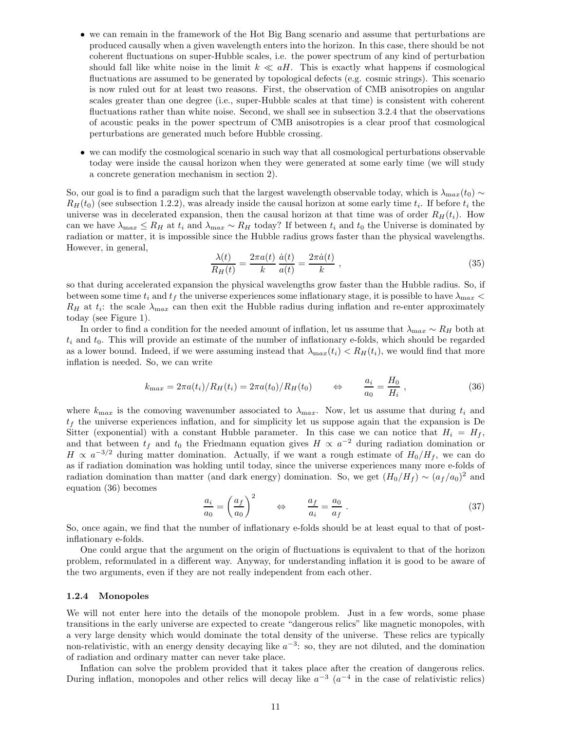- we can remain in the framework of the Hot Big Bang scenario and assume that perturbations are produced causally when a given wavelength enters into the horizon. In this case, there should be not coherent fluctuations on super-Hubble scales, i.e. the power spectrum of any kind of perturbation should fall like white noise in the limit $k \ll aH$. This is exactly what happens if cosmological fluctuations are assumed to be generated by topological defects (e.g. cosmic strings). This scenario is now ruled out for at least two reasons. First, the observation of CMB anisotropies on angular scales greater than one degree (i.e., super-Hubble scales at that time) is consistent with coherent fluctuations rather than white noise. Second, we shall see in subsection 3.2.4 that the observations of acoustic peaks in the power spectrum of CMB anisotropies is a clear proof that cosmological perturbations are generated much before Hubble crossing.
- we can modify the cosmological scenario in such way that all cosmological perturbations observable today were inside the causal horizon when they were generated at some early time (we will study a concrete generation mechanism in section 2).

So, our goal is to find a paradigm such that the largest wavelength observable today, which is $\lambda_{max}(t_0) \sim R_H(t_0)$ (see subsection 1.2.2), was already inside the causal horizon at some early time $t_i$. If before $t_i$ the universe was in decelerated expansion, then the causal horizon at that time was of order $R_H(t_i)$. How can we have $\lambda_{\max} \leq R_H$ at $t_i$ and $\lambda_{\max} \sim R_H$ today? If between $t_i$ and $t_0$ the Universe is dominated by radiation or matter, it is impossible since the Hubble radius grows faster than the physical wavelengths. However, in general,

$$\frac{\lambda(t)}{R_H(t)} = \frac{2\pi a(t)}{k} \frac{\dot{a}(t)}{a(t)} = \frac{2\pi \dot{a}(t)}{k} , \tag{35}$$

so that during accelerated expansion the physical wavelengths grow faster than the Hubble radius. So, if between some time $t_i$ and $t_f$ the universe experiences some inflationary stage, it is possible to have $\lambda_{max} < R_H$ at $t_i$: the scale $\lambda_{max}$ can then exit the Hubble radius during inflation and re-enter approximately today (see Figure 1).

In order to find a condition for the needed amount of inflation, let us assume that $\lambda_{max} \sim R_H$ both at $t_i$ and $t_0$. This will provide an estimate of the number of inflationary e-folds, which should be regarded as a lower bound. Indeed, if we were assuming instead that $\lambda_{max}(t_i) < R_H(t_i)$, we would find that more inflation is needed. So, we can write

$$k_{\max} = 2\pi a(t_i)/R_H(t_i) = 2\pi a(t_0)/R_H(t_0) \qquad \Leftrightarrow \qquad \frac{a_i}{a_0} = \frac{H_0}{H_i} , \tag{36}$$

where $k_{\max}$ is the comoving wavenumber associated to $\lambda_{\max}$. Now, let us assume that during $t_i$ and $t_f$ the universe experiences inflation, and for simplicity let us suppose again that the expansion is De Sitter (exponential) with a constant Hubble parameter. In this case we can notice that $H_i = H_f$, and that between $t_f$ and $t_0$ the Friedmann equation gives $H \propto a^{-2}$ during radiation domination or $H \propto a^{-3/2}$ during matter domination. Actually, if we want a rough estimate of $H_0/H_f$, we can do as if radiation domination was holding until today, since the universe experiences many more e-folds of radiation domination than matter (and dark energy) domination. So, we get $(H_0/H_f) \sim (a_f/a_0)^2$ and equation (36) becomes

$$\frac{a_i}{a_0} = \left(\frac{a_f}{a_0}\right)^2 \qquad \Leftrightarrow \qquad \frac{a_f}{a_i} = \frac{a_0}{a_f} . \tag{37}$$

So, once again, we find that the number of inflationary e-folds should be at least equal to that of post-inflationary e-folds.

One could argue that the argument on the origin of fluctuations is equivalent to that of the horizon problem, reformulated in a different way. Anyway, for understanding inflation it is good to be aware of the two arguments, even if they are not really independent from each other.

### 1.2.4 Monopoles

We will not enter here into the details of the monopole problem. Just in a few words, some phase transitions in the early universe are expected to create "dangerous relics" like magnetic monopoles, with a very large density which would dominate the total density of the universe. These relics are typically non-relativistic, with an energy density decaying like $a^{-3}$: so, they are not diluted, and the domination of radiation and ordinary matter can never take place.

Inflation can solve the problem provided that it takes place after the creation of dangerous relics. During inflation, monopoles and other relics will decay like $a^{-3}$ ($a^{-4}$ in the case of relativistic relics)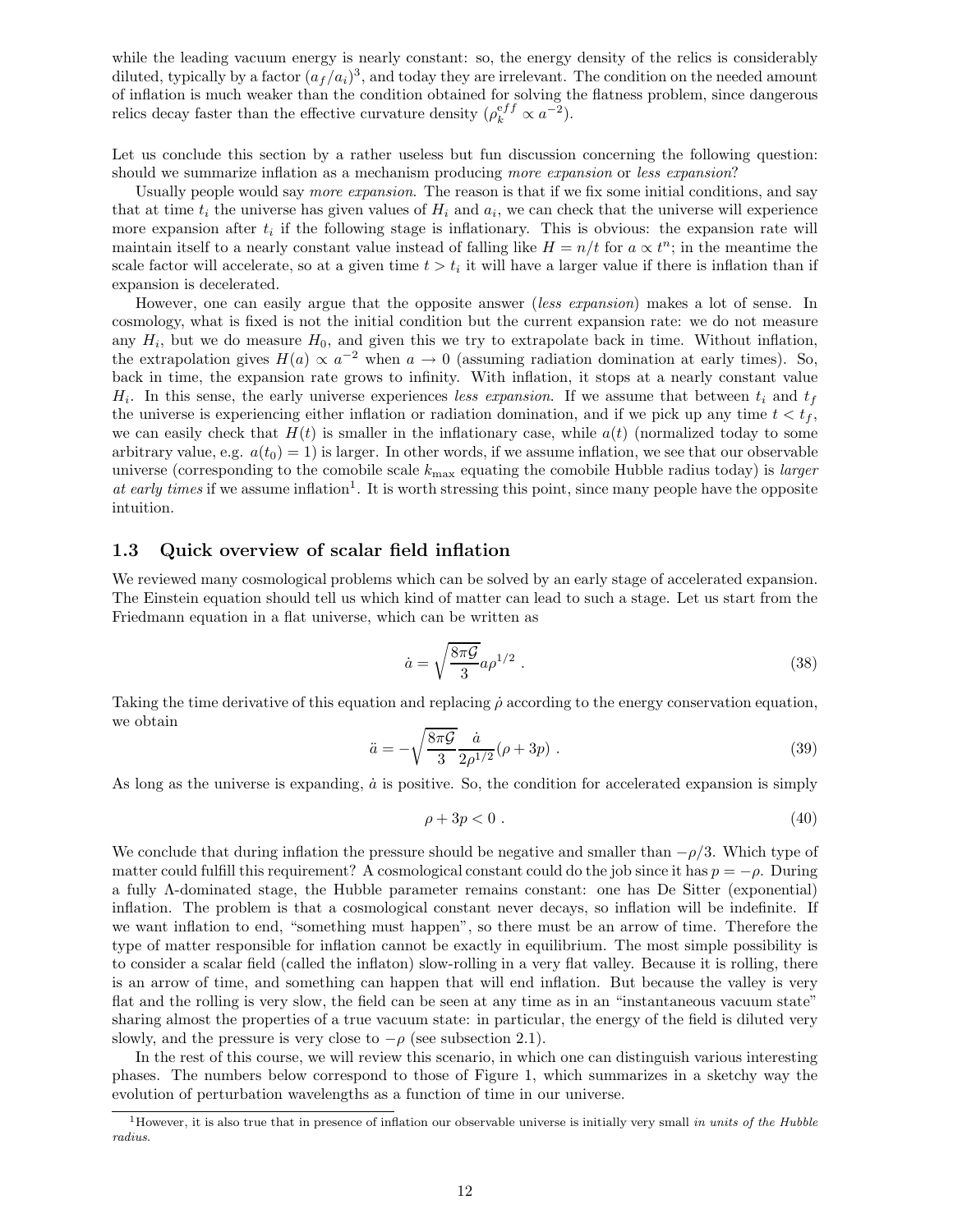while the leading vacuum energy is nearly constant: so, the energy density of the relics is considerably diluted, typically by a factor $(a_f/a_i)^3$, and today they are irrelevant. The condition on the needed amount of inflation is much weaker than the condition obtained for solving the flatness problem, since dangerous relics decay faster than the effective curvature density ($\rho_k^{eff} \propto a^{-2}$).

Let us conclude this section by a rather useless but fun discussion concerning the following question: should we summarize inflation as a mechanism producing *more expansion* or *less expansion*?

Usually people would say *more expansion*. The reason is that if we fix some initial conditions, and say that at time $t_i$ the universe has given values of $H_i$ and $a_i$, we can check that the universe will experience more expansion after $t_i$ if the following stage is inflationary. This is obvious: the expansion rate will maintain itself to a nearly constant value instead of falling like $H = n/t$ for $a \propto t^n$; in the meantime the scale factor will accelerate, so at a given time $t > t_i$ it will have a larger value if there is inflation than if expansion is decelerated.

However, one can easily argue that the opposite answer (*less expansion*) makes a lot of sense. In cosmology, what is fixed is not the initial condition but the current expansion rate: we do not measure any $H_i$, but we do measure $H_0$, and given this we try to extrapolate back in time. Without inflation, the extrapolation gives $H(a) \propto a^{-2}$ when $a \to 0$ (assuming radiation domination at early times). So, back in time, the expansion rate grows to infinity. With inflation, it stops at a nearly constant value $H_i$. In this sense, the early universe experiences *less expansion*. If we assume that between $t_i$ and $t_f$ the universe is experiencing either inflation or radiation domination, and if we pick up any time $t < t_f$, we can easily check that $H(t)$ is smaller in the inflationary case, while $a(t)$ (normalized today to some arbitrary value, e.g. $a(t_0) = 1$) is larger. In other words, if we assume inflation, we see that our observable universe (corresponding to the comobile scale $k_{\max}$ equating the comobile Hubble radius today) is *larger at early times* if we assume inflation[1]. It is worth stressing this point, since many people have the opposite intuition.

### 1.3 Quick overview of scalar field inflation

We reviewed many cosmological problems which can be solved by an early stage of accelerated expansion. The Einstein equation should tell us which kind of matter can lead to such a stage. Let us start from the Friedmann equation in a flat universe, which can be written as

$$\dot{a} = \sqrt{\frac{8\pi\mathcal{G}}{3}} a \rho^{1/2} \ . \tag{38}$$

Taking the time derivative of this equation and replacing $\dot{\rho}$ according to the energy conservation equation, we obtain

$$\ddot{a} = -\sqrt{\frac{8\pi\mathcal{G}}{3}} \frac{\dot{a}}{2\rho^{1/2}} (\rho + 3p) \ . \tag{39}$$

As long as the universe is expanding, $\dot{a}$ is positive. So, the condition for accelerated expansion is simply

$$\rho + 3p < 0 \ . \tag{40}$$

We conclude that during inflation the pressure should be negative and smaller than $-\rho/3$. Which type of matter could fulfill this requirement? A cosmological constant could do the job since it has $p = -\rho$. During a fully $\Lambda$-dominated stage, the Hubble parameter remains constant: one has De Sitter (exponential) inflation. The problem is that a cosmological constant never decays, so inflation will be indefinite. If we want inflation to end, "something must happen", so there must be an arrow of time. Therefore the type of matter responsible for inflation cannot be exactly in equilibrium. The most simple possibility is to consider a scalar field (called the inflaton) slow-rolling in a very flat valley. Because it is rolling, there is an arrow of time, and something can happen that will end inflation. But because the valley is very flat and the rolling is very slow, the field can be seen at any time as in an "instantaneous vacuum state" sharing almost the properties of a true vacuum state: in particular, the energy of the field is diluted very slowly, and the pressure is very close to $-\rho$ (see subsection 2.1).

In the rest of this course, we will review this scenario, in which one can distinguish various interesting phases. The numbers below correspond to those of Figure 1, which summarizes in a sketchy way the evolution of perturbation wavelengths as a function of time in our universe.

---

[1] However, it is also true that in presence of inflation our observable universe is initially very small *in units of the Hubble radius*.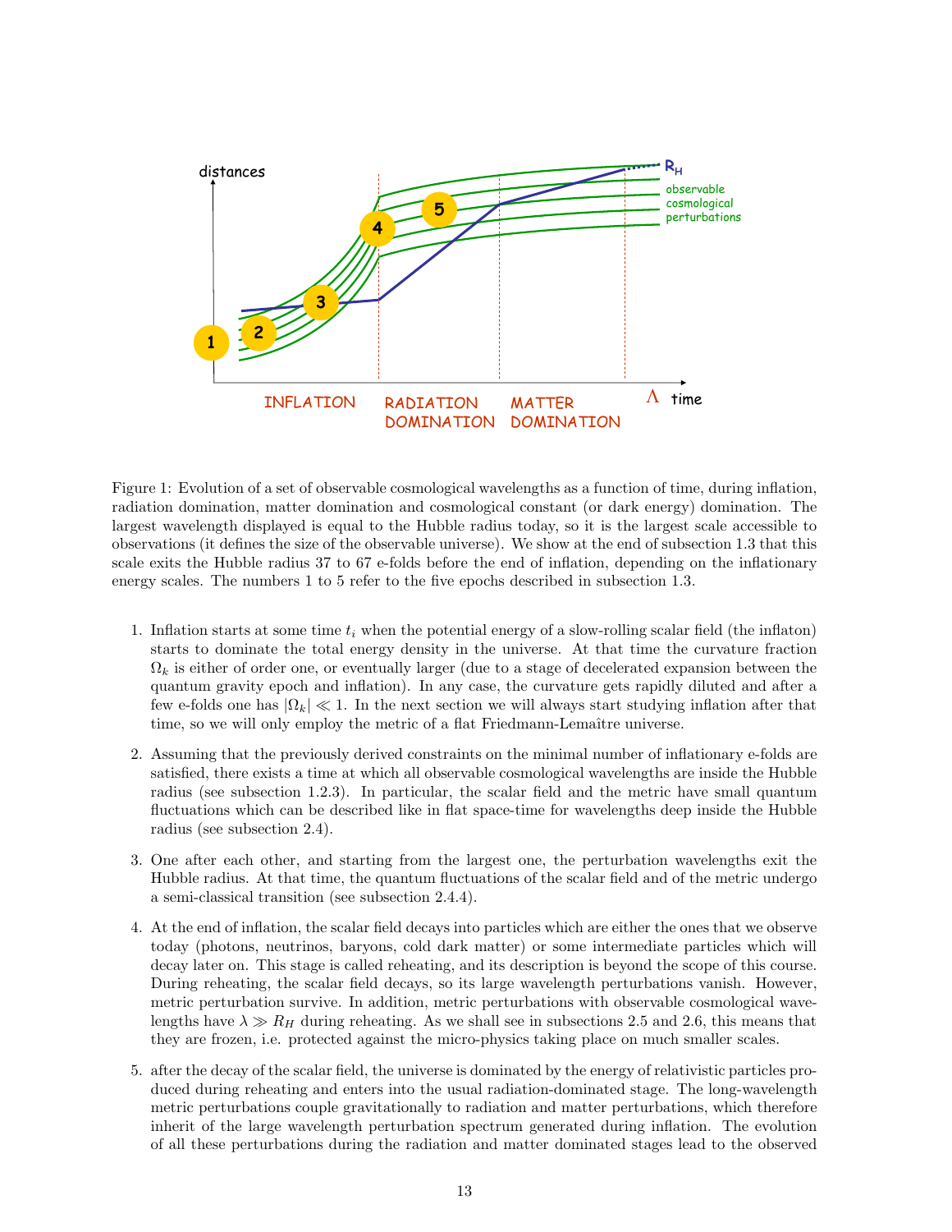Figure 1: Evolution of a set of observable cosmological wavelengths as a function of time, during inflation, radiation domination, matter domination and cosmological constant (or dark energy) domination. The largest wavelength displayed is equal to the Hubble radius today, so it is the largest scale accessible to observations (it defines the size of the observable universe). We show at the end of subsection 1.3 that this scale exits the Hubble radius 37 to 67 e-folds before the end of inflation, depending on the inflationary energy scales. The numbers 1 to 5 refer to the five epochs described in subsection 1.3.

1. Inflation starts at some time $t_i$ when the potential energy of a slow-rolling scalar field (the inflaton) starts to dominate the total energy density in the universe. At that time the curvature fraction $\Omega_k$ is either of order one, or eventually larger (due to a stage of decelerated expansion between the quantum gravity epoch and inflation). In any case, the curvature gets rapidly diluted and after a few e-folds one has $|\Omega_k| \ll 1$. In the next section we will always start studying inflation after that time, so we will only employ the metric of a flat Friedmann-Lemaître universe.

2. Assuming that the previously derived constraints on the minimal number of inflationary e-folds are satisfied, there exists a time at which all observable cosmological wavelengths are inside the Hubble radius (see subsection 1.2.3). In particular, the scalar field and the metric have small quantum fluctuations which can be described like in flat space-time for wavelengths deep inside the Hubble radius (see subsection 2.4).

3. One after each other, and starting from the largest one, the perturbation wavelengths exit the Hubble radius. At that time, the quantum fluctuations of the scalar field and of the metric undergo a semi-classical transition (see subsection 2.4.4).

4. At the end of inflation, the scalar field decays into particles which are either the ones that we observe today (photons, neutrinos, baryons, cold dark matter) or some intermediate particles which will decay later on. This stage is called reheating, and its description is beyond the scope of this course. During reheating, the scalar field decays, so its large wavelength perturbations vanish. However, metric perturbation survive. In addition, metric perturbations with observable cosmological wavelengths have $\lambda \gg R_H$ during reheating. As we shall see in subsections 2.5 and 2.6, this means that they are frozen, i.e. protected against the micro-physics taking place on much smaller scales.

5. after the decay of the scalar field, the universe is dominated by the energy of relativistic particles produced during reheating and enters into the usual radiation-dominated stage. The long-wavelength metric perturbations couple gravitationally to radiation and matter perturbations, which therefore inherit of the large wavelength perturbation spectrum generated during inflation. The evolution of all these perturbations during the radiation and matter dominated stages lead to the observed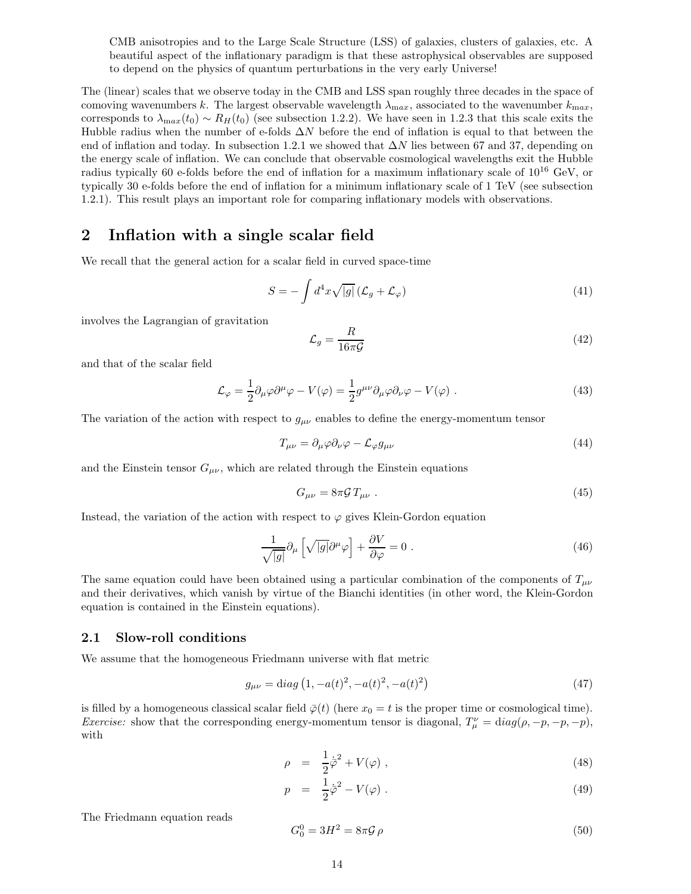CMB anisotropies and to the Large Scale Structure (LSS) of galaxies, clusters of galaxies, etc. A beautiful aspect of the inflationary paradigm is that these astrophysical observables are supposed to depend on the physics of quantum perturbations in the very early Universe!

The (linear) scales that we observe today in the CMB and LSS span roughly three decades in the space of comoving wavenumbers $k$. The largest observable wavelength $\lambda_{\max}$, associated to the wavenumber $k_{\max}$, corresponds to $\lambda_{max}(t_0) \sim R_H(t_0)$ (see subsection 1.2.2). We have seen in 1.2.3 that this scale exits the Hubble radius when the number of e-folds $\Delta N$ before the end of inflation is equal to that between the end of inflation and today. In subsection 1.2.1 we showed that $\Delta N$ lies between 67 and 37, depending on the energy scale of inflation. We can conclude that observable cosmological wavelengths exit the Hubble radius typically 60 e-folds before the end of inflation for a maximum inflationary scale of $10^{16}$ GeV, or typically 30 e-folds before the end of inflation for a minimum inflationary scale of 1 TeV (see subsection 1.2.1). This result plays an important role for comparing inflationary models with observations.

# 2 Inflation with a single scalar field

We recall that the general action for a scalar field in curved space-time

$$S = -\int d^4x \sqrt{|g|}\left(\mathcal{L}_g + \mathcal{L}_\varphi\right) \tag{41}$$

involves the Lagrangian of gravitation

$$\mathcal{L}_g = \frac{R}{16\pi\mathcal{G}} \tag{42}$$

and that of the scalar field

$$\mathcal{L}_\varphi = \frac{1}{2}\partial_\mu\varphi\partial^\mu\varphi - V(\varphi) = \frac{1}{2}g^{\mu\nu}\partial_\mu\varphi\partial_\nu\varphi - V(\varphi)\ . \tag{43}$$

The variation of the action with respect to $g_{\mu\nu}$ enables to define the energy-momentum tensor

$$T_{\mu\nu} = \partial_\mu\varphi\partial_\nu\varphi - \mathcal{L}_\varphi g_{\mu\nu} \tag{44}$$

and the Einstein tensor $G_{\mu\nu}$, which are related through the Einstein equations

$$G_{\mu\nu} = 8\pi\mathcal{G}\, T_{\mu\nu}\ . \tag{45}$$

Instead, the variation of the action with respect to $\varphi$ gives Klein-Gordon equation

$$\frac{1}{\sqrt{|g|}}\partial_\mu\left[\sqrt{|g|}\partial^\mu\varphi\right] + \frac{\partial V}{\partial\varphi} = 0\ . \tag{46}$$

The same equation could have been obtained using a particular combination of the components of $T_{\mu\nu}$ and their derivatives, which vanish by virtue of the Bianchi identities (in other word, the Klein-Gordon equation is contained in the Einstein equations).

## 2.1 Slow-roll conditions

We assume that the homogeneous Friedmann universe with flat metric

$$g_{\mu\nu} = \mathrm{d}iag\left(1, -a(t)^2, -a(t)^2, -a(t)^2\right) \tag{47}$$

is filled by a homogeneous classical scalar field $\bar{\varphi}(t)$ (here $x_0 = t$ is the proper time or cosmological time). *Exercise:* show that the corresponding energy-momentum tensor is diagonal, $T_\mu^\nu = \mathrm{d}iag(\rho, -p, -p, -p)$, with

$$\rho = \frac{1}{2}\dot{\bar{\varphi}}^2 + V(\varphi)\ , \tag{48}$$

$$p = \frac{1}{2}\dot{\bar{\varphi}}^2 - V(\varphi)\ . \tag{49}$$

The Friedmann equation reads

$$G_0^0 = 3H^2 = 8\pi\mathcal{G}\,\rho \tag{50}$$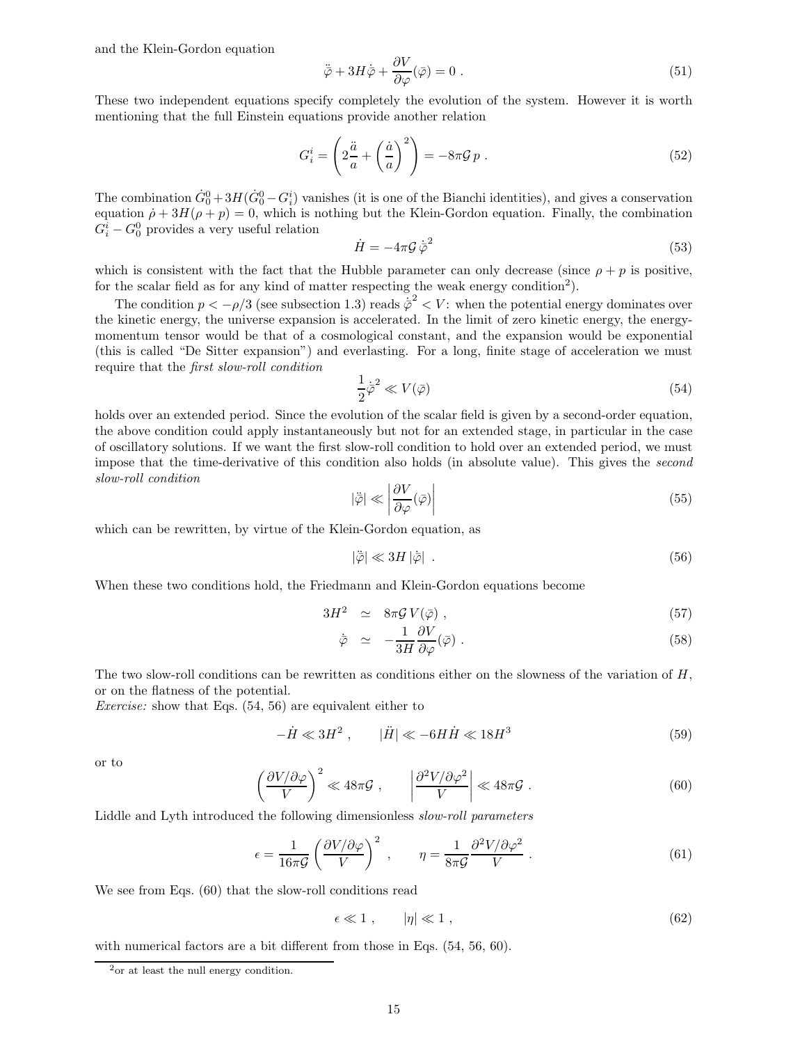and the Klein-Gordon equation

$$\ddot{\bar{\varphi}} + 3H\dot{\bar{\varphi}} + \frac{\partial V}{\partial \varphi}(\bar{\varphi}) = 0 \; . \tag{51}$$

These two independent equations specify completely the evolution of the system. However it is worth mentioning that the full Einstein equations provide another relation

$$G^i_i = \left( 2\frac{\ddot{a}}{a} + \left(\frac{\dot{a}}{a}\right)^2 \right) = -8\pi \mathcal{G}\, p \; . \tag{52}$$

The combination $\dot{G}^0_0 + 3H(\dot{G}^0_0 - G^i_i)$ vanishes (it is one of the Bianchi identities), and gives a conservation equation $\dot{\rho} + 3H(\rho + p) = 0$, which is nothing but the Klein-Gordon equation. Finally, the combination $G^i_i - G^0_0$ provides a very useful relation

$$\dot{H} = -4\pi \mathcal{G}\, \dot{\bar{\varphi}}^2 \tag{53}$$

which is consistent with the fact that the Hubble parameter can only decrease (since $\rho + p$ is positive, for the scalar field as for any kind of matter respecting the weak energy condition[2]).

The condition $p < -\rho/3$ (see subsection 1.3) reads $\dot{\bar{\varphi}}^2 < V$: when the potential energy dominates over the kinetic energy, the universe expansion is accelerated. In the limit of zero kinetic energy, the energy-momentum tensor would be that of a cosmological constant, and the expansion would be exponential (this is called "De Sitter expansion") and everlasting. For a long, finite stage of acceleration we must require that the *first slow-roll condition*

$$\frac{1}{2}\dot{\bar{\varphi}}^2 \ll V(\bar{\varphi}) \tag{54}$$

holds over an extended period. Since the evolution of the scalar field is given by a second-order equation, the above condition could apply instantaneously but not for an extended stage, in particular in the case of oscillatory solutions. If we want the first slow-roll condition to hold over an extended period, we must impose that the time-derivative of this condition also holds (in absolute value). This gives the *second slow-roll condition*

$$|\ddot{\bar{\varphi}}| \ll \left| \frac{\partial V}{\partial \varphi}(\bar{\varphi}) \right| \tag{55}$$

which can be rewritten, by virtue of the Klein-Gordon equation, as

$$|\ddot{\bar{\varphi}}| \ll 3H\, |\dot{\bar{\varphi}}| \; . \tag{56}$$

When these two conditions hold, the Friedmann and Klein-Gordon equations become

$$3H^2 \simeq 8\pi \mathcal{G}\, V(\bar{\varphi}) \; , \tag{57}$$

$$\dot{\bar{\varphi}} \simeq -\frac{1}{3H}\frac{\partial V}{\partial \varphi}(\bar{\varphi}) \; . \tag{58}$$

The two slow-roll conditions can be rewritten as conditions either on the slowness of the variation of $H$, or on the flatness of the potential.
*Exercise:* show that Eqs. (54, 56) are equivalent either to

$$-\dot{H} \ll 3H^2 \; , \qquad |\ddot{H}| \ll -6H\dot{H} \ll 18H^3 \tag{59}$$

or to

$$\left( \frac{\partial V/\partial \varphi}{V} \right)^2 \ll 48\pi \mathcal{G} \; , \qquad \left| \frac{\partial^2 V/\partial \varphi^2}{V} \right| \ll 48\pi \mathcal{G} \; . \tag{60}$$

Liddle and Lyth introduced the following dimensionless *slow-roll parameters*

$$\epsilon = \frac{1}{16\pi \mathcal{G}} \left( \frac{\partial V/\partial \varphi}{V} \right)^2 \; , \qquad \eta = \frac{1}{8\pi \mathcal{G}} \frac{\partial^2 V/\partial \varphi^2}{V} \; . \tag{61}$$

We see from Eqs. (60) that the slow-roll conditions read

$$\epsilon \ll 1 \; , \qquad |\eta| \ll 1 \; , \tag{62}$$

with numerical factors are a bit different from those in Eqs. (54, 56, 60).

[2] or at least the null energy condition.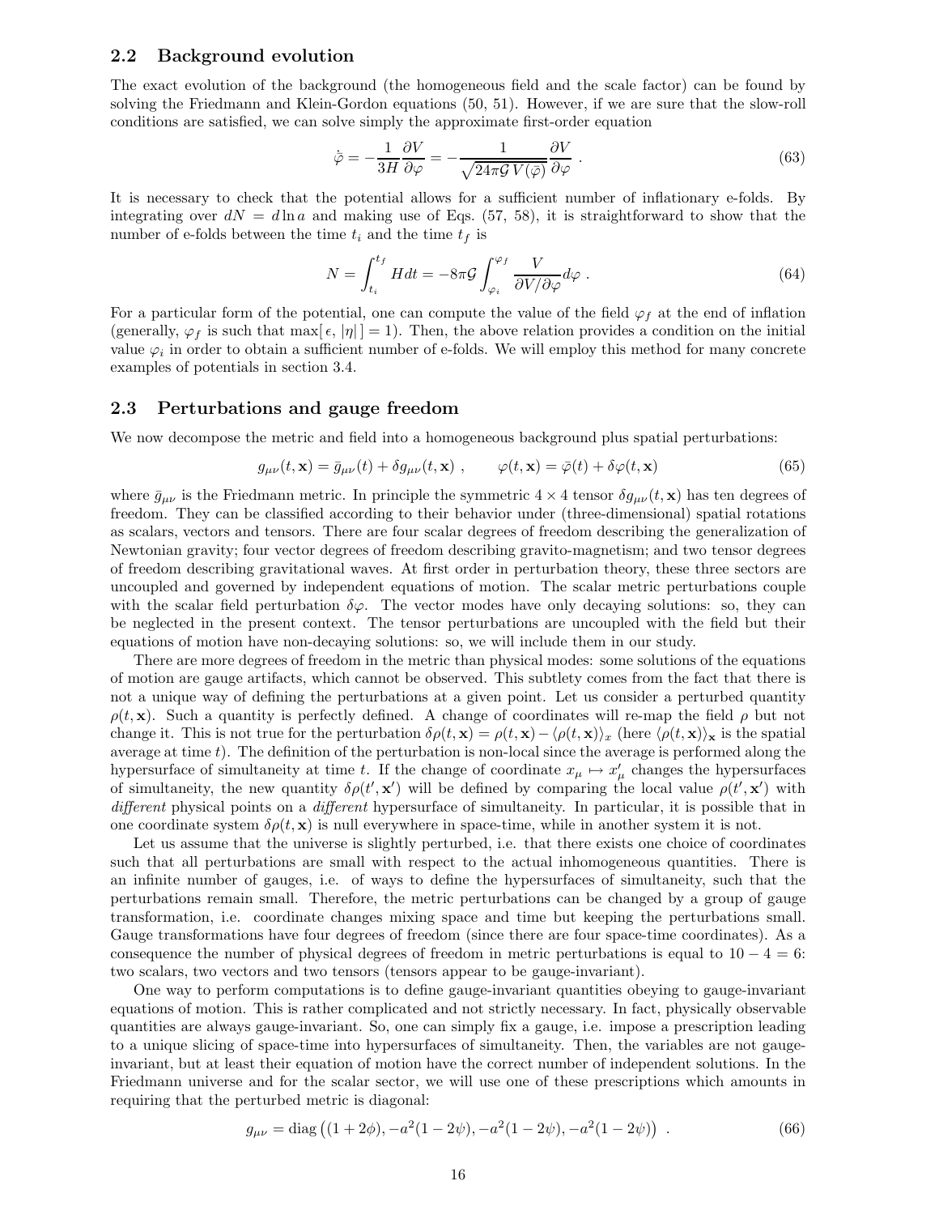### 2.2 Background evolution

The exact evolution of the background (the homogeneous field and the scale factor) can be found by solving the Friedmann and Klein-Gordon equations (50, 51). However, if we are sure that the slow-roll conditions are satisfied, we can solve simply the approximate first-order equation

$$\dot{\bar{\varphi}} = -\frac{1}{3H}\frac{\partial V}{\partial \varphi} = -\frac{1}{\sqrt{24\pi\mathcal{G}\,V(\bar{\varphi})}}\frac{\partial V}{\partial \varphi} \ . \tag{63}$$

It is necessary to check that the potential allows for a sufficient number of inflationary e-folds. By integrating over $dN = d\ln a$ and making use of Eqs. (57, 58), it is straightforward to show that the number of e-folds between the time $t_i$ and the time $t_f$ is

$$N = \int_{t_i}^{t_f} H dt = -8\pi\mathcal{G}\int_{\varphi_i}^{\varphi_f} \frac{V}{\partial V/\partial\varphi} d\varphi \ . \tag{64}$$

For a particular form of the potential, one can compute the value of the field $\varphi_f$ at the end of inflation (generally, $\varphi_f$ is such that $\max[\,\epsilon,\,|\eta|\,] = 1$). Then, the above relation provides a condition on the initial value $\varphi_i$ in order to obtain a sufficient number of e-folds. We will employ this method for many concrete examples of potentials in section 3.4.

### 2.3 Perturbations and gauge freedom

We now decompose the metric and field into a homogeneous background plus spatial perturbations:

$$g_{\mu\nu}(t,\mathbf{x}) = \bar{g}_{\mu\nu}(t) + \delta g_{\mu\nu}(t,\mathbf{x}) \ , \qquad \varphi(t,\mathbf{x}) = \bar{\varphi}(t) + \delta\varphi(t,\mathbf{x}) \tag{65}$$

where $\bar{g}_{\mu\nu}$ is the Friedmann metric. In principle the symmetric $4\times 4$ tensor $\delta g_{\mu\nu}(t,\mathbf{x})$ has ten degrees of freedom. They can be classified according to their behavior under (three-dimensional) spatial rotations as scalars, vectors and tensors. There are four scalar degrees of freedom describing the generalization of Newtonian gravity; four vector degrees of freedom describing gravito-magnetism; and two tensor degrees of freedom describing gravitational waves. At first order in perturbation theory, these three sectors are uncoupled and governed by independent equations of motion. The scalar metric perturbations couple with the scalar field perturbation $\delta\varphi$. The vector modes have only decaying solutions: so, they can be neglected in the present context. The tensor perturbations are uncoupled with the field but their equations of motion have non-decaying solutions: so, we will include them in our study.

There are more degrees of freedom in the metric than physical modes: some solutions of the equations of motion are gauge artifacts, which cannot be observed. This subtlety comes from the fact that there is not a unique way of defining the perturbations at a given point. Let us consider a perturbed quantity $\rho(t,\mathbf{x})$. Such a quantity is perfectly defined. A change of coordinates will re-map the field $\rho$ but not change it. This is not true for the perturbation $\delta\rho(t,\mathbf{x}) = \rho(t,\mathbf{x}) - \langle\rho(t,\mathbf{x})\rangle_x$ (here $\langle\rho(t,\mathbf{x})\rangle_{\mathbf{x}}$ is the spatial average at time $t$). The definition of the perturbation is non-local since the average is performed along the hypersurface of simultaneity at time $t$. If the change of coordinate $x_\mu \mapsto x'_\mu$ changes the hypersurfaces of simultaneity, the new quantity $\delta\rho(t',\mathbf{x}')$ will be defined by comparing the local value $\rho(t',\mathbf{x}')$ with *different* physical points on a *different* hypersurface of simultaneity. In particular, it is possible that in one coordinate system $\delta\rho(t,\mathbf{x})$ is null everywhere in space-time, while in another system it is not.

Let us assume that the universe is slightly perturbed, i.e. that there exists one choice of coordinates such that all perturbations are small with respect to the actual inhomogeneous quantities. There is an infinite number of gauges, i.e. of ways to define the hypersurfaces of simultaneity, such that the perturbations remain small. Therefore, the metric perturbations can be changed by a group of gauge transformation, i.e. coordinate changes mixing space and time but keeping the perturbations small. Gauge transformations have four degrees of freedom (since there are four space-time coordinates). As a consequence the number of physical degrees of freedom in metric perturbations is equal to $10-4=6$: two scalars, two vectors and two tensors (tensors appear to be gauge-invariant).

One way to perform computations is to define gauge-invariant quantities obeying to gauge-invariant equations of motion. This is rather complicated and not strictly necessary. In fact, physically observable quantities are always gauge-invariant. So, one can simply fix a gauge, i.e. impose a prescription leading to a unique slicing of space-time into hypersurfaces of simultaneity. Then, the variables are not gauge-invariant, but at least their equation of motion have the correct number of independent solutions. In the Friedmann universe and for the scalar sector, we will use one of these prescriptions which amounts in requiring that the perturbed metric is diagonal:

$$g_{\mu\nu} = \mathrm{diag}\left((1+2\phi), -a^2(1-2\psi), -a^2(1-2\psi), -a^2(1-2\psi)\right) \ . \tag{66}$$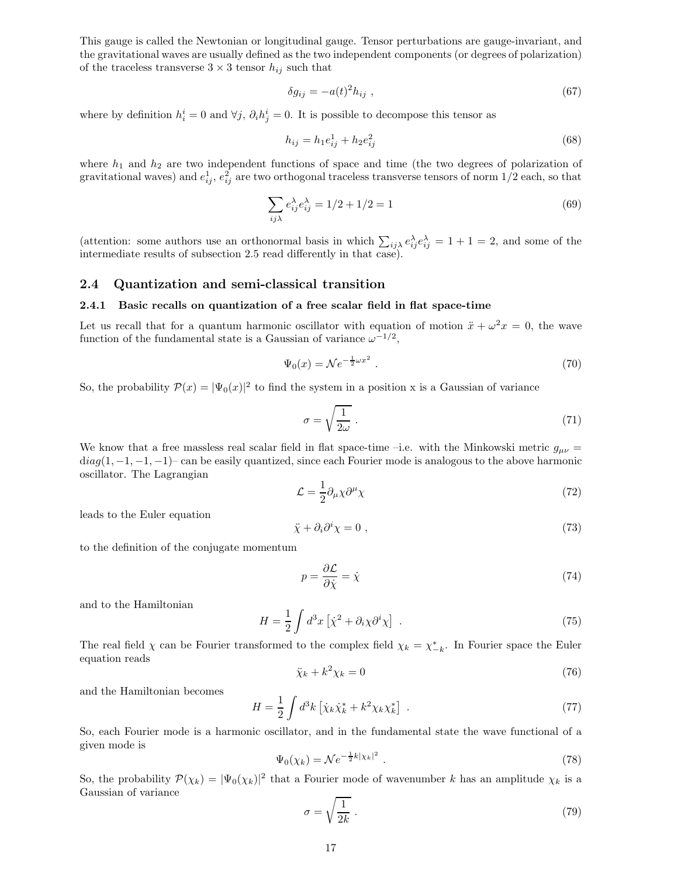This gauge is called the Newtonian or longitudinal gauge. Tensor perturbations are gauge-invariant, and the gravitational waves are usually defined as the two independent components (or degrees of polarization) of the traceless transverse $3 \times 3$ tensor $h_{ij}$ such that

$$\delta g_{ij} = -a(t)^2 h_{ij} \ , \tag{67}$$

where by definition $h^i_i = 0$ and $\forall j,\ \partial_i h^i_j = 0$. It is possible to decompose this tensor as

$$h_{ij} = h_1 e^1_{ij} + h_2 e^2_{ij} \tag{68}$$

where $h_1$ and $h_2$ are two independent functions of space and time (the two degrees of polarization of gravitational waves) and $e^1_{ij}$, $e^2_{ij}$ are two orthogonal traceless transverse tensors of norm 1/2 each, so that

$$\sum_{ij\lambda} e^\lambda_{ij} e^\lambda_{ij} = 1/2 + 1/2 = 1 \tag{69}$$

(attention: some authors use an orthonormal basis in which $\sum_{ij\lambda} e^\lambda_{ij} e^\lambda_{ij} = 1 + 1 = 2$, and some of the intermediate results of subsection 2.5 read differently in that case).

## 2.4 Quantization and semi-classical transition

### 2.4.1 Basic recalls on quantization of a free scalar field in flat space-time

Let us recall that for a quantum harmonic oscillator with equation of motion $\ddot{x} + \omega^2 x = 0$, the wave function of the fundamental state is a Gaussian of variance $\omega^{-1/2}$,

$$\Psi_0(x) = \mathcal{N} e^{-\frac{1}{2}\omega x^2} \ . \tag{70}$$

So, the probability $\mathcal{P}(x) = |\Psi_0(x)|^2$ to find the system in a position x is a Gaussian of variance

$$\sigma = \sqrt{\frac{1}{2\omega}} \ . \tag{71}$$

We know that a free massless real scalar field in flat space-time –i.e. with the Minkowski metric $g_{\mu\nu} = \mathrm{d}iag(1, -1, -1, -1)$– can be easily quantized, since each Fourier mode is analogous to the above harmonic oscillator. The Lagrangian

$$\mathcal{L} = \frac{1}{2} \partial_\mu \chi \partial^\mu \chi \tag{72}$$

leads to the Euler equation

$$\ddot{\chi} + \partial_i \partial^i \chi = 0 \ , \tag{73}$$

to the definition of the conjugate momentum

$$p = \frac{\partial \mathcal{L}}{\partial \dot{\chi}} = \dot{\chi} \tag{74}$$

and to the Hamiltonian

$$H = \frac{1}{2} \int d^3x \left[ \dot{\chi}^2 + \partial_i \chi \partial^i \chi \right] \ . \tag{75}$$

The real field $\chi$ can be Fourier transformed to the complex field $\chi_k = \chi^*_{-k}$. In Fourier space the Euler equation reads

$$\ddot{\chi}_k + k^2 \chi_k = 0 \tag{76}$$

and the Hamiltonian becomes

$$H = \frac{1}{2} \int d^3k \left[ \dot{\chi}_k \dot{\chi}^*_k + k^2 \chi_k \chi^*_k \right] \ . \tag{77}$$

So, each Fourier mode is a harmonic oscillator, and in the fundamental state the wave functional of a given mode is

$$\Psi_0(\chi_k) = \mathcal{N} e^{-\frac{1}{2} k |\chi_k|^2} \ . \tag{78}$$

So, the probability $\mathcal{P}(\chi_k) = |\Psi_0(\chi_k)|^2$ that a Fourier mode of wavenumber $k$ has an amplitude $\chi_k$ is a Gaussian of variance

$$\sigma = \sqrt{\frac{1}{2k}} \ . \tag{79}$$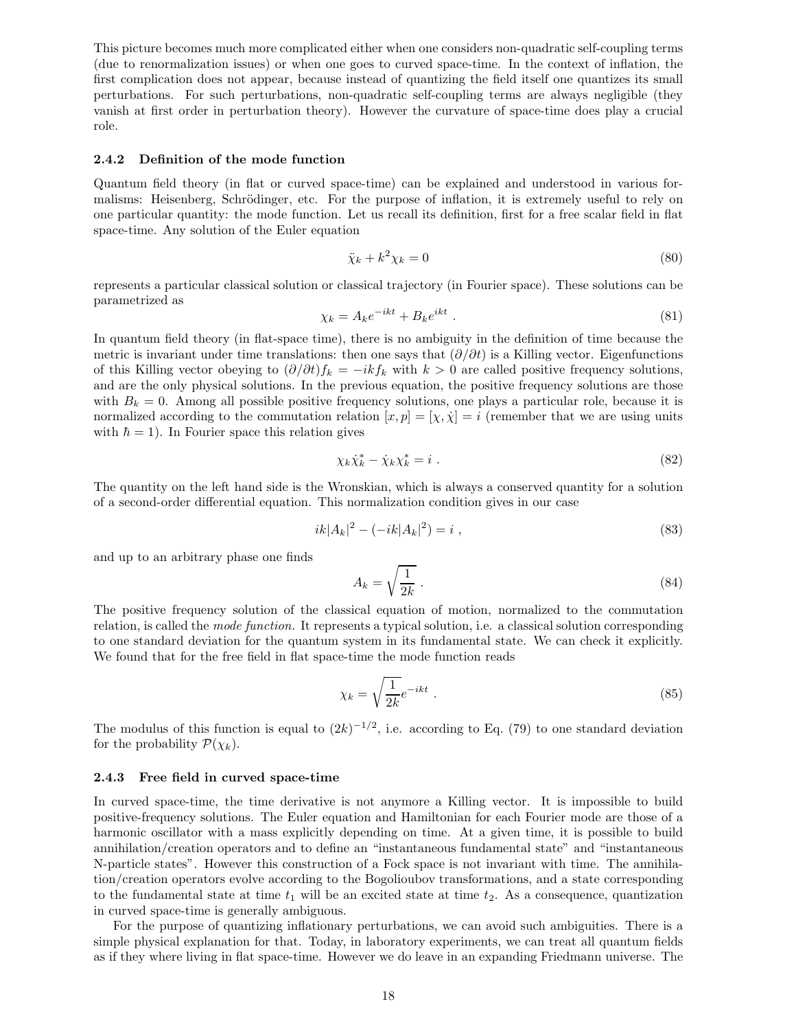This picture becomes much more complicated either when one considers non-quadratic self-coupling terms (due to renormalization issues) or when one goes to curved space-time. In the context of inflation, the first complication does not appear, because instead of quantizing the field itself one quantizes its small perturbations. For such perturbations, non-quadratic self-coupling terms are always negligible (they vanish at first order in perturbation theory). However the curvature of space-time does play a crucial role.

### 2.4.2 Definition of the mode function

Quantum field theory (in flat or curved space-time) can be explained and understood in various formalisms: Heisenberg, Schrödinger, etc. For the purpose of inflation, it is extremely useful to rely on one particular quantity: the mode function. Let us recall its definition, first for a free scalar field in flat space-time. Any solution of the Euler equation

$$\ddot{\chi}_k + k^2 \chi_k = 0 \tag{80}$$

represents a particular classical solution or classical trajectory (in Fourier space). These solutions can be parametrized as

$$\chi_k = A_k e^{-ikt} + B_k e^{ikt} \ . \tag{81}$$

In quantum field theory (in flat-space time), there is no ambiguity in the definition of time because the metric is invariant under time translations: then one says that $(\partial/\partial t)$ is a Killing vector. Eigenfunctions of this Killing vector obeying to $(\partial/\partial t) f_k = -ik f_k$ with $k > 0$ are called positive frequency solutions, and are the only physical solutions. In the previous equation, the positive frequency solutions are those with $B_k = 0$. Among all possible positive frequency solutions, one plays a particular role, because it is normalized according to the commutation relation $[x, p] = [\chi, \dot{\chi}] = i$ (remember that we are using units with $\hbar = 1$). In Fourier space this relation gives

$$\chi_k \dot{\chi}_k^* - \dot{\chi}_k \chi_k^* = i \ . \tag{82}$$

The quantity on the left hand side is the Wronskian, which is always a conserved quantity for a solution of a second-order differential equation. This normalization condition gives in our case

$$ik|A_k|^2 - (-ik|A_k|^2) = i \ , \tag{83}$$

and up to an arbitrary phase one finds

$$A_k = \sqrt{\frac{1}{2k}} \ . \tag{84}$$

The positive frequency solution of the classical equation of motion, normalized to the commutation relation, is called the *mode function*. It represents a typical solution, i.e. a classical solution corresponding to one standard deviation for the quantum system in its fundamental state. We can check it explicitly. We found that for the free field in flat space-time the mode function reads

$$\chi_k = \sqrt{\frac{1}{2k}} e^{-ikt} \ . \tag{85}$$

The modulus of this function is equal to $(2k)^{-1/2}$, i.e. according to Eq. (79) to one standard deviation for the probability $\mathcal{P}(\chi_k)$.

### 2.4.3 Free field in curved space-time

In curved space-time, the time derivative is not anymore a Killing vector. It is impossible to build positive-frequency solutions. The Euler equation and Hamiltonian for each Fourier mode are those of a harmonic oscillator with a mass explicitly depending on time. At a given time, it is possible to build annihilation/creation operators and to define an "instantaneous fundamental state" and "instantaneous N-particle states". However this construction of a Fock space is not invariant with time. The annihilation/creation operators evolve according to the Bogolioubov transformations, and a state corresponding to the fundamental state at time $t_1$ will be an excited state at time $t_2$. As a consequence, quantization in curved space-time is generally ambiguous.

For the purpose of quantizing inflationary perturbations, we can avoid such ambiguities. There is a simple physical explanation for that. Today, in laboratory experiments, we can treat all quantum fields as if they where living in flat space-time. However we do leave in an expanding Friedmann universe. The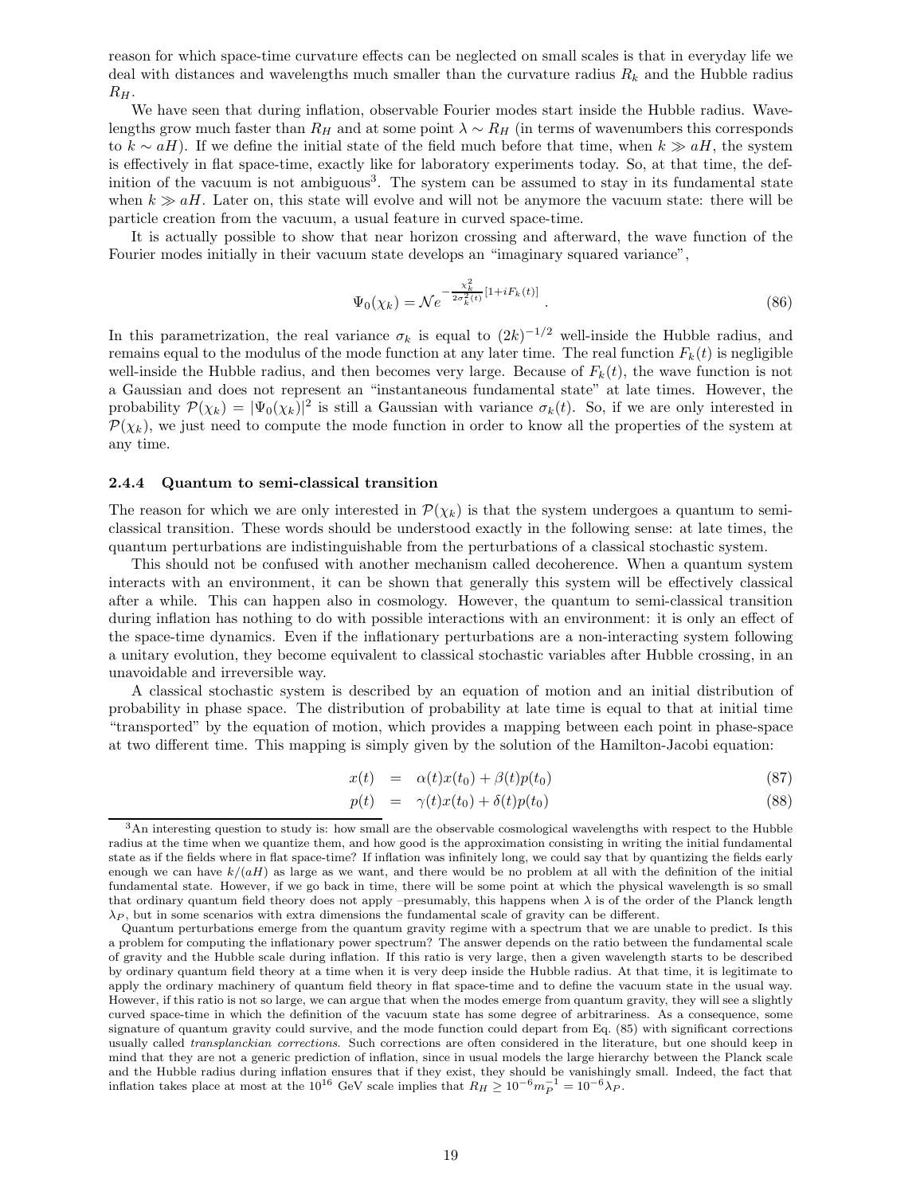reason for which space-time curvature effects can be neglected on small scales is that in everyday life we deal with distances and wavelengths much smaller than the curvature radius $R_k$ and the Hubble radius $R_H$.

We have seen that during inflation, observable Fourier modes start inside the Hubble radius. Wavelengths grow much faster than $R_H$ and at some point $\lambda \sim R_H$ (in terms of wavenumbers this corresponds to $k \sim aH$). If we define the initial state of the field much before that time, when $k \gg aH$, the system is effectively in flat space-time, exactly like for laboratory experiments today. So, at that time, the definition of the vacuum is not ambiguous[3]. The system can be assumed to stay in its fundamental state when $k \gg aH$. Later on, this state will evolve and will not be anymore the vacuum state: there will be particle creation from the vacuum, a usual feature in curved space-time.

It is actually possible to show that near horizon crossing and afterward, the wave function of the Fourier modes initially in their vacuum state develops an "imaginary squared variance",

$$\Psi_0(\chi_k) = \mathcal{N} e^{-\frac{\chi_k^2}{2\sigma_k^2(t)}[1+iF_k(t)]} . \tag{86}$$

In this parametrization, the real variance $\sigma_k$ is equal to $(2k)^{-1/2}$ well-inside the Hubble radius, and remains equal to the modulus of the mode function at any later time. The real function $F_k(t)$ is negligible well-inside the Hubble radius, and then becomes very large. Because of $F_k(t)$, the wave function is not a Gaussian and does not represent an "instantaneous fundamental state" at late times. However, the probability $\mathcal{P}(\chi_k) = |\Psi_0(\chi_k)|^2$ is still a Gaussian with variance $\sigma_k(t)$. So, if we are only interested in $\mathcal{P}(\chi_k)$, we just need to compute the mode function in order to know all the properties of the system at any time.

### 2.4.4 Quantum to semi-classical transition

The reason for which we are only interested in $\mathcal{P}(\chi_k)$ is that the system undergoes a quantum to semi-classical transition. These words should be understood exactly in the following sense: at late times, the quantum perturbations are indistinguishable from the perturbations of a classical stochastic system.

This should not be confused with another mechanism called decoherence. When a quantum system interacts with an environment, it can be shown that generally this system will be effectively classical after a while. This can happen also in cosmology. However, the quantum to semi-classical transition during inflation has nothing to do with possible interactions with an environment: it is only an effect of the space-time dynamics. Even if the inflationary perturbations are a non-interacting system following a unitary evolution, they become equivalent to classical stochastic variables after Hubble crossing, in an unavoidable and irreversible way.

A classical stochastic system is described by an equation of motion and an initial distribution of probability in phase space. The distribution of probability at late time is equal to that at initial time "transported" by the equation of motion, which provides a mapping between each point in phase-space at two different time. This mapping is simply given by the solution of the Hamilton-Jacobi equation:

$$x(t) = \alpha(t)x(t_0) + \beta(t)p(t_0) \tag{87}$$

$$p(t) = \gamma(t)x(t_0) + \delta(t)p(t_0) \tag{88}$$

---

[3] An interesting question to study is: how small are the observable cosmological wavelengths with respect to the Hubble radius at the time when we quantize them, and how good is the approximation consisting in writing the initial fundamental state as if the fields where in flat space-time? If inflation was infinitely long, we could say that by quantizing the fields early enough we can have $k/(aH)$ as large as we want, and there would be no problem at all with the definition of the initial fundamental state. However, if we go back in time, there will be some point at which the physical wavelength is so small that ordinary quantum field theory does not apply –presumably, this happens when $\lambda$ is of the order of the Planck length $\lambda_P$, but in some scenarios with extra dimensions the fundamental scale of gravity can be different.

Quantum perturbations emerge from the quantum gravity regime with a spectrum that we are unable to predict. Is this a problem for computing the inflationary power spectrum? The answer depends on the ratio between the fundamental scale of gravity and the Hubble scale during inflation. If this ratio is very large, then a given wavelength starts to be described by ordinary quantum field theory at a time when it is very deep inside the Hubble radius. At that time, it is legitimate to apply the ordinary machinery of quantum field theory in flat space-time and to define the vacuum state in the usual way. However, if this ratio is not so large, we can argue that when the modes emerge from quantum gravity, they will see a slightly curved space-time in which the definition of the vacuum state has some degree of arbitrariness. As a consequence, some signature of quantum gravity could survive, and the mode function could depart from Eq. (85) with significant corrections usually called *transplanckian corrections*. Such corrections are often considered in the literature, but one should keep in mind that they are not a generic prediction of inflation, since in usual models the large hierarchy between the Planck scale and the Hubble radius during inflation ensures that if they exist, they should be vanishingly small. Indeed, the fact that inflation takes place at most at the $10^{16}$ GeV scale implies that $R_H \geq 10^{-6} m_P^{-1} = 10^{-6}\lambda_P$.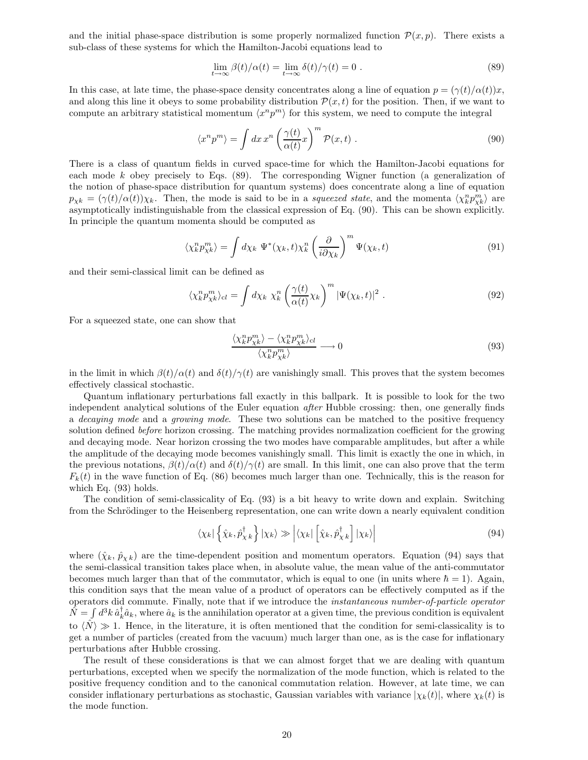and the initial phase-space distribution is some properly normalized function $\mathcal{P}(x,p)$. There exists a sub-class of these systems for which the Hamilton-Jacobi equations lead to

$$\lim_{t\to\infty} \beta(t)/\alpha(t) = \lim_{t\to\infty} \delta(t)/\gamma(t) = 0 \ . \tag{89}$$

In this case, at late time, the phase-space density concentrates along a line of equation $p = (\gamma(t)/\alpha(t))x$, and along this line it obeys to some probability distribution $\mathcal{P}(x,t)$ for the position. Then, if we want to compute an arbitrary statistical momentum $\langle x^n p^m \rangle$ for this system, we need to compute the integral

$$\langle x^n p^m \rangle = \int dx \, x^n \left( \frac{\gamma(t)}{\alpha(t)} x \right)^m \mathcal{P}(x,t) \ . \tag{90}$$

There is a class of quantum fields in curved space-time for which the Hamilton-Jacobi equations for each mode $k$ obey precisely to Eqs. (89). The corresponding Wigner function (a generalization of the notion of phase-space distribution for quantum systems) does concentrate along a line of equation $p_{\chi k} = (\gamma(t)/\alpha(t))\chi_k$. Then, the mode is said to be in a *squeezed state*, and the momenta $\langle \chi_k^n p_{\chi k}^m \rangle$ are asymptotically indistinguishable from the classical expression of Eq. (90). This can be shown explicitly. In principle the quantum momenta should be computed as

$$\langle \chi_k^n p_{\chi k}^m \rangle = \int d\chi_k \ \Psi^*(\chi_k, t) \chi_k^n \left( \frac{\partial}{i \partial \chi_k} \right)^m \Psi(\chi_k, t) \tag{91}$$

and their semi-classical limit can be defined as

$$\langle \chi_k^n p_{\chi k}^m \rangle_{cl} = \int d\chi_k \ \chi_k^n \left( \frac{\gamma(t)}{\alpha(t)} \chi_k \right)^m |\Psi(\chi_k, t)|^2 \ . \tag{92}$$

For a squeezed state, one can show that

$$\frac{\langle \chi_k^n p_{\chi k}^m \rangle - \langle \chi_k^n p_{\chi k}^m \rangle_{\rm cl}}{\langle \chi_k^n p_{\chi k}^m \rangle} \longrightarrow 0 \tag{93}$$

in the limit in which $\beta(t)/\alpha(t)$ and $\delta(t)/\gamma(t)$ are vanishingly small. This proves that the system becomes effectively classical stochastic.

Quantum inflationary perturbations fall exactly in this ballpark. It is possible to look for the two independent analytical solutions of the Euler equation *after* Hubble crossing: then, one generally finds a *decaying mode* and a *growing mode*. These two solutions can be matched to the positive frequency solution defined *before* horizon crossing. The matching provides normalization coefficient for the growing and decaying mode. Near horizon crossing the two modes have comparable amplitudes, but after a while the amplitude of the decaying mode becomes vanishingly small. This limit is exactly the one in which, in the previous notations, $\beta(t)/\alpha(t)$ and $\delta(t)/\gamma(t)$ are small. In this limit, one can also prove that the term $F_k(t)$ in the wave function of Eq. (86) becomes much larger than one. Technically, this is the reason for which Eq. (93) holds.

The condition of semi-classicality of Eq. (93) is a bit heavy to write down and explain. Switching from the Schrödinger to the Heisenberg representation, one can write down a nearly equivalent condition

$$\langle \chi_k | \left\{ \hat{\chi}_k, \hat{p}^\dagger_{\chi k} \right\} | \chi_k \rangle \gg \left| \langle \chi_k | \left[ \hat{\chi}_k, \hat{p}^\dagger_{\chi k} \right] | \chi_k \rangle \right| \tag{94}$$

where $(\hat{\chi}_k, \hat{p}_{\chi k})$ are the time-dependent position and momentum operators. Equation (94) says that the semi-classical transition takes place when, in absolute value, the mean value of the anti-commutator becomes much larger than that of the commutator, which is equal to one (in units where $\hbar = 1$). Again, this condition says that the mean value of a product of operators can be effectively computed as if the operators did commute. Finally, note that if we introduce the *instantaneous number-of-particle operator* $\hat{N} = \int d^3k \, \hat{a}^\dagger_k \hat{a}_k$, where $\hat{a}_k$ is the annihilation operator at a given time, the previous condition is equivalent to $\langle \hat{N} \rangle \gg 1$. Hence, in the literature, it is often mentioned that the condition for semi-classicality is to get a number of particles (created from the vacuum) much larger than one, as is the case for inflationary perturbations after Hubble crossing.

The result of these considerations is that we can almost forget that we are dealing with quantum perturbations, excepted when we specify the normalization of the mode function, which is related to the positive frequency condition and to the canonical commutation relation. However, at late time, we can consider inflationary perturbations as stochastic, Gaussian variables with variance $|\chi_k(t)|$, where $\chi_k(t)$ is the mode function.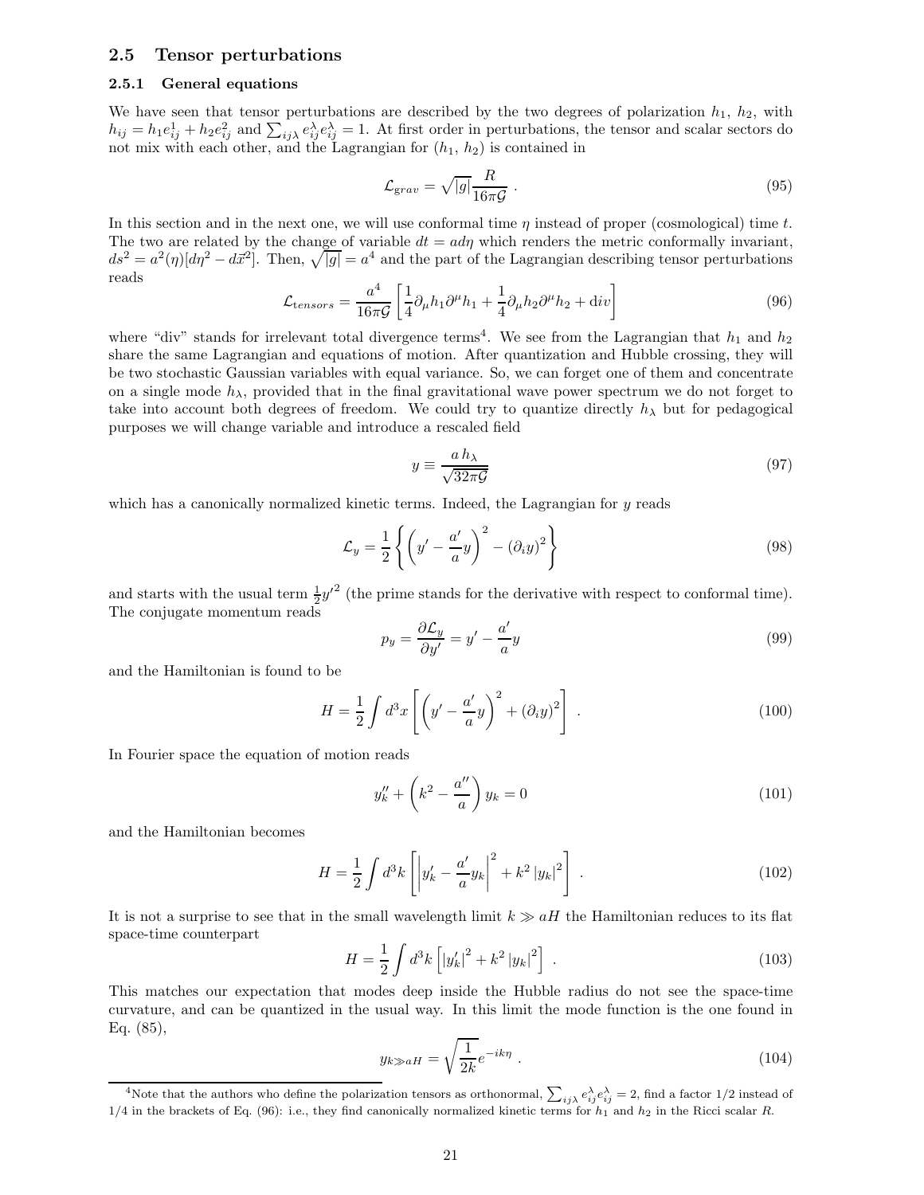## 2.5 Tensor perturbations

### 2.5.1 General equations

We have seen that tensor perturbations are described by the two degrees of polarization $h_1$, $h_2$, with $h_{ij} = h_1 e^1_{ij} + h_2 e^2_{ij}$ and $\sum_{ij\lambda} e^\lambda_{ij} e^\lambda_{ij} = 1$. At first order in perturbations, the tensor and scalar sectors do not mix with each other, and the Lagrangian for ($h_1$, $h_2$) is contained in

$$\mathcal{L}_{grav} = \sqrt{|g|} \frac{R}{16\pi\mathcal{G}} \; . \tag{95}$$

In this section and in the next one, we will use conformal time $\eta$ instead of proper (cosmological) time $t$. The two are related by the change of variable $dt = a d\eta$ which renders the metric conformally invariant, $ds^2 = a^2(\eta)[d\eta^2 - d\vec{x}^2]$. Then, $\sqrt{|g|} = a^4$ and the part of the Lagrangian describing tensor perturbations reads

$$\mathcal{L}_{tensors} = \frac{a^4}{16\pi\mathcal{G}} \left[ \frac{1}{4} \partial_\mu h_1 \partial^\mu h_1 + \frac{1}{4} \partial_\mu h_2 \partial^\mu h_2 + \mathrm{div} \right] \tag{96}$$

where "div" stands for irrelevant total divergence terms[4]. We see from the Lagrangian that $h_1$ and $h_2$ share the same Lagrangian and equations of motion. After quantization and Hubble crossing, they will be two stochastic Gaussian variables with equal variance. So, we can forget one of them and concentrate on a single mode $h_\lambda$, provided that in the final gravitational wave power spectrum we do not forget to take into account both degrees of freedom. We could try to quantize directly $h_\lambda$ but for pedagogical purposes we will change variable and introduce a rescaled field

$$y \equiv \frac{a\, h_\lambda}{\sqrt{32\pi\mathcal{G}}} \tag{97}$$

which has a canonically normalized kinetic terms. Indeed, the Lagrangian for $y$ reads

$$\mathcal{L}_y = \frac{1}{2} \left\{ \left( y' - \frac{a'}{a} y \right)^2 - (\partial_i y)^2 \right\} \tag{98}$$

and starts with the usual term $\frac{1}{2} {y'}^2$ (the prime stands for the derivative with respect to conformal time). The conjugate momentum reads

$$p_y = \frac{\partial \mathcal{L}_y}{\partial y'} = y' - \frac{a'}{a} y \tag{99}$$

and the Hamiltonian is found to be

$$H = \frac{1}{2} \int d^3x \left[ \left( y' - \frac{a'}{a} y \right)^2 + (\partial_i y)^2 \right] \; . \tag{100}$$

In Fourier space the equation of motion reads

$$y_k'' + \left( k^2 - \frac{a''}{a} \right) y_k = 0 \tag{101}$$

and the Hamiltonian becomes

$$H = \frac{1}{2} \int d^3k \left[ \left| y_k' - \frac{a'}{a} y_k \right|^2 + k^2 \left| y_k \right|^2 \right] \; . \tag{102}$$

It is not a surprise to see that in the small wavelength limit $k \gg aH$ the Hamiltonian reduces to its flat space-time counterpart

$$H = \frac{1}{2} \int d^3k \left[ \left| y_k' \right|^2 + k^2 \left| y_k \right|^2 \right] \; . \tag{103}$$

This matches our expectation that modes deep inside the Hubble radius do not see the space-time curvature, and can be quantized in the usual way. In this limit the mode function is the one found in Eq. (85),

$$y_{k \gg aH} = \sqrt{\frac{1}{2k}} e^{-ik\eta} \; . \tag{104}$$

[4] Note that the authors who define the polarization tensors as orthonormal, $\sum_{ij\lambda} e^\lambda_{ij} e^\lambda_{ij} = 2$, find a factor 1/2 instead of 1/4 in the brackets of Eq. (96): i.e., they find canonically normalized kinetic terms for $h_1$ and $h_2$ in the Ricci scalar $R$.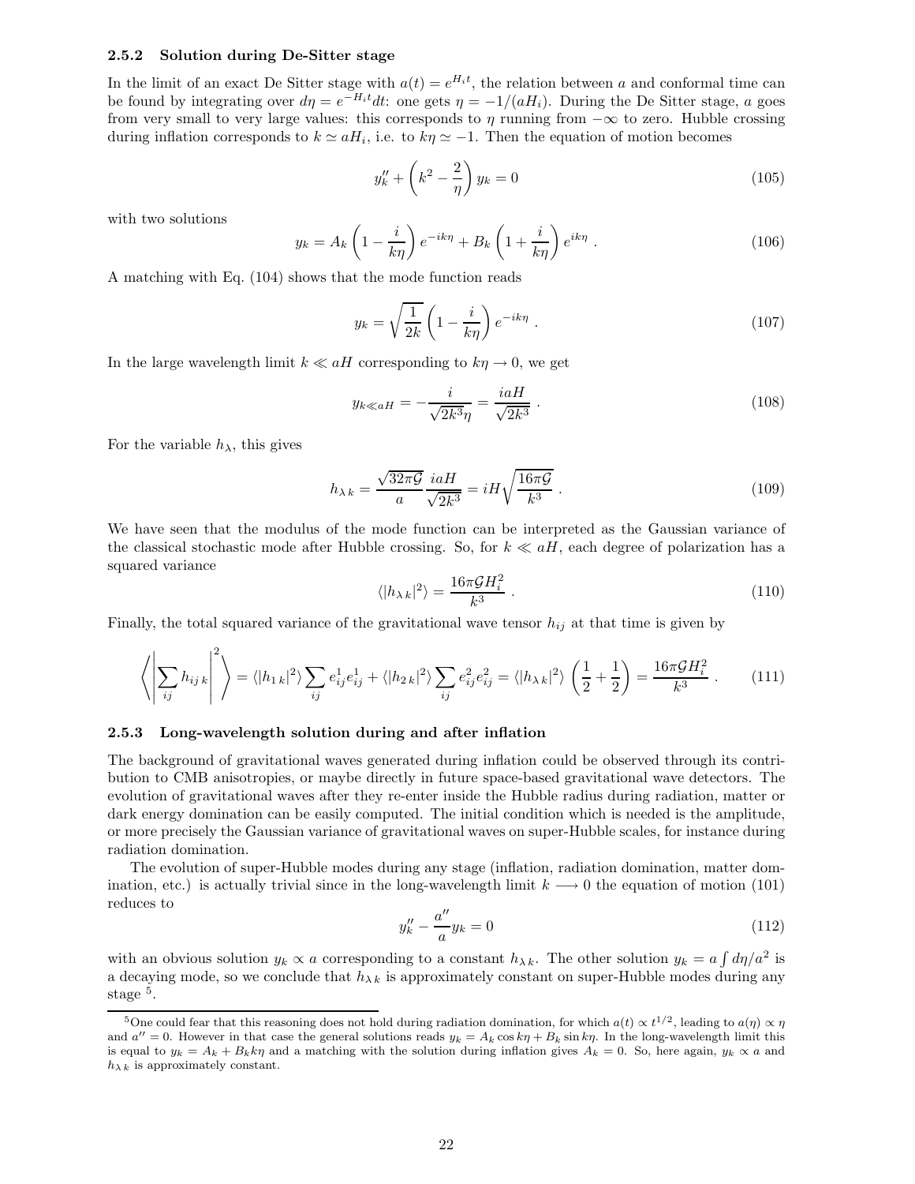### 2.5.2 Solution during De-Sitter stage

In the limit of an exact De Sitter stage with $a(t) = e^{H_i t}$, the relation between $a$ and conformal time can be found by integrating over $d\eta = e^{-H_i t} dt$: one gets $\eta = -1/(aH_i)$. During the De Sitter stage, $a$ goes from very small to very large values: this corresponds to $\eta$ running from $-\infty$ to zero. Hubble crossing during inflation corresponds to $k \simeq aH_i$, i.e. to $k\eta \simeq -1$. Then the equation of motion becomes

$$y_k'' + \left(k^2 - \frac{2}{\eta}\right) y_k = 0 \tag{105}$$

with two solutions

$$y_k = A_k \left(1 - \frac{i}{k\eta}\right) e^{-ik\eta} + B_k \left(1 + \frac{i}{k\eta}\right) e^{ik\eta} \; . \tag{106}$$

A matching with Eq. (104) shows that the mode function reads

$$y_k = \sqrt{\frac{1}{2k}} \left(1 - \frac{i}{k\eta}\right) e^{-ik\eta} \; . \tag{107}$$

In the large wavelength limit $k \ll aH$ corresponding to $k\eta \to 0$, we get

$$y_{k \ll aH} = -\frac{i}{\sqrt{2k^3}\eta} = \frac{iaH}{\sqrt{2k^3}} \; . \tag{108}$$

For the variable $h_\lambda$, this gives

$$h_{\lambda\, k} = \frac{\sqrt{32\pi\mathcal{G}}}{a} \frac{iaH}{\sqrt{2k^3}} = iH\sqrt{\frac{16\pi\mathcal{G}}{k^3}} \; . \tag{109}$$

We have seen that the modulus of the mode function can be interpreted as the Gaussian variance of the classical stochastic mode after Hubble crossing. So, for $k \ll aH$, each degree of polarization has a squared variance

$$\langle |h_{\lambda\, k}|^2 \rangle = \frac{16\pi\mathcal{G}H_i^2}{k^3} \; . \tag{110}$$

Finally, the total squared variance of the gravitational wave tensor $h_{ij}$ at that time is given by

$$\left\langle \left| \sum_{ij} h_{ij\, k} \right|^2 \right\rangle = \langle |h_{1\, k}|^2 \rangle \sum_{ij} e^1_{ij} e^1_{ij} + \langle |h_{2\, k}|^2 \rangle \sum_{ij} e^2_{ij} e^2_{ij} = \langle |h_{\lambda\, k}|^2 \rangle \left(\frac{1}{2} + \frac{1}{2}\right) = \frac{16\pi\mathcal{G}H_i^2}{k^3} \; . \tag{111}$$

### 2.5.3 Long-wavelength solution during and after inflation

The background of gravitational waves generated during inflation could be observed through its contribution to CMB anisotropies, or maybe directly in future space-based gravitational wave detectors. The evolution of gravitational waves after they re-enter inside the Hubble radius during radiation, matter or dark energy domination can be easily computed. The initial condition which is needed is the amplitude, or more precisely the Gaussian variance of gravitational waves on super-Hubble scales, for instance during radiation domination.

The evolution of super-Hubble modes during any stage (inflation, radiation domination, matter domination, etc.) is actually trivial since in the long-wavelength limit $k \longrightarrow 0$ the equation of motion (101) reduces to

$$y_k'' - \frac{a''}{a} y_k = 0 \tag{112}$$

with an obvious solution $y_k \propto a$ corresponding to a constant $h_{\lambda\, k}$. The other solution $y_k = a \int d\eta / a^2$ is a decaying mode, so we conclude that $h_{\lambda\, k}$ is approximately constant on super-Hubble modes during any stage [5].

[5] One could fear that this reasoning does not hold during radiation domination, for which $a(t) \propto t^{1/2}$, leading to $a(\eta) \propto \eta$ and $a'' = 0$. However in that case the general solutions reads $y_k = A_k \cos k\eta + B_k \sin k\eta$. In the long-wavelength limit this is equal to $y_k = A_k + B_k k\eta$ and a matching with the solution during inflation gives $A_k = 0$. So, here again, $y_k \propto a$ and $h_{\lambda\, k}$ is approximately constant.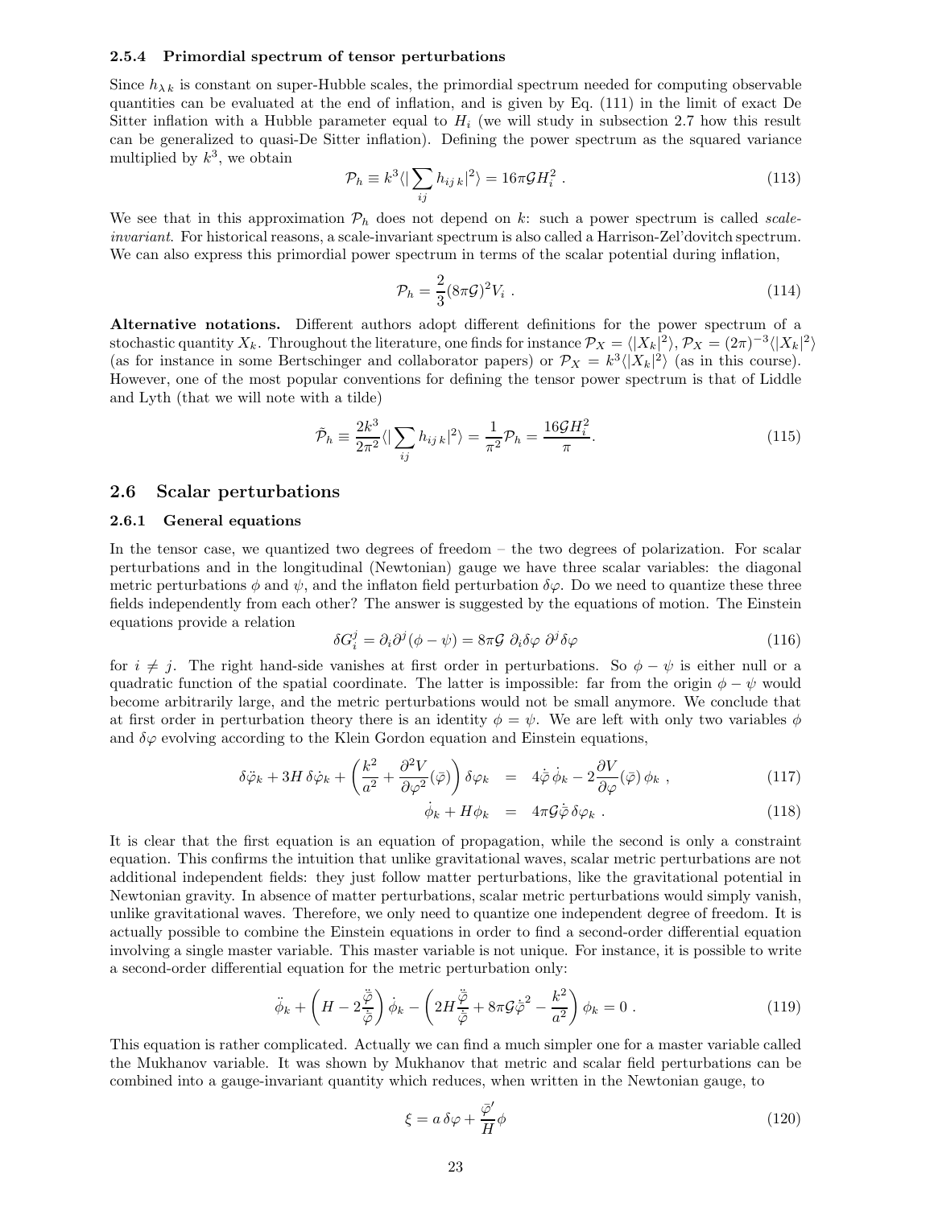#### 2.5.4 Primordial spectrum of tensor perturbations

Since $h_{\lambda\,k}$ is constant on super-Hubble scales, the primordial spectrum needed for computing observable quantities can be evaluated at the end of inflation, and is given by Eq. (111) in the limit of exact De Sitter inflation with a Hubble parameter equal to $H_i$ (we will study in subsection 2.7 how this result can be generalized to quasi-De Sitter inflation). Defining the power spectrum as the squared variance multiplied by $k^3$, we obtain

$$\mathcal{P}_h \equiv k^3 \langle | \sum_{ij} h_{ij\,k}|^2 \rangle = 16\pi\mathcal{G}H_i^2 \,. \tag{113}$$

We see that in this approximation $\mathcal{P}_h$ does not depend on $k$: such a power spectrum is called *scale-invariant*. For historical reasons, a scale-invariant spectrum is also called a Harrison-Zel'dovitch spectrum. We can also express this primordial power spectrum in terms of the scalar potential during inflation,

$$\mathcal{P}_h = \frac{2}{3}(8\pi\mathcal{G})^2 V_i \,. \tag{114}$$

**Alternative notations.** Different authors adopt different definitions for the power spectrum of a stochastic quantity $X_k$. Throughout the literature, one finds for instance $\mathcal{P}_X = \langle |X_k|^2 \rangle$, $\mathcal{P}_X = (2\pi)^{-3}\langle |X_k|^2\rangle$ (as for instance in some Bertschinger and collaborator papers) or $\mathcal{P}_X = k^3 \langle |X_k|^2 \rangle$ (as in this course). However, one of the most popular conventions for defining the tensor power spectrum is that of Liddle and Lyth (that we will note with a tilde)

$$\tilde{\mathcal{P}}_h \equiv \frac{2k^3}{2\pi^2} \langle | \sum_{ij} h_{ij\,k}|^2 \rangle = \frac{1}{\pi^2}\mathcal{P}_h = \frac{16\mathcal{G}H_i^2}{\pi}. \tag{115}$$

## 2.6 Scalar perturbations

### 2.6.1 General equations

In the tensor case, we quantized two degrees of freedom – the two degrees of polarization. For scalar perturbations and in the longitudinal (Newtonian) gauge we have three scalar variables: the diagonal metric perturbations $\phi$ and $\psi$, and the inflaton field perturbation $\delta\varphi$. Do we need to quantize these three fields independently from each other? The answer is suggested by the equations of motion. The Einstein equations provide a relation

$$\delta G_i^j = \partial_i \partial^j (\phi - \psi) = 8\pi\mathcal{G}\ \partial_i \delta\varphi\ \partial^j \delta\varphi \tag{116}$$

for $i \neq j$. The right hand-side vanishes at first order in perturbations. So $\phi - \psi$ is either null or a quadratic function of the spatial coordinate. The latter is impossible: far from the origin $\phi - \psi$ would become arbitrarily large, and the metric perturbations would not be small anymore. We conclude that at first order in perturbation theory there is an identity $\phi = \psi$. We are left with only two variables $\phi$ and $\delta\varphi$ evolving according to the Klein Gordon equation and Einstein equations,

$$\delta\ddot{\varphi}_k + 3H\,\delta\dot{\varphi}_k + \left(\frac{k^2}{a^2} + \frac{\partial^2 V}{\partial \varphi^2}(\bar{\varphi})\right)\delta\varphi_k = 4\dot{\bar{\varphi}}\,\dot{\phi}_k - 2\frac{\partial V}{\partial \varphi}(\bar{\varphi})\,\phi_k \,, \tag{117}$$

$$\dot{\phi}_k + H\phi_k = 4\pi\mathcal{G}\dot{\bar{\varphi}}\,\delta\varphi_k \,. \tag{118}$$

It is clear that the first equation is an equation of propagation, while the second is only a constraint equation. This confirms the intuition that unlike gravitational waves, scalar metric perturbations are not additional independent fields: they just follow matter perturbations, like the gravitational potential in Newtonian gravity. In absence of matter perturbations, scalar metric perturbations would simply vanish, unlike gravitational waves. Therefore, we only need to quantize one independent degree of freedom. It is actually possible to combine the Einstein equations in order to find a second-order differential equation involving a single master variable. This master variable is not unique. For instance, it is possible to write a second-order differential equation for the metric perturbation only:

$$\ddot{\phi}_k + \left(H - 2\frac{\ddot{\bar{\varphi}}}{\dot{\bar{\varphi}}}\right)\dot{\phi}_k - \left(2H\frac{\ddot{\bar{\varphi}}}{\dot{\bar{\varphi}}} + 8\pi\mathcal{G}\dot{\bar{\varphi}}^2 - \frac{k^2}{a^2}\right)\phi_k = 0 \,. \tag{119}$$

This equation is rather complicated. Actually we can find a much simpler one for a master variable called the Mukhanov variable. It was shown by Mukhanov that metric and scalar field perturbations can be combined into a gauge-invariant quantity which reduces, when written in the Newtonian gauge, to

$$\xi = a\,\delta\varphi + \frac{\bar{\varphi}'}{H}\phi \tag{120}$$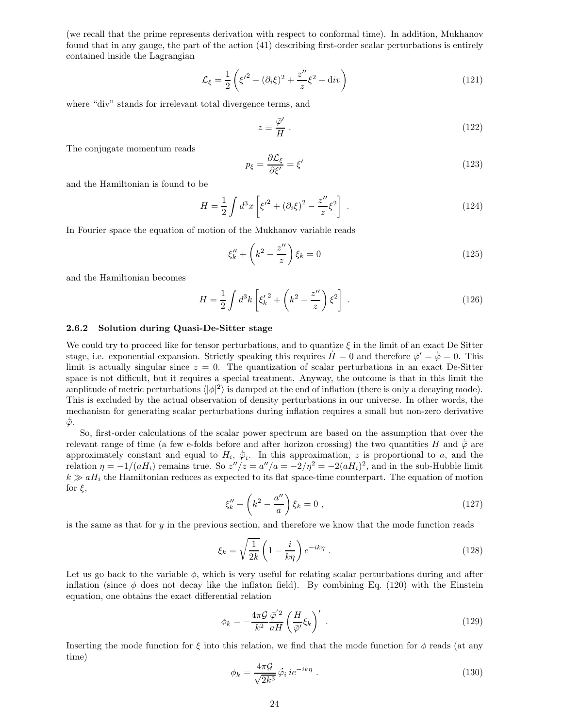(we recall that the prime represents derivation with respect to conformal time). In addition, Mukhanov found that in any gauge, the part of the action (41) describing first-order scalar perturbations is entirely contained inside the Lagrangian

$$\mathcal{L}_\xi = \frac{1}{2}\left(\xi'^2 - (\partial_i \xi)^2 + \frac{z''}{z}\xi^2 + \mathrm{d}iv\right) \tag{121}$$

where "div" stands for irrelevant total divergence terms, and

$$z \equiv \frac{\bar{\varphi}'}{H} \, . \tag{122}$$

The conjugate momentum reads

$$p_\xi = \frac{\partial \mathcal{L}_\xi}{\partial \xi'} = \xi' \tag{123}$$

and the Hamiltonian is found to be

$$H = \frac{1}{2}\int d^3x \left[\xi'^2 + (\partial_i \xi)^2 - \frac{z''}{z}\xi^2\right] \, . \tag{124}$$

In Fourier space the equation of motion of the Mukhanov variable reads

$$\xi_k'' + \left(k^2 - \frac{z''}{z}\right)\xi_k = 0 \tag{125}$$

and the Hamiltonian becomes

$$H = \frac{1}{2}\int d^3k \left[{\xi_k'}^2 + \left(k^2 - \frac{z''}{z}\right)\xi^2\right] \, . \tag{126}$$

### 2.6.2 Solution during Quasi-De-Sitter stage

We could try to proceed like for tensor perturbations, and to quantize $\xi$ in the limit of an exact De Sitter stage, i.e. exponential expansion. Strictly speaking this requires $\dot{H} = 0$ and therefore $\bar{\varphi}' = \dot{\bar{\varphi}} = 0$. This limit is actually singular since $z = 0$. The quantization of scalar perturbations in an exact De-Sitter space is not difficult, but it requires a special treatment. Anyway, the outcome is that in this limit the amplitude of metric perturbations $\langle|\phi|^2\rangle$ is damped at the end of inflation (there is only a decaying mode). This is excluded by the actual observation of density perturbations in our universe. In other words, the mechanism for generating scalar perturbations during inflation requires a small but non-zero derivative $\dot{\bar{\varphi}}$.

So, first-order calculations of the scalar power spectrum are based on the assumption that over the relevant range of time (a few e-folds before and after horizon crossing) the two quantities $H$ and $\dot{\bar{\varphi}}$ are approximately constant and equal to $H_i$, $\dot{\bar{\varphi}}_i$. In this approximation, $z$ is proportional to $a$, and the relation $\eta = -1/(aH_i)$ remains true. So $z''/z = a''/a = -2/\eta^2 = -2(aH_i)^2$, and in the sub-Hubble limit $k \gg aH_i$ the Hamiltonian reduces as expected to its flat space-time counterpart. The equation of motion for $\xi$,

$$\xi_k'' + \left(k^2 - \frac{a''}{a}\right)\xi_k = 0 \, , \tag{127}$$

is the same as that for $y$ in the previous section, and therefore we know that the mode function reads

$$\xi_k = \sqrt{\frac{1}{2k}}\left(1 - \frac{i}{k\eta}\right)e^{-ik\eta} \, . \tag{128}$$

Let us go back to the variable $\phi$, which is very useful for relating scalar perturbations during and after inflation (since $\phi$ does not decay like the inflaton field). By combining Eq. (120) with the Einstein equation, one obtains the exact differential relation

$$\phi_k = -\frac{4\pi\mathcal{G}}{k^2}\frac{\bar{\varphi}'^2}{aH}\left(\frac{H}{\bar{\varphi}'}\xi_k\right)' \, . \tag{129}$$

Inserting the mode function for $\xi$ into this relation, we find that the mode function for $\phi$ reads (at any time)

$$\phi_k = \frac{4\pi\mathcal{G}}{\sqrt{2k^3}}\,\dot{\bar{\varphi}}_i\, ie^{-ik\eta} \, . \tag{130}$$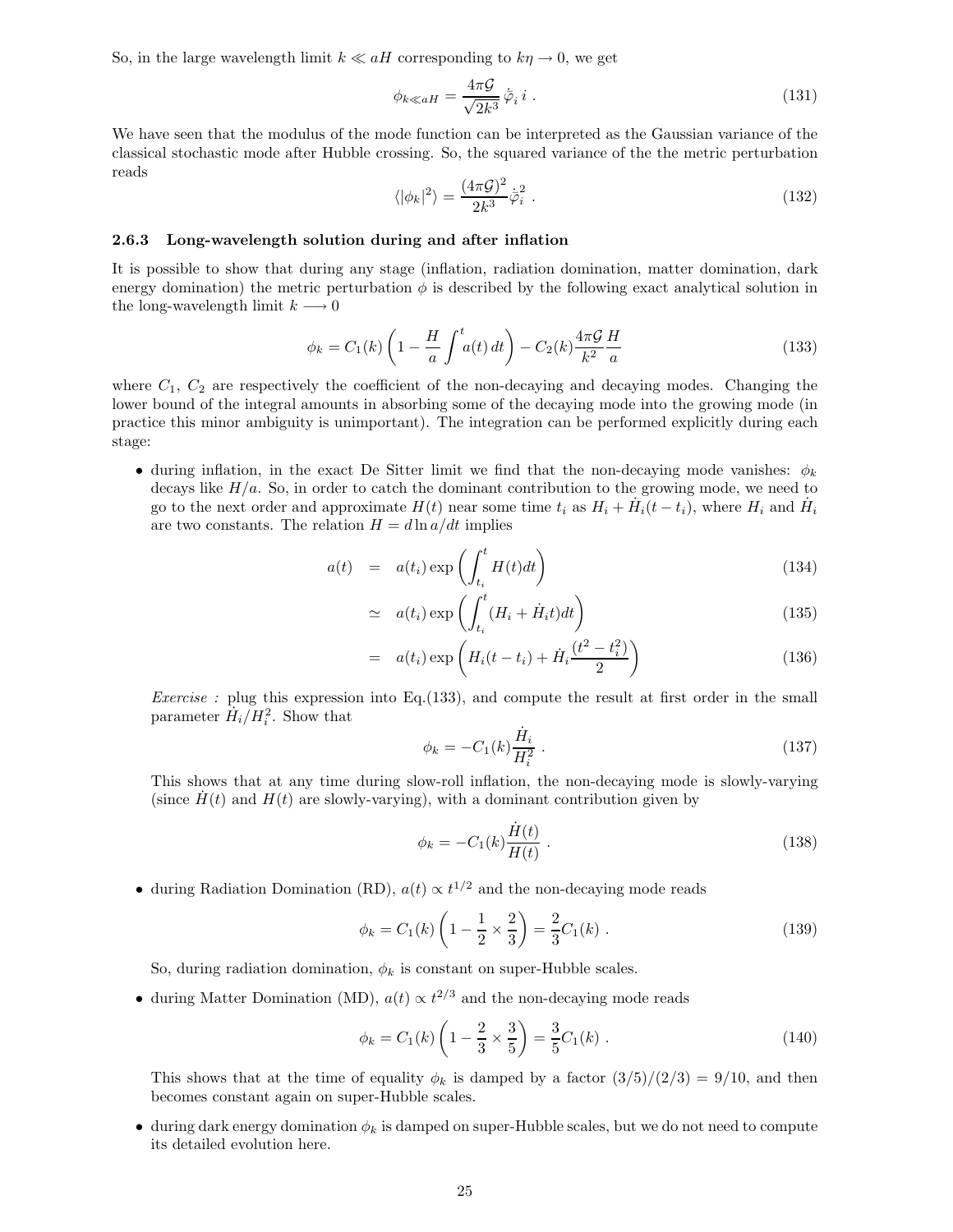So, in the large wavelength limit $k \ll aH$ corresponding to $k\eta \to 0$, we get

$$\phi_{k \ll aH} = \frac{4\pi\mathcal{G}}{\sqrt{2k^3}}\,\dot{\bar{\varphi}}_i\, i\ . \tag{131}$$

We have seen that the modulus of the mode function can be interpreted as the Gaussian variance of the classical stochastic mode after Hubble crossing. So, the squared variance of the the metric perturbation reads

$$\langle|\phi_k|^2\rangle = \frac{(4\pi\mathcal{G})^2}{2k^3}\dot{\bar{\varphi}}_i^2\ . \tag{132}$$

### 2.6.3 Long-wavelength solution during and after inflation

It is possible to show that during any stage (inflation, radiation domination, matter domination, dark energy domination) the metric perturbation $\phi$ is described by the following exact analytical solution in the long-wavelength limit $k \longrightarrow 0$

$$\phi_k = C_1(k)\left(1 - \frac{H}{a}\int^t a(t)\,dt\right) - C_2(k)\frac{4\pi\mathcal{G}}{k^2}\frac{H}{a} \tag{133}$$

where $C_1$, $C_2$ are respectively the coefficient of the non-decaying and decaying modes. Changing the lower bound of the integral amounts in absorbing some of the decaying mode into the growing mode (in practice this minor ambiguity is unimportant). The integration can be performed explicitly during each stage:

- during inflation, in the exact De Sitter limit we find that the non-decaying mode vanishes: $\phi_k$ decays like $H/a$. So, in order to catch the dominant contribution to the growing mode, we need to go to the next order and approximate $H(t)$ near some time $t_i$ as $H_i + \dot{H}_i(t - t_i)$, where $H_i$ and $\dot{H}_i$ are two constants. The relation $H = d\ln a/dt$ implies

$$\begin{aligned}
a(t) &= a(t_i)\exp\left(\int_{t_i}^t H(t)dt\right) &(134)\\
&\simeq a(t_i)\exp\left(\int_{t_i}^t (H_i + \dot{H}_i t)dt\right) &(135)\\
&= a(t_i)\exp\left(H_i(t - t_i) + \dot{H}_i\frac{(t^2 - t_i^2)}{2}\right) &(136)
\end{aligned}$$

  *Exercise :* plug this expression into Eq.(133), and compute the result at first order in the small parameter $\dot{H}_i/H_i^2$. Show that

$$\phi_k = -C_1(k)\frac{\dot{H}_i}{H_i^2}\ . \tag{137}$$

  This shows that at any time during slow-roll inflation, the non-decaying mode is slowly-varying (since $\dot{H}(t)$ and $H(t)$ are slowly-varying), with a dominant contribution given by

$$\phi_k = -C_1(k)\frac{\dot{H}(t)}{H(t)}\ . \tag{138}$$

- during Radiation Domination (RD), $a(t) \propto t^{1/2}$ and the non-decaying mode reads

$$\phi_k = C_1(k)\left(1 - \frac{1}{2}\times\frac{2}{3}\right) = \frac{2}{3}C_1(k)\ . \tag{139}$$

  So, during radiation domination, $\phi_k$ is constant on super-Hubble scales.

- during Matter Domination (MD), $a(t) \propto t^{2/3}$ and the non-decaying mode reads

$$\phi_k = C_1(k)\left(1 - \frac{2}{3}\times\frac{3}{5}\right) = \frac{3}{5}C_1(k)\ . \tag{140}$$

  This shows that at the time of equality $\phi_k$ is damped by a factor $(3/5)/(2/3) = 9/10$, and then becomes constant again on super-Hubble scales.

- during dark energy domination $\phi_k$ is damped on super-Hubble scales, but we do not need to compute its detailed evolution here.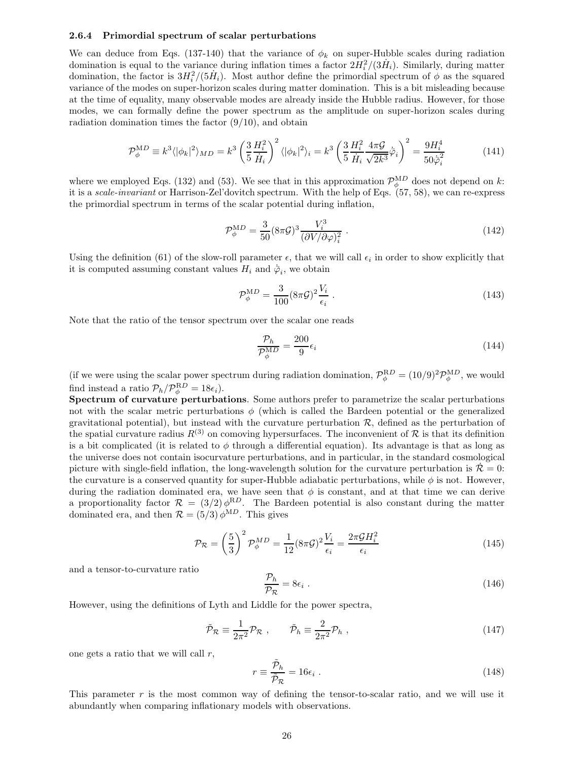### 2.6.4 Primordial spectrum of scalar perturbations

We can deduce from Eqs. (137-140) that the variance of $\phi_k$ on super-Hubble scales during radiation domination is equal to the variance during inflation times a factor $2H_i^2/(3\dot{H}_i)$. Similarly, during matter domination, the factor is $3H_i^2/(5\dot{H}_i)$. Most author define the primordial spectrum of $\phi$ as the squared variance of the modes on super-horizon scales during matter domination. This is a bit misleading because at the time of equality, many observable modes are already inside the Hubble radius. However, for those modes, we can formally define the power spectrum as the amplitude on super-horizon scales during radiation domination times the factor (9/10), and obtain

$$\mathcal{P}_\phi^{\rm MD} \equiv k^3 \langle |\phi_k|^2 \rangle_{MD} = k^3 \left( \frac{3}{5} \frac{H_i^2}{\dot{H}_i} \right)^2 \langle |\phi_k|^2 \rangle_i = k^3 \left( \frac{3}{5} \frac{H_i^2}{\dot{H}_i} \frac{4\pi \mathcal{G}}{\sqrt{2k^3}} \dot{\bar{\varphi}}_i \right)^2 = \frac{9 H_i^4}{50 \dot{\bar{\varphi}}_i^2} \tag{141}$$

where we employed Eqs. (132) and (53). We see that in this approximation $\mathcal{P}_\phi^{\rm MD}$ does not depend on $k$: it is a *scale-invariant* or Harrison-Zel'dovitch spectrum. With the help of Eqs. (57, 58), we can re-express the primordial spectrum in terms of the scalar potential during inflation,

$$\mathcal{P}_\phi^{\rm MD} = \frac{3}{50} (8\pi\mathcal{G})^3 \frac{V_i^3}{(\partial V/\partial\varphi)_i^2} \ . \tag{142}$$

Using the definition (61) of the slow-roll parameter $\epsilon$, that we will call $\epsilon_i$ in order to show explicitly that it is computed assuming constant values $H_i$ and $\dot{\bar{\varphi}}_i$, we obtain

$$\mathcal{P}_\phi^{\rm MD} = \frac{3}{100} (8\pi\mathcal{G})^2 \frac{V_i}{\epsilon_i} \ . \tag{143}$$

Note that the ratio of the tensor spectrum over the scalar one reads

$$\frac{\mathcal{P}_h}{\mathcal{P}_\phi^{\rm MD}} = \frac{200}{9} \epsilon_i \tag{144}$$

(if we were using the scalar power spectrum during radiation domination, $\mathcal{P}_\phi^{\rm RD} = (10/9)^2 \mathcal{P}_\phi^{\rm MD}$, we would find instead a ratio $\mathcal{P}_h/\mathcal{P}_\phi^{\rm RD} = 18\epsilon_i$).

**Spectrum of curvature perturbations**. Some authors prefer to parametrize the scalar perturbations not with the scalar metric perturbations $\phi$ (which is called the Bardeen potential or the generalized gravitational potential), but instead with the curvature perturbation $\mathcal{R}$, defined as the perturbation of the spatial curvature radius $R^{(3)}$ on comoving hypersurfaces. The inconvenient of $\mathcal{R}$ is that its definition is a bit complicated (it is related to $\phi$ through a differential equation). Its advantage is that as long as the universe does not contain isocurvature perturbations, and in particular, in the standard cosmological picture with single-field inflation, the long-wavelength solution for the curvature perturbation is $\dot{\mathcal{R}} = 0$: the curvature is a conserved quantity for super-Hubble adiabatic perturbations, while $\phi$ is not. However, during the radiation dominated era, we have seen that $\phi$ is constant, and at that time we can derive a proportionality factor $\mathcal{R} = (3/2)\,\phi^{\rm RD}$. The Bardeen potential is also constant during the matter dominated era, and then $\mathcal{R} = (5/3)\,\phi^{\rm MD}$. This gives

$$\mathcal{P}_\mathcal{R} = \left(\frac{5}{3}\right)^2 \mathcal{P}_\phi^{MD} = \frac{1}{12} (8\pi\mathcal{G})^2 \frac{V_i}{\epsilon_i} = \frac{2\pi \mathcal{G} H_i^2}{\epsilon_i} \tag{145}$$

and a tensor-to-curvature ratio

$$\frac{\mathcal{P}_h}{\mathcal{P}_\mathcal{R}} = 8\epsilon_i \ . \tag{146}$$

However, using the definitions of Lyth and Liddle for the power spectra,

$$\tilde{\mathcal{P}}_\mathcal{R} \equiv \frac{1}{2\pi^2} \mathcal{P}_\mathcal{R} \ , \qquad \tilde{\mathcal{P}}_h \equiv \frac{2}{2\pi^2} \mathcal{P}_h \ , \tag{147}$$

one gets a ratio that we will call $r$,

$$r \equiv \frac{\tilde{\mathcal{P}}_h}{\tilde{\mathcal{P}}_\mathcal{R}} = 16\epsilon_i \ . \tag{148}$$

This parameter $r$ is the most common way of defining the tensor-to-scalar ratio, and we will use it abundantly when comparing inflationary models with observations.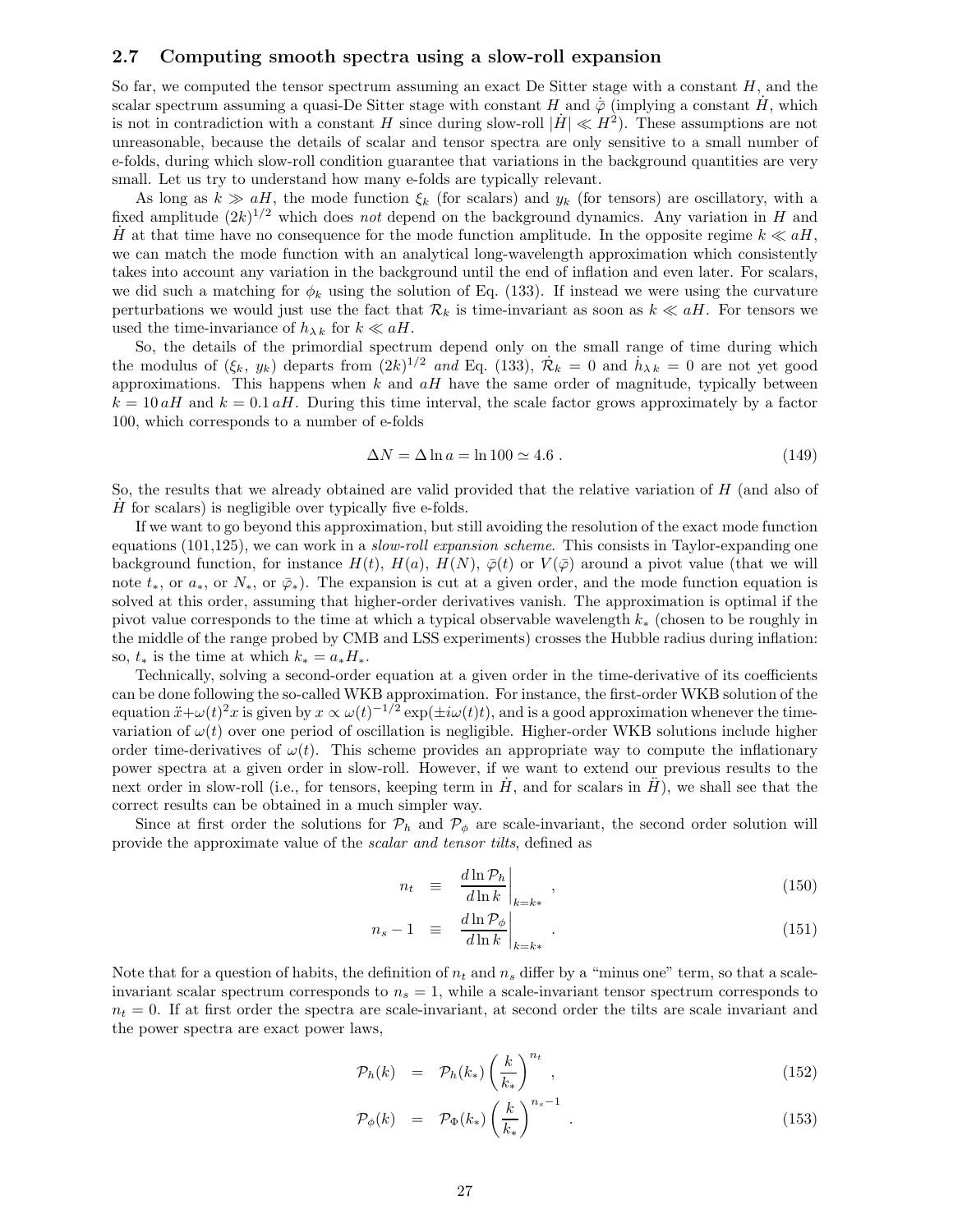### 2.7 Computing smooth spectra using a slow-roll expansion

So far, we computed the tensor spectrum assuming an exact De Sitter stage with a constant $H$, and the scalar spectrum assuming a quasi-De Sitter stage with constant $H$ and $\dot{\bar{\varphi}}$ (implying a constant $\dot{H}$, which is not in contradiction with a constant $H$ since during slow-roll $|\dot{H}| \ll H^2$). These assumptions are not unreasonable, because the details of scalar and tensor spectra are only sensitive to a small number of e-folds, during which slow-roll condition guarantee that variations in the background quantities are very small. Let us try to understand how many e-folds are typically relevant.

As long as $k \gg aH$, the mode function $\xi_k$ (for scalars) and $y_k$ (for tensors) are oscillatory, with a fixed amplitude $(2k)^{1/2}$ which does *not* depend on the background dynamics. Any variation in $H$ and $\dot{H}$ at that time have no consequence for the mode function amplitude. In the opposite regime $k \ll aH$, we can match the mode function with an analytical long-wavelength approximation which consistently takes into account any variation in the background until the end of inflation and even later. For scalars, we did such a matching for $\phi_k$ using the solution of Eq. (133). If instead we were using the curvature perturbations we would just use the fact that $\mathcal{R}_k$ is time-invariant as soon as $k \ll aH$. For tensors we used the time-invariance of $h_{\lambda\, k}$ for $k \ll aH$.

So, the details of the primordial spectrum depend only on the small range of time during which the modulus of $(\xi_k,\ y_k)$ departs from $(2k)^{1/2}$ *and* Eq. (133), $\dot{\mathcal{R}}_k = 0$ and $\dot{h}_{\lambda\, k} = 0$ are not yet good approximations. This happens when $k$ and $aH$ have the same order of magnitude, typically between $k = 10\, aH$ and $k = 0.1\, aH$. During this time interval, the scale factor grows approximately by a factor 100, which corresponds to a number of e-folds

$$\Delta N = \Delta \ln a = \ln 100 \simeq 4.6\ . \tag{149}$$

So, the results that we already obtained are valid provided that the relative variation of $H$ (and also of $\dot{H}$ for scalars) is negligible over typically five e-folds.

If we want to go beyond this approximation, but still avoiding the resolution of the exact mode function equations (101,125), we can work in a *slow-roll expansion scheme*. This consists in Taylor-expanding one background function, for instance $H(t)$, $H(a)$, $H(N)$, $\bar{\varphi}(t)$ or $V(\bar{\varphi})$ around a pivot value (that we will note $t_*$, or $a_*$, or $N_*$, or $\bar{\varphi}_*$). The expansion is cut at a given order, and the mode function equation is solved at this order, assuming that higher-order derivatives vanish. The approximation is optimal if the pivot value corresponds to the time at which a typical observable wavelength $k_*$ (chosen to be roughly in the middle of the range probed by CMB and LSS experiments) crosses the Hubble radius during inflation: so, $t_*$ is the time at which $k_* = a_* H_*$.

Technically, solving a second-order equation at a given order in the time-derivative of its coefficients can be done following the so-called WKB approximation. For instance, the first-order WKB solution of the equation $\ddot{x}+\omega(t)^2 x$ is given by $x \propto \omega(t)^{-1/2} \exp(\pm i \omega(t) t)$, and is a good approximation whenever the time-variation of $\omega(t)$ over one period of oscillation is negligible. Higher-order WKB solutions include higher order time-derivatives of $\omega(t)$. This scheme provides an appropriate way to compute the inflationary power spectra at a given order in slow-roll. However, if we want to extend our previous results to the next order in slow-roll (i.e., for tensors, keeping term in $\dot{H}$, and for scalars in $\ddot{H}$), we shall see that the correct results can be obtained in a much simpler way.

Since at first order the solutions for $\mathcal{P}_h$ and $\mathcal{P}_\phi$ are scale-invariant, the second order solution will provide the approximate value of the *scalar and tensor tilts*, defined as

$$n_t \ \equiv \ \left.\frac{d \ln \mathcal{P}_h}{d \ln k}\right|_{k=k*}\ , \tag{150}$$

$$n_s - 1 \ \equiv \ \left.\frac{d \ln \mathcal{P}_\phi}{d \ln k}\right|_{k=k*}\ . \tag{151}$$

Note that for a question of habits, the definition of $n_t$ and $n_s$ differ by a "minus one" term, so that a scale-invariant scalar spectrum corresponds to $n_s = 1$, while a scale-invariant tensor spectrum corresponds to $n_t = 0$. If at first order the spectra are scale-invariant, at second order the tilts are scale invariant and the power spectra are exact power laws,

$$\mathcal{P}_h(k) \ = \ \mathcal{P}_h(k_*) \left(\frac{k}{k_*}\right)^{n_t}\ , \tag{152}$$

$$\mathcal{P}_\phi(k) \ = \ \mathcal{P}_\Phi(k_*) \left(\frac{k}{k_*}\right)^{n_s-1}\ . \tag{153}$$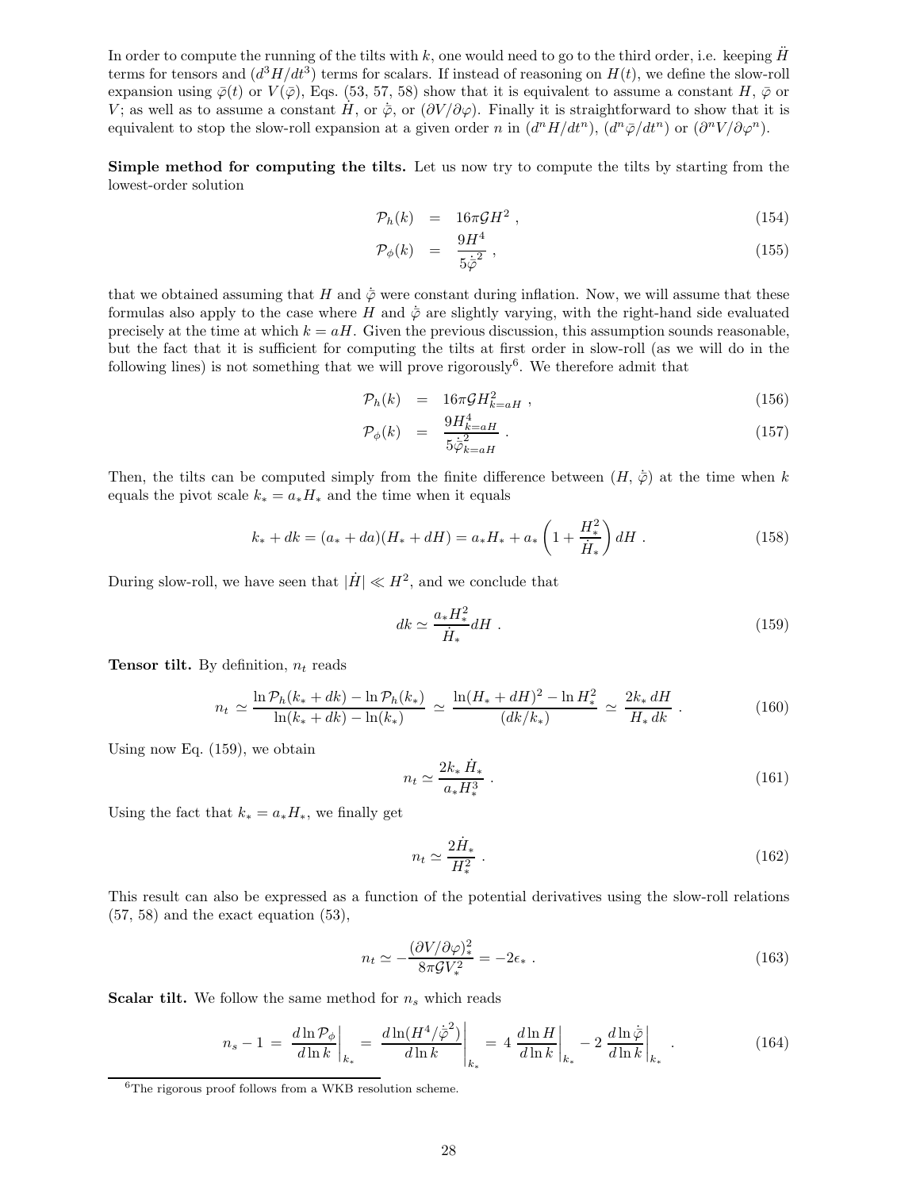In order to compute the running of the tilts with $k$, one would need to go to the third order, i.e. keeping $\ddot{H}$ terms for tensors and $(d^3H/dt^3)$ terms for scalars. If instead of reasoning on $H(t)$, we define the slow-roll expansion using $\bar{\varphi}(t)$ or $V(\bar{\varphi})$, Eqs. (53, 57, 58) show that it is equivalent to assume a constant $H$, $\bar{\varphi}$ or $V$; as well as to assume a constant $\dot{H}$, or $\dot{\bar{\varphi}}$, or $(\partial V/\partial\varphi)$. Finally it is straightforward to show that it is equivalent to stop the slow-roll expansion at a given order $n$ in $(d^nH/dt^n)$, $(d^n\bar{\varphi}/dt^n)$ or $(\partial^nV/\partial\varphi^n)$.

**Simple method for computing the tilts.** Let us now try to compute the tilts by starting from the lowest-order solution

$$\mathcal{P}_h(k) = 16\pi\mathcal{G}H^2 , \tag{154}$$

$$\mathcal{P}_\phi(k) = \frac{9H^4}{5\dot{\bar{\varphi}}^2} , \tag{155}$$

that we obtained assuming that $H$ and $\dot{\bar{\varphi}}$ were constant during inflation. Now, we will assume that these formulas also apply to the case where $H$ and $\dot{\bar{\varphi}}$ are slightly varying, with the right-hand side evaluated precisely at the time at which $k = aH$. Given the previous discussion, this assumption sounds reasonable, but the fact that it is sufficient for computing the tilts at first order in slow-roll (as we will do in the following lines) is not something that we will prove rigorously[6]. We therefore admit that

$$\mathcal{P}_h(k) = 16\pi\mathcal{G}H^2_{k=aH} , \tag{156}$$

$$\mathcal{P}_\phi(k) = \frac{9H^4_{k=aH}}{5\dot{\bar{\varphi}}^2_{k=aH}} . \tag{157}$$

Then, the tilts can be computed simply from the finite difference between $(H, \dot{\bar{\varphi}})$ at the time when $k$ equals the pivot scale $k_* = a_*H_*$ and the time when it equals

$$k_* + dk = (a_* + da)(H_* + dH) = a_*H_* + a_*\left(1 + \frac{H_*^2}{\dot{H}_*}\right) dH . \tag{158}$$

During slow-roll, we have seen that $|\dot{H}| \ll H^2$, and we conclude that

$$dk \simeq \frac{a_*H_*^2}{\dot{H}_*} dH . \tag{159}$$

**Tensor tilt.** By definition, $n_t$ reads

$$n_t \simeq \frac{\ln\mathcal{P}_h(k_* + dk) - \ln\mathcal{P}_h(k_*)}{\ln(k_* + dk) - \ln(k_*)} \simeq \frac{\ln(H_* + dH)^2 - \ln H_*^2}{(dk/k_*)} \simeq \frac{2k_*\,dH}{H_*\,dk} . \tag{160}$$

Using now Eq. (159), we obtain

$$n_t \simeq \frac{2k_*\,\dot{H}_*}{a_*H_*^3} . \tag{161}$$

Using the fact that $k_* = a_*H_*$, we finally get

$$n_t \simeq \frac{2\dot{H}_*}{H_*^2} . \tag{162}$$

This result can also be expressed as a function of the potential derivatives using the slow-roll relations (57, 58) and the exact equation (53),

$$n_t \simeq -\frac{(\partial V/\partial\varphi)_*^2}{8\pi\mathcal{G}V_*^2} = -2\epsilon_* . \tag{163}$$

**Scalar tilt.** We follow the same method for $n_s$ which reads

$$n_s - 1 = \left.\frac{d\ln\mathcal{P}_\phi}{d\ln k}\right|_{k_*} = \left.\frac{d\ln(H^4/\dot{\bar{\varphi}}^2)}{d\ln k}\right|_{k_*} = 4\left.\frac{d\ln H}{d\ln k}\right|_{k_*} - 2\left.\frac{d\ln\dot{\bar{\varphi}}}{d\ln k}\right|_{k_*} . \tag{164}$$

[6] The rigorous proof follows from a WKB resolution scheme.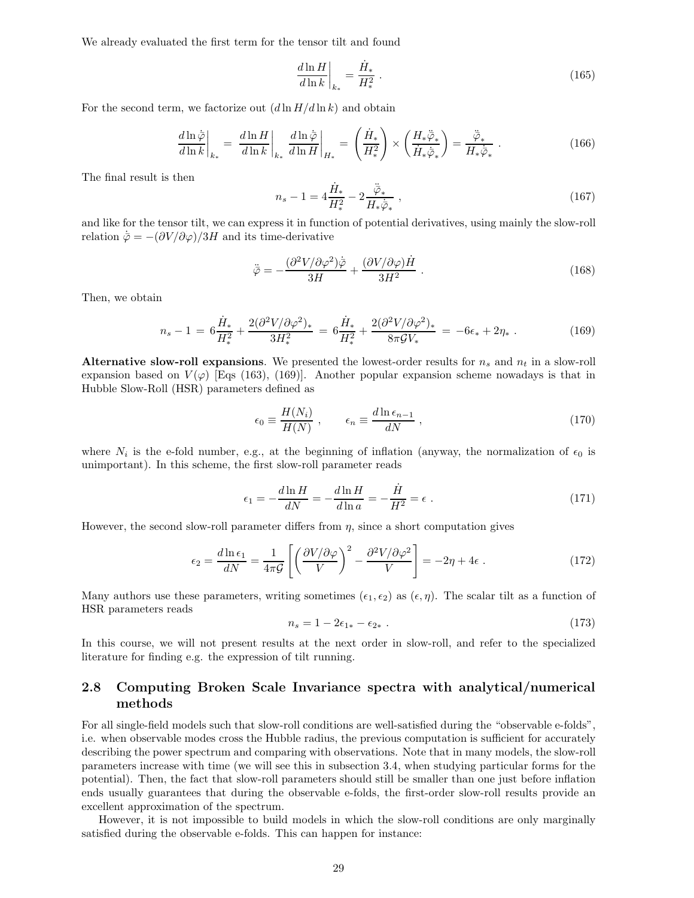We already evaluated the first term for the tensor tilt and found

$$\left.\frac{d\ln H}{d\ln k}\right|_{k_*} = \frac{\dot{H}_*}{H_*^2} \,. \tag{165}$$

For the second term, we factorize out $(d\ln H/d\ln k)$ and obtain

$$\left.\frac{d\ln\dot{\bar{\varphi}}}{d\ln k}\right|_{k_*} = \left.\frac{d\ln H}{d\ln k}\right|_{k_*}\left.\frac{d\ln\dot{\bar{\varphi}}}{d\ln H}\right|_{H_*} = \left(\frac{\dot{H}_*}{H_*^2}\right)\times\left(\frac{H_*\ddot{\bar{\varphi}}_*}{\dot{H}_*\dot{\bar{\varphi}}_*}\right) = \frac{\ddot{\bar{\varphi}}_*}{H_*\dot{\bar{\varphi}}_*} \,. \tag{166}$$

The final result is then

$$n_s - 1 = 4\frac{\dot{H}_*}{H_*^2} - 2\frac{\ddot{\bar{\varphi}}_*}{H_*\dot{\bar{\varphi}}_*} \,, \tag{167}$$

and like for the tensor tilt, we can express it in function of potential derivatives, using mainly the slow-roll relation $\dot{\bar{\varphi}} = -(\partial V/\partial\varphi)/3H$ and its time-derivative

$$\ddot{\bar{\varphi}} = -\frac{(\partial^2 V/\partial\varphi^2)\dot{\bar{\varphi}}}{3H} + \frac{(\partial V/\partial\varphi)\dot{H}}{3H^2} \,. \tag{168}$$

Then, we obtain

$$n_s - 1 = 6\frac{\dot{H}_*}{H_*^2} + \frac{2(\partial^2 V/\partial\varphi^2)_*}{3H_*^2} = 6\frac{\dot{H}_*}{H_*^2} + \frac{2(\partial^2 V/\partial\varphi^2)_*}{8\pi\mathcal{G}V_*} = -6\epsilon_* + 2\eta_* \,. \tag{169}$$

**Alternative slow-roll expansions**. We presented the lowest-order results for $n_s$ and $n_t$ in a slow-roll expansion based on $V(\varphi)$ [Eqs (163), (169)]. Another popular expansion scheme nowadays is that in Hubble Slow-Roll (HSR) parameters defined as

$$\epsilon_0 \equiv \frac{H(N_i)}{H(N)} \,, \qquad \epsilon_n \equiv \frac{d\ln\epsilon_{n-1}}{dN} \,, \tag{170}$$

where $N_i$ is the e-fold number, e.g., at the beginning of inflation (anyway, the normalization of $\epsilon_0$ is unimportant). In this scheme, the first slow-roll parameter reads

$$\epsilon_1 = -\frac{d\ln H}{dN} = -\frac{d\ln H}{d\ln a} = -\frac{\dot{H}}{H^2} = \epsilon \,. \tag{171}$$

However, the second slow-roll parameter differs from $\eta$, since a short computation gives

$$\epsilon_2 = \frac{d\ln\epsilon_1}{dN} = \frac{1}{4\pi\mathcal{G}}\left[\left(\frac{\partial V/\partial\varphi}{V}\right)^2 - \frac{\partial^2 V/\partial\varphi^2}{V}\right] = -2\eta + 4\epsilon \,. \tag{172}$$

Many authors use these parameters, writing sometimes $(\epsilon_1, \epsilon_2)$ as $(\epsilon, \eta)$. The scalar tilt as a function of HSR parameters reads

$$n_s = 1 - 2\epsilon_{1*} - \epsilon_{2*} \,. \tag{173}$$

In this course, we will not present results at the next order in slow-roll, and refer to the specialized literature for finding e.g. the expression of tilt running.

## 2.8 Computing Broken Scale Invariance spectra with analytical/numerical methods

For all single-field models such that slow-roll conditions are well-satisfied during the "observable e-folds", i.e. when observable modes cross the Hubble radius, the previous computation is sufficient for accurately describing the power spectrum and comparing with observations. Note that in many models, the slow-roll parameters increase with time (we will see this in subsection 3.4, when studying particular forms for the potential). Then, the fact that slow-roll parameters should still be smaller than one just before inflation ends usually guarantees that during the observable e-folds, the first-order slow-roll results provide an excellent approximation of the spectrum.

However, it is not impossible to build models in which the slow-roll conditions are only marginally satisfied during the observable e-folds. This can happen for instance: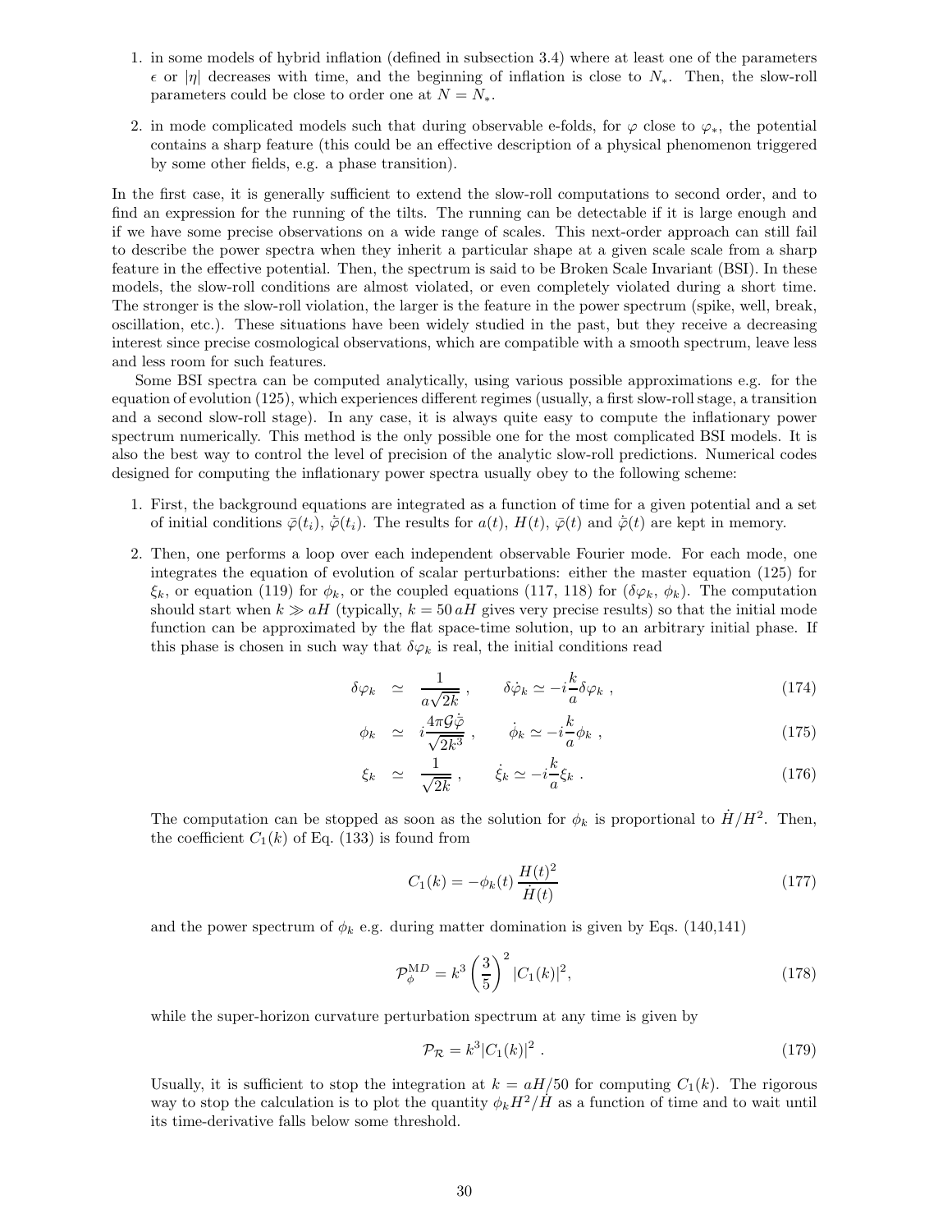1. in some models of hybrid inflation (defined in subsection 3.4) where at least one of the parameters $\epsilon$ or $|\eta|$ decreases with time, and the beginning of inflation is close to $N_*$. Then, the slow-roll parameters could be close to order one at $N = N_*$.

2. in mode complicated models such that during observable e-folds, for $\varphi$ close to $\varphi_*$, the potential contains a sharp feature (this could be an effective description of a physical phenomenon triggered by some other fields, e.g. a phase transition).

In the first case, it is generally sufficient to extend the slow-roll computations to second order, and to find an expression for the running of the tilts. The running can be detectable if it is large enough and if we have some precise observations on a wide range of scales. This next-order approach can still fail to describe the power spectra when they inherit a particular shape at a given scale scale from a sharp feature in the effective potential. Then, the spectrum is said to be Broken Scale Invariant (BSI). In these models, the slow-roll conditions are almost violated, or even completely violated during a short time. The stronger is the slow-roll violation, the larger is the feature in the power spectrum (spike, well, break, oscillation, etc.). These situations have been widely studied in the past, but they receive a decreasing interest since precise cosmological observations, which are compatible with a smooth spectrum, leave less and less room for such features.

Some BSI spectra can be computed analytically, using various possible approximations e.g. for the equation of evolution (125), which experiences different regimes (usually, a first slow-roll stage, a transition and a second slow-roll stage). In any case, it is always quite easy to compute the inflationary power spectrum numerically. This method is the only possible one for the most complicated BSI models. It is also the best way to control the level of precision of the analytic slow-roll predictions. Numerical codes designed for computing the inflationary power spectra usually obey to the following scheme:

1. First, the background equations are integrated as a function of time for a given potential and a set of initial conditions $\bar{\varphi}(t_i)$, $\dot{\bar{\varphi}}(t_i)$. The results for $a(t)$, $H(t)$, $\bar{\varphi}(t)$ and $\dot{\bar{\varphi}}(t)$ are kept in memory.

2. Then, one performs a loop over each independent observable Fourier mode. For each mode, one integrates the equation of evolution of scalar perturbations: either the master equation (125) for $\xi_k$, or equation (119) for $\phi_k$, or the coupled equations (117, 118) for ($\delta\varphi_k$, $\phi_k$). The computation should start when $k \gg aH$ (typically, $k = 50\, aH$ gives very precise results) so that the initial mode function can be approximated by the flat space-time solution, up to an arbitrary initial phase. If this phase is chosen in such way that $\delta\varphi_k$ is real, the initial conditions read

$$\delta\varphi_k \simeq \frac{1}{a\sqrt{2k}}\,, \qquad \delta\dot{\varphi}_k \simeq -i\frac{k}{a}\delta\varphi_k\,, \tag{174}$$

$$\phi_k \simeq i\frac{4\pi\mathcal{G}\dot{\bar{\varphi}}}{\sqrt{2k^3}}\,, \qquad \dot{\phi}_k \simeq -i\frac{k}{a}\phi_k\,, \tag{175}$$

$$\xi_k \simeq \frac{1}{\sqrt{2k}}\,, \qquad \dot{\xi}_k \simeq -i\frac{k}{a}\xi_k\,. \tag{176}$$

The computation can be stopped as soon as the solution for $\phi_k$ is proportional to $\dot{H}/H^2$. Then, the coefficient $C_1(k)$ of Eq. (133) is found from

$$C_1(k) = -\phi_k(t)\,\frac{H(t)^2}{\dot{H}(t)} \tag{177}$$

and the power spectrum of $\phi_k$ e.g. during matter domination is given by Eqs. (140,141)

$$\mathcal{P}_\phi^{\rm MD} = k^3\left(\frac{3}{5}\right)^2|C_1(k)|^2, \tag{178}$$

while the super-horizon curvature perturbation spectrum at any time is given by

$$\mathcal{P}_\mathcal{R} = k^3|C_1(k)|^2\,. \tag{179}$$

Usually, it is sufficient to stop the integration at $k = aH/50$ for computing $C_1(k)$. The rigorous way to stop the calculation is to plot the quantity $\phi_k H^2/\dot{H}$ as a function of time and to wait until its time-derivative falls below some threshold.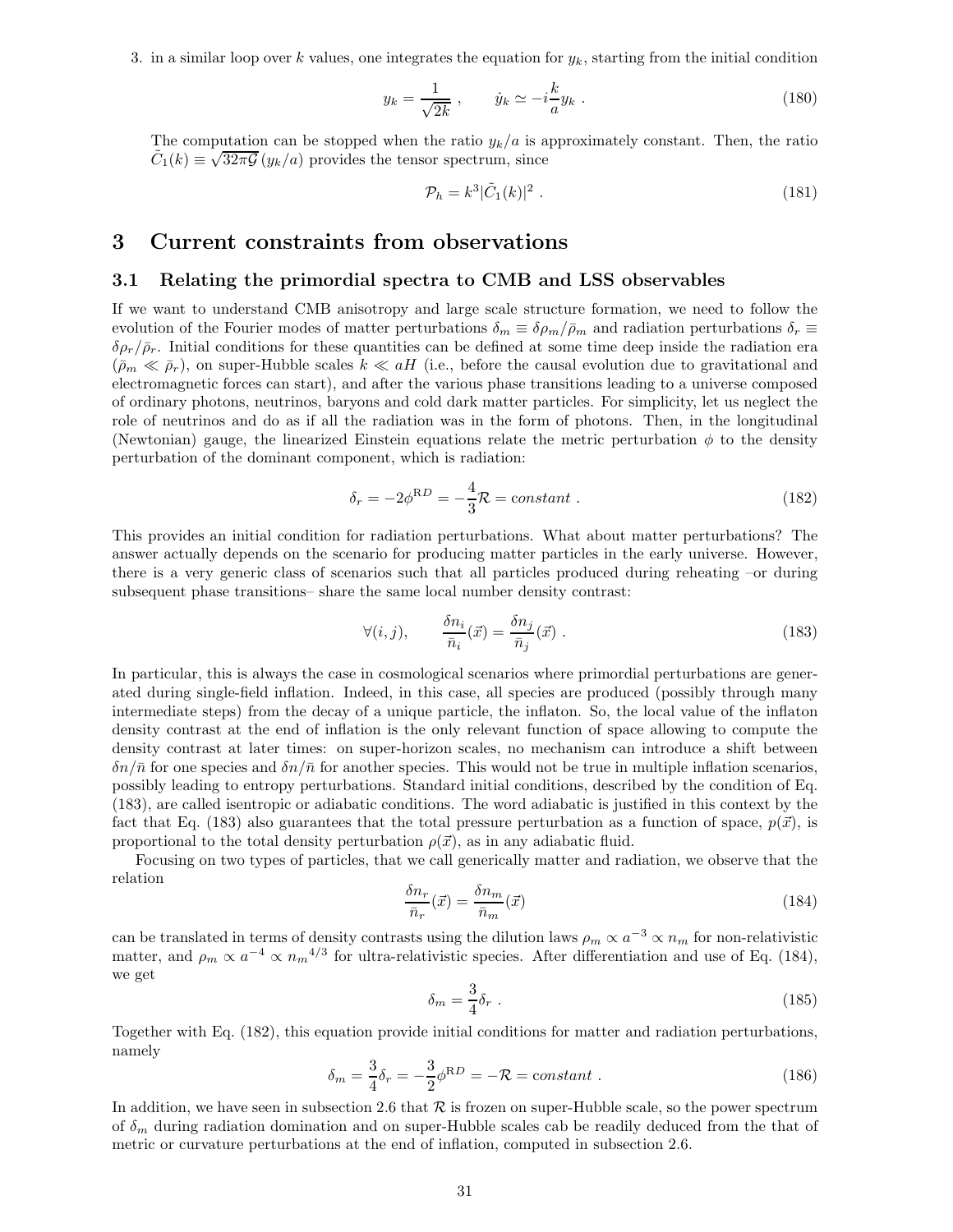3. in a similar loop over $k$ values, one integrates the equation for $y_k$, starting from the initial condition

$$y_k = \frac{1}{\sqrt{2k}} , \qquad \dot{y}_k \simeq -i\frac{k}{a} y_k \; . \tag{180}$$

   The computation can be stopped when the ratio $y_k/a$ is approximately constant. Then, the ratio $\tilde{C}_1(k) \equiv \sqrt{32\pi\mathcal{G}}\,(y_k/a)$ provides the tensor spectrum, since

$$\mathcal{P}_h = k^3 |\tilde{C}_1(k)|^2 \; . \tag{181}$$

# 3 Current constraints from observations

## 3.1 Relating the primordial spectra to CMB and LSS observables

If we want to understand CMB anisotropy and large scale structure formation, we need to follow the evolution of the Fourier modes of matter perturbations $\delta_m \equiv \delta\rho_m/\bar{\rho}_m$ and radiation perturbations $\delta_r \equiv \delta\rho_r/\bar{\rho}_r$. Initial conditions for these quantities can be defined at some time deep inside the radiation era ($\bar{\rho}_m \ll \bar{\rho}_r$), on super-Hubble scales $k \ll aH$ (i.e., before the causal evolution due to gravitational and electromagnetic forces can start), and after the various phase transitions leading to a universe composed of ordinary photons, neutrinos, baryons and cold dark matter particles. For simplicity, let us neglect the role of neutrinos and do as if all the radiation was in the form of photons. Then, in the longitudinal (Newtonian) gauge, the linearized Einstein equations relate the metric perturbation $\phi$ to the density perturbation of the dominant component, which is radiation:

$$\delta_r = -2\phi^{\mathrm{R}D} = -\frac{4}{3}\mathcal{R} = constant \; . \tag{182}$$

This provides an initial condition for radiation perturbations. What about matter perturbations? The answer actually depends on the scenario for producing matter particles in the early universe. However, there is a very generic class of scenarios such that all particles produced during reheating –or during subsequent phase transitions– share the same local number density contrast:

$$\forall (i,j), \qquad \frac{\delta n_i}{\bar{n}_i}(\vec{x}) = \frac{\delta n_j}{\bar{n}_j}(\vec{x}) \; . \tag{183}$$

In particular, this is always the case in cosmological scenarios where primordial perturbations are generated during single-field inflation. Indeed, in this case, all species are produced (possibly through many intermediate steps) from the decay of a unique particle, the inflaton. So, the local value of the inflaton density contrast at the end of inflation is the only relevant function of space allowing to compute the density contrast at later times: on super-horizon scales, no mechanism can introduce a shift between $\delta n/\bar{n}$ for one species and $\delta n/\bar{n}$ for another species. This would not be true in multiple inflation scenarios, possibly leading to entropy perturbations. Standard initial conditions, described by the condition of Eq. (183), are called isentropic or adiabatic conditions. The word adiabatic is justified in this context by the fact that Eq. (183) also guarantees that the total pressure perturbation as a function of space, $p(\vec{x})$, is proportional to the total density perturbation $\rho(\vec{x})$, as in any adiabatic fluid.

Focusing on two types of particles, that we call generically matter and radiation, we observe that the relation

$$\frac{\delta n_r}{\bar{n}_r}(\vec{x}) = \frac{\delta n_m}{\bar{n}_m}(\vec{x}) \tag{184}$$

can be translated in terms of density contrasts using the dilution laws $\rho_m \propto a^{-3} \propto n_m$ for non-relativistic matter, and $\rho_m \propto a^{-4} \propto {n_m}^{4/3}$ for ultra-relativistic species. After differentiation and use of Eq. (184), we get

$$\delta_m = \frac{3}{4}\delta_r \; . \tag{185}$$

Together with Eq. (182), this equation provide initial conditions for matter and radiation perturbations, namely

$$\delta_m = \frac{3}{4}\delta_r = -\frac{3}{2}\phi^{\mathrm{R}D} = -\mathcal{R} = \mathrm{c}onstant \; . \tag{186}$$

In addition, we have seen in subsection 2.6 that $\mathcal{R}$ is frozen on super-Hubble scale, so the power spectrum of $\delta_m$ during radiation domination and on super-Hubble scales cab be readily deduced from the that of metric or curvature perturbations at the end of inflation, computed in subsection 2.6.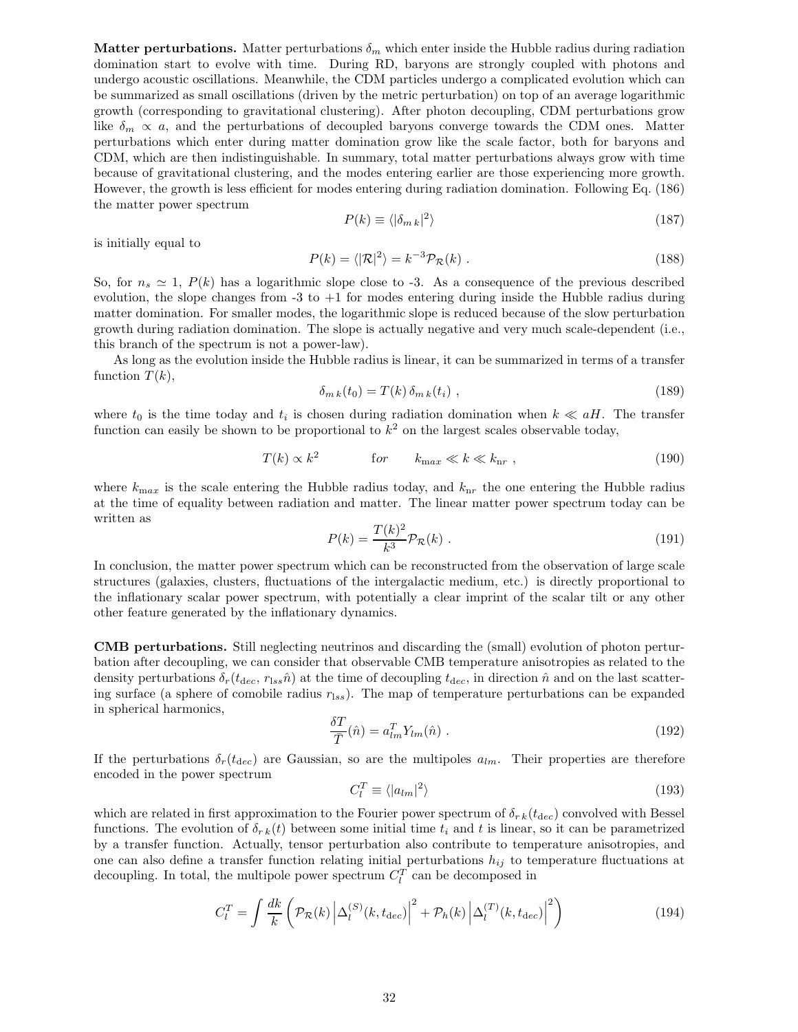**Matter perturbations.** Matter perturbations $\delta_m$ which enter inside the Hubble radius during radiation domination start to evolve with time. During RD, baryons are strongly coupled with photons and undergo acoustic oscillations. Meanwhile, the CDM particles undergo a complicated evolution which can be summarized as small oscillations (driven by the metric perturbation) on top of an average logarithmic growth (corresponding to gravitational clustering). After photon decoupling, CDM perturbations grow like $\delta_m \propto a$, and the perturbations of decoupled baryons converge towards the CDM ones. Matter perturbations which enter during matter domination grow like the scale factor, both for baryons and CDM, which are then indistinguishable. In summary, total matter perturbations always grow with time because of gravitational clustering, and the modes entering earlier are those experiencing more growth. However, the growth is less efficient for modes entering during radiation domination. Following Eq. (186) the matter power spectrum

$$P(k) \equiv \langle |\delta_{m\,k}|^2 \rangle \tag{187}$$

is initially equal to

$$P(k) = \langle |\mathcal{R}|^2 \rangle = k^{-3} \mathcal{P}_{\mathcal{R}}(k) \ . \tag{188}$$

So, for $n_s \simeq 1$, $P(k)$ has a logarithmic slope close to -3. As a consequence of the previous described evolution, the slope changes from -3 to +1 for modes entering during inside the Hubble radius during matter domination. For smaller modes, the logarithmic slope is reduced because of the slow perturbation growth during radiation domination. The slope is actually negative and very much scale-dependent (i.e., this branch of the spectrum is not a power-law).

As long as the evolution inside the Hubble radius is linear, it can be summarized in terms of a transfer function $T(k)$,

$$\delta_{m\,k}(t_0) = T(k)\, \delta_{m\,k}(t_i) \ , \tag{189}$$

where $t_0$ is the time today and $t_i$ is chosen during radiation domination when $k \ll aH$. The transfer function can easily be shown to be proportional to $k^2$ on the largest scales observable today,

$$T(k) \propto k^2 \qquad \text{for} \qquad k_{\max} \ll k \ll k_{\rm nr} \ , \tag{190}$$

where $k_{\max}$ is the scale entering the Hubble radius today, and $k_{\rm nr}$ the one entering the Hubble radius at the time of equality between radiation and matter. The linear matter power spectrum today can be written as

$$P(k) = \frac{T(k)^2}{k^3} \mathcal{P}_{\mathcal{R}}(k) \ . \tag{191}$$

In conclusion, the matter power spectrum which can be reconstructed from the observation of large scale structures (galaxies, clusters, fluctuations of the intergalactic medium, etc.) is directly proportional to the inflationary scalar power spectrum, with potentially a clear imprint of the scalar tilt or any other other feature generated by the inflationary dynamics.

**CMB perturbations.** Still neglecting neutrinos and discarding the (small) evolution of photon perturbation after decoupling, we can consider that observable CMB temperature anisotropies as related to the density perturbations $\delta_r(t_{\rm dec}, r_{\rm lss}\hat{n})$ at the time of decoupling $t_{\rm dec}$, in direction $\hat{n}$ and on the last scattering surface (a sphere of comobile radius $r_{\rm lss}$). The map of temperature perturbations can be expanded in spherical harmonics,

$$\frac{\delta T}{T}(\hat{n}) = a^T_{lm} Y_{lm}(\hat{n}) \ . \tag{192}$$

If the perturbations $\delta_r(t_{dec})$ are Gaussian, so are the multipoles $a_{lm}$. Their properties are therefore encoded in the power spectrum

$$C^T_l \equiv \langle |a_{lm}|^2 \rangle \tag{193}$$

which are related in first approximation to the Fourier power spectrum of $\delta_{r\,k}(t_{\rm dec})$ convolved with Bessel functions. The evolution of $\delta_{r\,k}(t)$ between some initial time $t_i$ and $t$ is linear, so it can be parametrized by a transfer function. Actually, tensor perturbation also contribute to temperature anisotropies, and one can also define a transfer function relating initial perturbations $h_{ij}$ to temperature fluctuations at decoupling. In total, the multipole power spectrum $C^T_l$ can be decomposed in

$$C^T_l = \int \frac{dk}{k} \left( \mathcal{P}_{\mathcal{R}}(k) \left| \Delta^{(S)}_l(k, t_{\rm dec}) \right|^2 + \mathcal{P}_h(k) \left| \Delta^{(T)}_l(k, t_{\rm dec}) \right|^2 \right) \tag{194}$$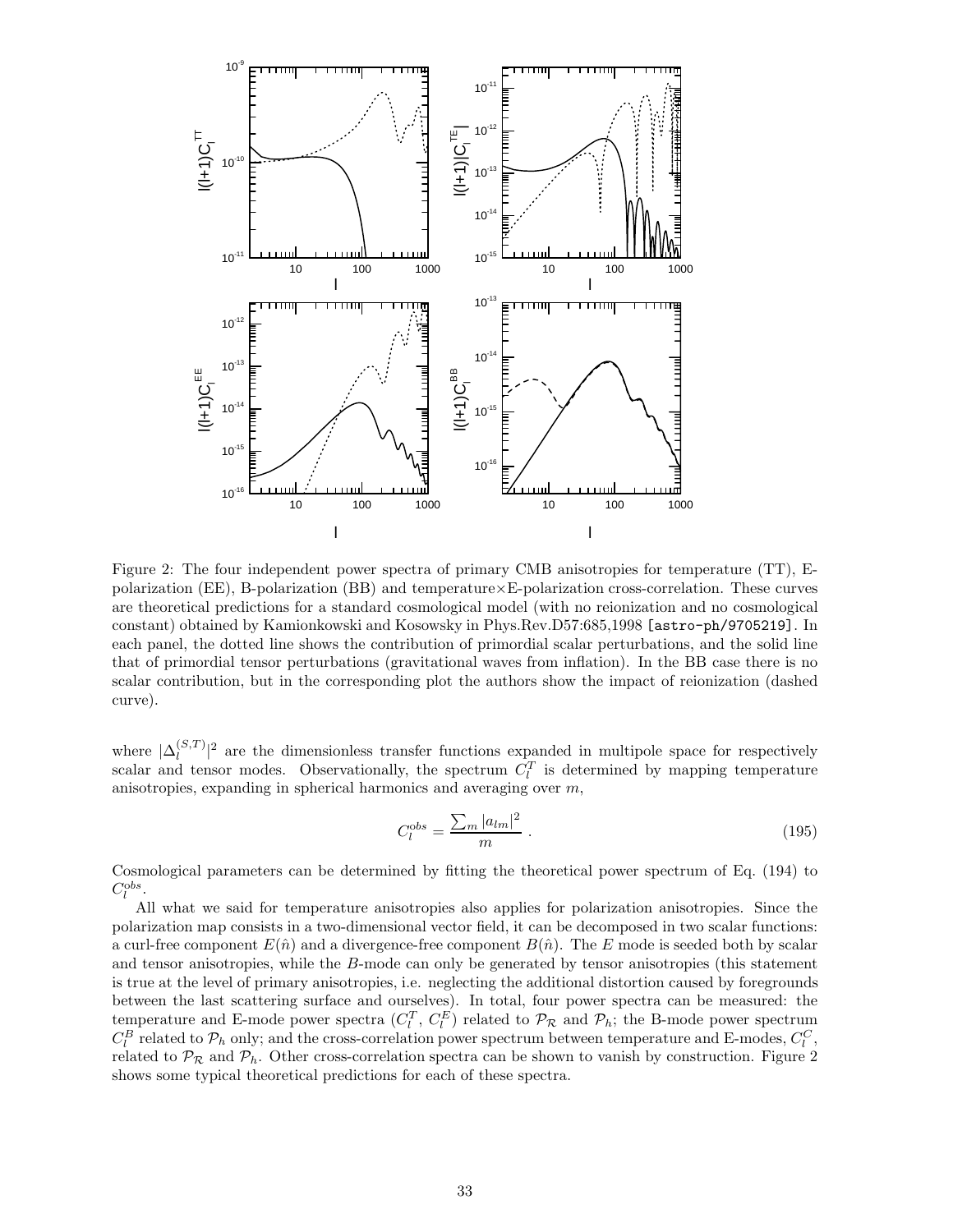Figure 2: The four independent power spectra of primary CMB anisotropies for temperature (TT), E-polarization (EE), B-polarization (BB) and temperature×E-polarization cross-correlation. These curves are theoretical predictions for a standard cosmological model (with no reionization and no cosmological constant) obtained by Kamionkowski and Kosowsky in Phys.Rev.D57:685,1998 [astro-ph/9705219]. In each panel, the dotted line shows the contribution of primordial scalar perturbations, and the solid line that of primordial tensor perturbations (gravitational waves from inflation). In the BB case there is no scalar contribution, but in the corresponding plot the authors show the impact of reionization (dashed curve).

where $|\Delta_l^{(S,T)}|^2$ are the dimensionless transfer functions expanded in multipole space for respectively scalar and tensor modes. Observationally, the spectrum $C_l^T$ is determined by mapping temperature anisotropies, expanding in spherical harmonics and averaging over $m$,

$$C_l^{obs} = \frac{\sum_m |a_{lm}|^2}{m} \; . \tag{195}$$

Cosmological parameters can be determined by fitting the theoretical power spectrum of Eq. (194) to $C_l^{obs}$.

All what we said for temperature anisotropies also applies for polarization anisotropies. Since the polarization map consists in a two-dimensional vector field, it can be decomposed in two scalar functions: a curl-free component $E(\hat{n})$ and a divergence-free component $B(\hat{n})$. The $E$ mode is seeded both by scalar and tensor anisotropies, while the $B$-mode can only be generated by tensor anisotropies (this statement is true at the level of primary anisotropies, i.e. neglecting the additional distortion caused by foregrounds between the last scattering surface and ourselves). In total, four power spectra can be measured: the temperature and E-mode power spectra ($C_l^T$, $C_l^E$) related to $\mathcal{P}_\mathcal{R}$ and $\mathcal{P}_h$; the B-mode power spectrum $C_l^B$ related to $\mathcal{P}_h$ only; and the cross-correlation power spectrum between temperature and E-modes, $C_l^C$, related to $\mathcal{P}_\mathcal{R}$ and $\mathcal{P}_h$. Other cross-correlation spectra can be shown to vanish by construction. Figure 2 shows some typical theoretical predictions for each of these spectra.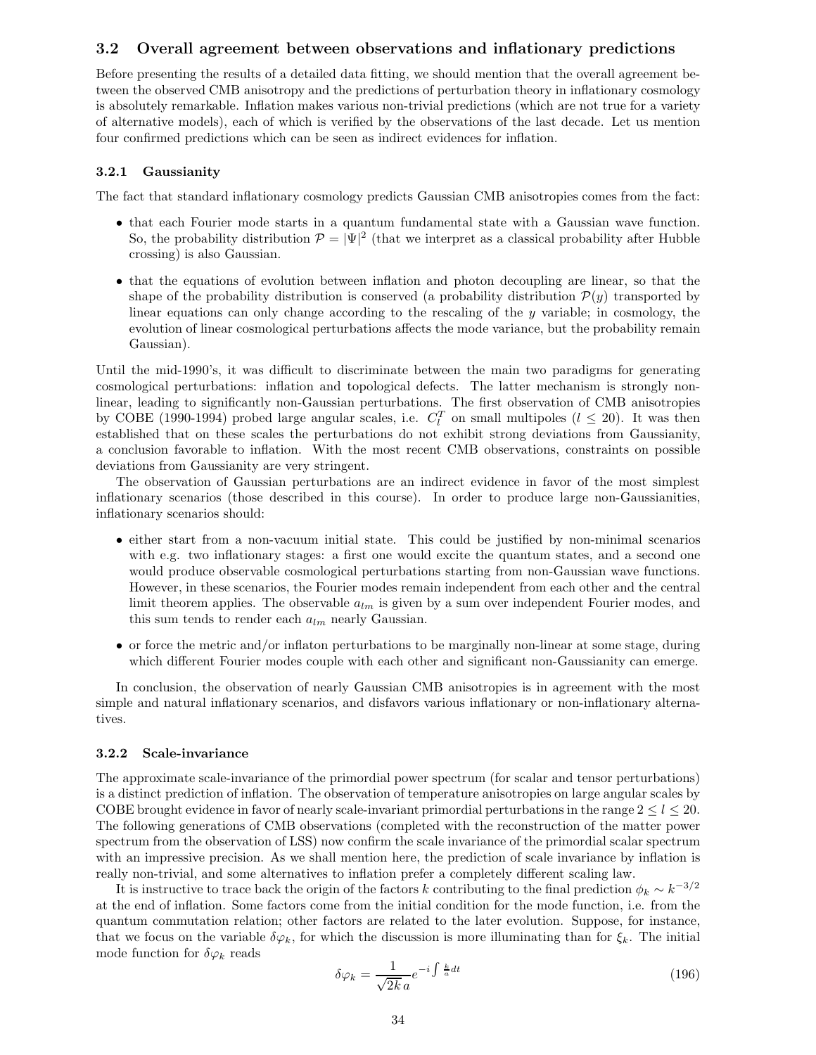## 3.2 Overall agreement between observations and inflationary predictions

Before presenting the results of a detailed data fitting, we should mention that the overall agreement between the observed CMB anisotropy and the predictions of perturbation theory in inflationary cosmology is absolutely remarkable. Inflation makes various non-trivial predictions (which are not true for a variety of alternative models), each of which is verified by the observations of the last decade. Let us mention four confirmed predictions which can be seen as indirect evidences for inflation.

### 3.2.1 Gaussianity

The fact that standard inflationary cosmology predicts Gaussian CMB anisotropies comes from the fact:

- that each Fourier mode starts in a quantum fundamental state with a Gaussian wave function. So, the probability distribution $\mathcal{P} = |\Psi|^2$ (that we interpret as a classical probability after Hubble crossing) is also Gaussian.
- that the equations of evolution between inflation and photon decoupling are linear, so that the shape of the probability distribution is conserved (a probability distribution $\mathcal{P}(y)$ transported by linear equations can only change according to the rescaling of the $y$ variable; in cosmology, the evolution of linear cosmological perturbations affects the mode variance, but the probability remain Gaussian).

Until the mid-1990's, it was difficult to discriminate between the main two paradigms for generating cosmological perturbations: inflation and topological defects. The latter mechanism is strongly non-linear, leading to significantly non-Gaussian perturbations. The first observation of CMB anisotropies by COBE (1990-1994) probed large angular scales, i.e. $C_l^T$ on small multipoles ($l \leq 20$). It was then established that on these scales the perturbations do not exhibit strong deviations from Gaussianity, a conclusion favorable to inflation. With the most recent CMB observations, constraints on possible deviations from Gaussianity are very stringent.

The observation of Gaussian perturbations are an indirect evidence in favor of the most simplest inflationary scenarios (those described in this course). In order to produce large non-Gaussianities, inflationary scenarios should:

- either start from a non-vacuum initial state. This could be justified by non-minimal scenarios with e.g. two inflationary stages: a first one would excite the quantum states, and a second one would produce observable cosmological perturbations starting from non-Gaussian wave functions. However, in these scenarios, the Fourier modes remain independent from each other and the central limit theorem applies. The observable $a_{lm}$ is given by a sum over independent Fourier modes, and this sum tends to render each $a_{lm}$ nearly Gaussian.
- or force the metric and/or inflaton perturbations to be marginally non-linear at some stage, during which different Fourier modes couple with each other and significant non-Gaussianity can emerge.

In conclusion, the observation of nearly Gaussian CMB anisotropies is in agreement with the most simple and natural inflationary scenarios, and disfavors various inflationary or non-inflationary alternatives.

### 3.2.2 Scale-invariance

The approximate scale-invariance of the primordial power spectrum (for scalar and tensor perturbations) is a distinct prediction of inflation. The observation of temperature anisotropies on large angular scales by COBE brought evidence in favor of nearly scale-invariant primordial perturbations in the range $2 \leq l \leq 20$. The following generations of CMB observations (completed with the reconstruction of the matter power spectrum from the observation of LSS) now confirm the scale invariance of the primordial scalar spectrum with an impressive precision. As we shall mention here, the prediction of scale invariance by inflation is really non-trivial, and some alternatives to inflation prefer a completely different scaling law.

It is instructive to trace back the origin of the factors $k$ contributing to the final prediction $\phi_k \sim k^{-3/2}$ at the end of inflation. Some factors come from the initial condition for the mode function, i.e. from the quantum commutation relation; other factors are related to the later evolution. Suppose, for instance, that we focus on the variable $\delta\varphi_k$, for which the discussion is more illuminating than for $\xi_k$. The initial mode function for $\delta\varphi_k$ reads

$$\delta\varphi_k = \frac{1}{\sqrt{2k}\,a} e^{-i\int \frac{k}{a} dt} \tag{196}$$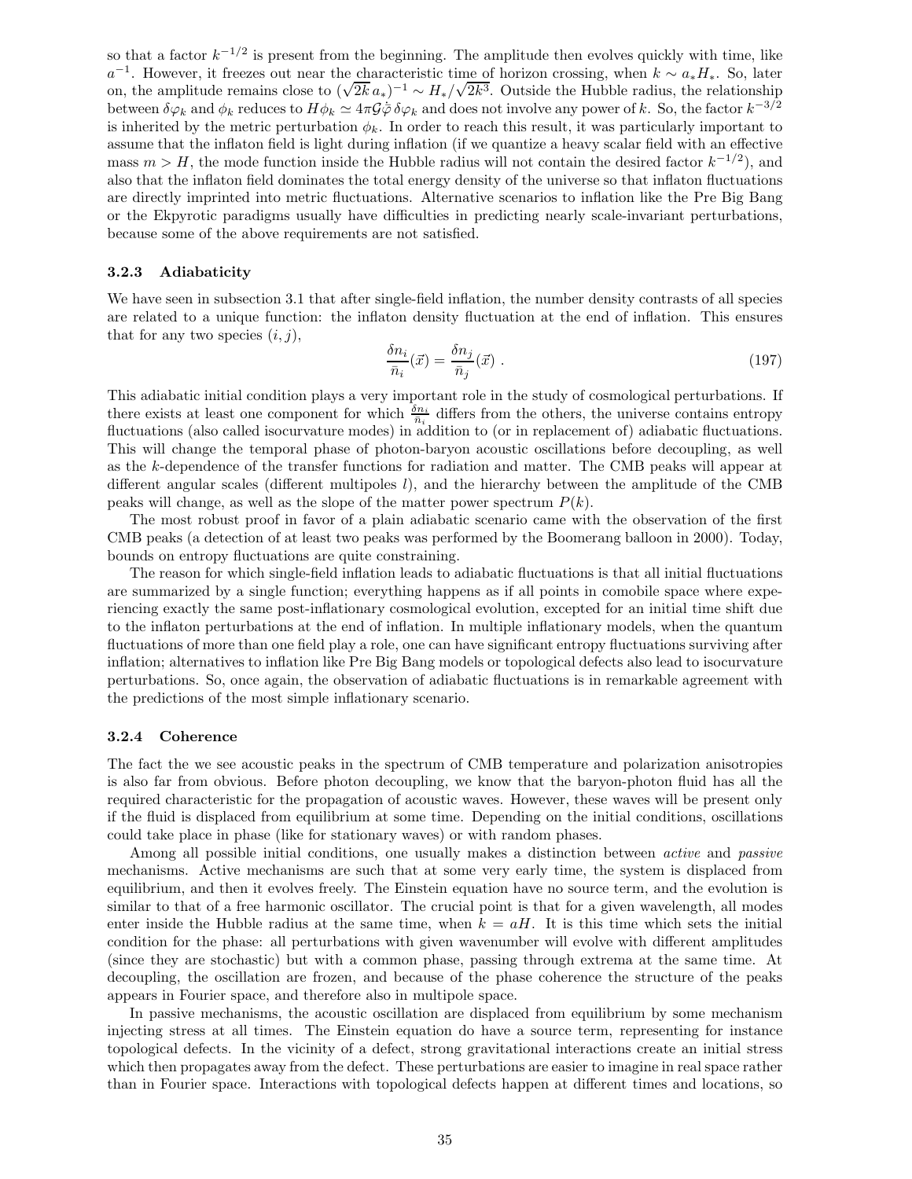so that a factor $k^{-1/2}$ is present from the beginning. The amplitude then evolves quickly with time, like $a^{-1}$. However, it freezes out near the characteristic time of horizon crossing, when $k \sim a_* H_*$. So, later on, the amplitude remains close to $(\sqrt{2k}\, a_*)^{-1} \sim H_*/\sqrt{2k^3}$. Outside the Hubble radius, the relationship between $\delta\varphi_k$ and $\phi_k$ reduces to $H\phi_k \simeq 4\pi\mathcal{G}\dot{\bar{\varphi}}\,\delta\varphi_k$ and does not involve any power of $k$. So, the factor $k^{-3/2}$ is inherited by the metric perturbation $\phi_k$. In order to reach this result, it was particularly important to assume that the inflaton field is light during inflation (if we quantize a heavy scalar field with an effective mass $m > H$, the mode function inside the Hubble radius will not contain the desired factor $k^{-1/2}$), and also that the inflaton field dominates the total energy density of the universe so that inflaton fluctuations are directly imprinted into metric fluctuations. Alternative scenarios to inflation like the Pre Big Bang or the Ekpyrotic paradigms usually have difficulties in predicting nearly scale-invariant perturbations, because some of the above requirements are not satisfied.

### 3.2.3 Adiabaticity

We have seen in subsection 3.1 that after single-field inflation, the number density contrasts of all species are related to a unique function: the inflaton density fluctuation at the end of inflation. This ensures that for any two species $(i, j)$,

$$\frac{\delta n_i}{\bar{n}_i}(\vec{x}) = \frac{\delta n_j}{\bar{n}_j}(\vec{x}) \ . \tag{197}$$

This adiabatic initial condition plays a very important role in the study of cosmological perturbations. If there exists at least one component for which $\frac{\delta n_i}{\bar{n}_i}$ differs from the others, the universe contains entropy fluctuations (also called isocurvature modes) in addition to (or in replacement of) adiabatic fluctuations. This will change the temporal phase of photon-baryon acoustic oscillations before decoupling, as well as the $k$-dependence of the transfer functions for radiation and matter. The CMB peaks will appear at different angular scales (different multipoles $l$), and the hierarchy between the amplitude of the CMB peaks will change, as well as the slope of the matter power spectrum $P(k)$.

The most robust proof in favor of a plain adiabatic scenario came with the observation of the first CMB peaks (a detection of at least two peaks was performed by the Boomerang balloon in 2000). Today, bounds on entropy fluctuations are quite constraining.

The reason for which single-field inflation leads to adiabatic fluctuations is that all initial fluctuations are summarized by a single function; everything happens as if all points in comobile space where experiencing exactly the same post-inflationary cosmological evolution, excepted for an initial time shift due to the inflaton perturbations at the end of inflation. In multiple inflationary models, when the quantum fluctuations of more than one field play a role, one can have significant entropy fluctuations surviving after inflation; alternatives to inflation like Pre Big Bang models or topological defects also lead to isocurvature perturbations. So, once again, the observation of adiabatic fluctuations is in remarkable agreement with the predictions of the most simple inflationary scenario.

### 3.2.4 Coherence

The fact the we see acoustic peaks in the spectrum of CMB temperature and polarization anisotropies is also far from obvious. Before photon decoupling, we know that the baryon-photon fluid has all the required characteristic for the propagation of acoustic waves. However, these waves will be present only if the fluid is displaced from equilibrium at some time. Depending on the initial conditions, oscillations could take place in phase (like for stationary waves) or with random phases.

Among all possible initial conditions, one usually makes a distinction between *active* and *passive* mechanisms. Active mechanisms are such that at some very early time, the system is displaced from equilibrium, and then it evolves freely. The Einstein equation have no source term, and the evolution is similar to that of a free harmonic oscillator. The crucial point is that for a given wavelength, all modes enter inside the Hubble radius at the same time, when $k = aH$. It is this time which sets the initial condition for the phase: all perturbations with given wavenumber will evolve with different amplitudes (since they are stochastic) but with a common phase, passing through extrema at the same time. At decoupling, the oscillation are frozen, and because of the phase coherence the structure of the peaks appears in Fourier space, and therefore also in multipole space.

In passive mechanisms, the acoustic oscillation are displaced from equilibrium by some mechanism injecting stress at all times. The Einstein equation do have a source term, representing for instance topological defects. In the vicinity of a defect, strong gravitational interactions create an initial stress which then propagates away from the defect. These perturbations are easier to imagine in real space rather than in Fourier space. Interactions with topological defects happen at different times and locations, so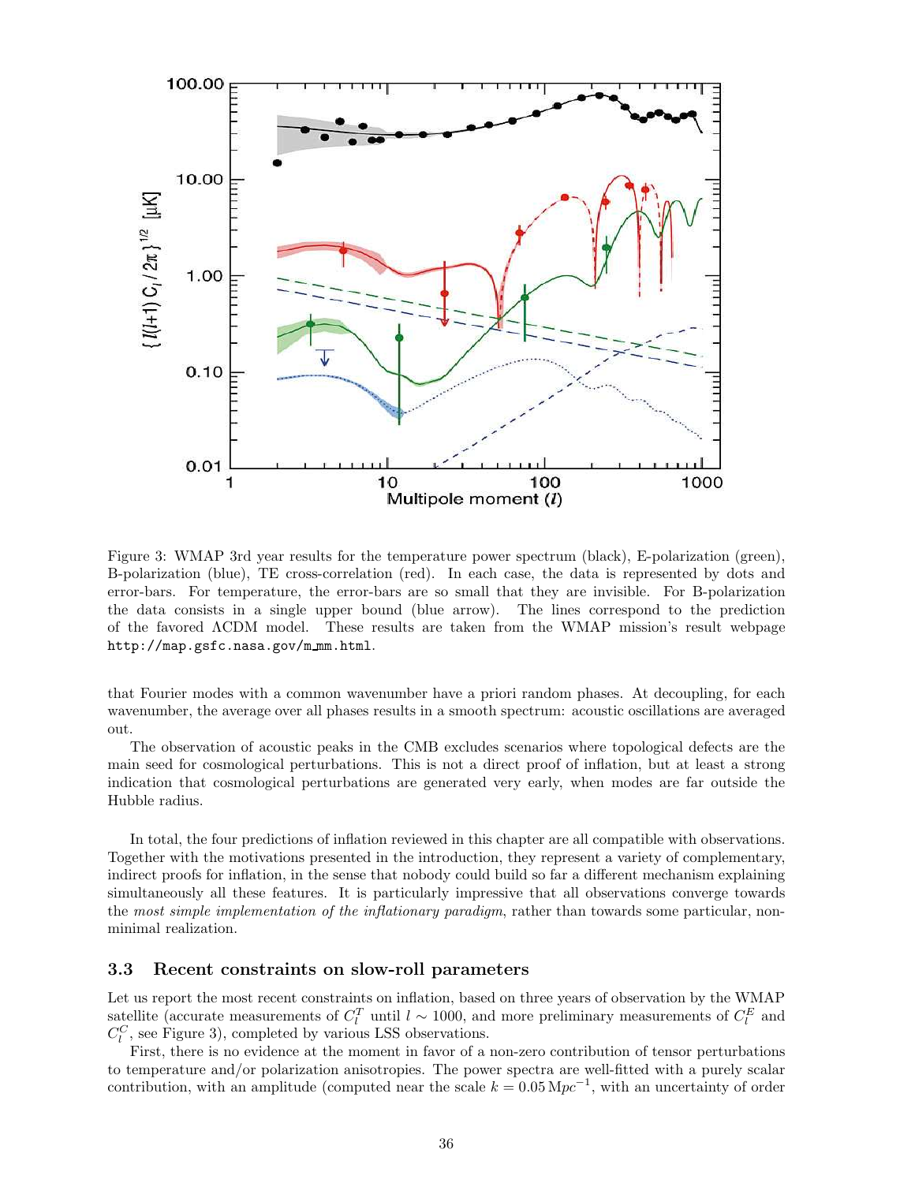Figure 3: WMAP 3rd year results for the temperature power spectrum (black), E-polarization (green), B-polarization (blue), TE cross-correlation (red). In each case, the data is represented by dots and error-bars. For temperature, the error-bars are so small that they are invisible. For B-polarization the data consists in a single upper bound (blue arrow). The lines correspond to the prediction of the favored ΛCDM model. These results are taken from the WMAP mission's result webpage http://map.gsfc.nasa.gov/m_mm.html.

that Fourier modes with a common wavenumber have a priori random phases. At decoupling, for each wavenumber, the average over all phases results in a smooth spectrum: acoustic oscillations are averaged out.

The observation of acoustic peaks in the CMB excludes scenarios where topological defects are the main seed for cosmological perturbations. This is not a direct proof of inflation, but at least a strong indication that cosmological perturbations are generated very early, when modes are far outside the Hubble radius.

In total, the four predictions of inflation reviewed in this chapter are all compatible with observations. Together with the motivations presented in the introduction, they represent a variety of complementary, indirect proofs for inflation, in the sense that nobody could build so far a different mechanism explaining simultaneously all these features. It is particularly impressive that all observations converge towards the *most simple implementation of the inflationary paradigm*, rather than towards some particular, non-minimal realization.

### 3.3 Recent constraints on slow-roll parameters

Let us report the most recent constraints on inflation, based on three years of observation by the WMAP satellite (accurate measurements of $C_l^T$ until $l \sim 1000$, and more preliminary measurements of $C_l^E$ and $C_l^C$, see Figure 3), completed by various LSS observations.

First, there is no evidence at the moment in favor of a non-zero contribution of tensor perturbations to temperature and/or polarization anisotropies. The power spectra are well-fitted with a purely scalar contribution, with an amplitude (computed near the scale $k = 0.05\,\mathrm{Mpc}^{-1}$, with an uncertainty of order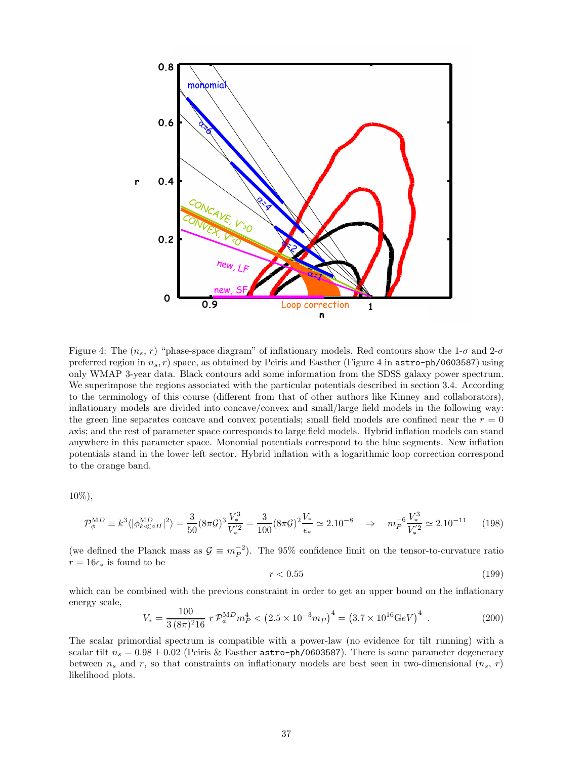Figure 4: The ($n_s$, $r$) "phase-space diagram" of inflationary models. Red contours show the 1-$\sigma$ and 2-$\sigma$ preferred region in $n_s, r$) space, as obtained by Peiris and Easther (Figure 4 in `astro-ph/0603587`) using only WMAP 3-year data. Black contours add some information from the SDSS galaxy power spectrum. We superimpose the regions associated with the particular potentials described in section 3.4. According to the terminology of this course (different from that of other authors like Kinney and collaborators), inflationary models are divided into concave/convex and small/large field models in the following way: the green line separates concave and convex potentials; small field models are confined near the $r = 0$ axis; and the rest of parameter space corresponds to large field models. Hybrid inflation models can stand anywhere in this parameter space. Monomial potentials correspond to the blue segments. New inflation potentials stand in the lower left sector. Hybrid inflation with a logarithmic loop correction correspond to the orange band.

10%),

$$\mathcal{P}_\phi^{\rm MD} \equiv k^3 \langle |\phi^{\rm MD}_{k\ll aH}|^2 \rangle = \frac{3}{50}(8\pi\mathcal{G})^3 \frac{V_*^3}{V_*'^2} = \frac{3}{100}(8\pi\mathcal{G})^2 \frac{V_*}{\epsilon_*} \simeq 2.10^{-8} \quad \Rightarrow \quad m_P^{-6}\frac{V_*^3}{V_*'^2} \simeq 2.10^{-11} \tag{198}$$

(we defined the Planck mass as $\mathcal{G} \equiv m_P^{-2}$). The 95% confidence limit on the tensor-to-curvature ratio $r = 16\epsilon_*$ is found to be

$$r < 0.55 \tag{199}$$

which can be combined with the previous constraint in order to get an upper bound on the inflationary energy scale,

$$V_* = \frac{100}{3\,(8\pi)^2 16}\; r\, \mathcal{P}_\phi^{MD} m_P^4 < \left(2.5\times10^{-3} m_P\right)^4 = \left(3.7\times10^{16}{\rm GeV}\right)^4 \ . \tag{200}$$

The scalar primordial spectrum is compatible with a power-law (no evidence for tilt running) with a scalar tilt $n_s = 0.98 \pm 0.02$ (Peiris & Easther `astro-ph/0603587`). There is some parameter degeneracy between $n_s$ and $r$, so that constraints on inflationary models are best seen in two-dimensional ($n_s$, $r$) likelihood plots.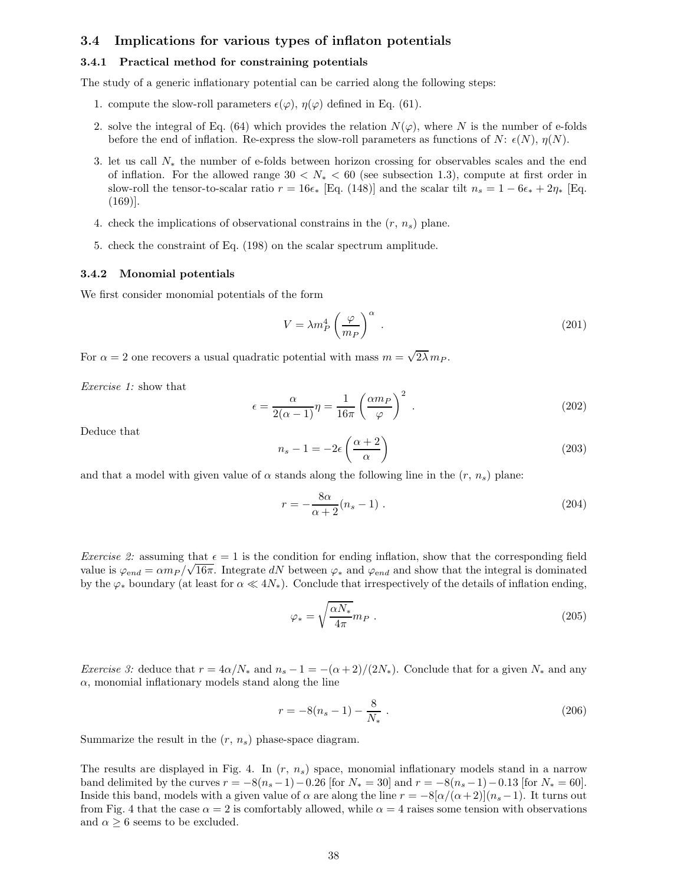### 3.4 Implications for various types of inflaton potentials

#### 3.4.1 Practical method for constraining potentials

The study of a generic inflationary potential can be carried along the following steps:

1. compute the slow-roll parameters $\epsilon(\varphi)$, $\eta(\varphi)$ defined in Eq. (61).
2. solve the integral of Eq. (64) which provides the relation $N(\varphi)$, where $N$ is the number of e-folds before the end of inflation. Re-express the slow-roll parameters as functions of $N$: $\epsilon(N)$, $\eta(N)$.
3. let us call $N_*$ the number of e-folds between horizon crossing for observables scales and the end of inflation. For the allowed range $30 < N_* < 60$ (see subsection 1.3), compute at first order in slow-roll the tensor-to-scalar ratio $r = 16\epsilon_*$ [Eq. (148)] and the scalar tilt $n_s = 1 - 6\epsilon_* + 2\eta_*$ [Eq. (169)].
4. check the implications of observational constrains in the ($r$, $n_s$) plane.
5. check the constraint of Eq. (198) on the scalar spectrum amplitude.

#### 3.4.2 Monomial potentials

We first consider monomial potentials of the form

$$V = \lambda m_P^4 \left(\frac{\varphi}{m_P}\right)^\alpha \ . \tag{201}$$

For $\alpha = 2$ one recovers a usual quadratic potential with mass $m = \sqrt{2\lambda}\, m_P$.

*Exercise 1:* show that

$$\epsilon = \frac{\alpha}{2(\alpha-1)}\eta = \frac{1}{16\pi}\left(\frac{\alpha m_P}{\varphi}\right)^2 \ . \tag{202}$$

Deduce that

$$n_s - 1 = -2\epsilon\left(\frac{\alpha+2}{\alpha}\right) \tag{203}$$

and that a model with given value of $\alpha$ stands along the following line in the ($r$, $n_s$) plane:

$$r = -\frac{8\alpha}{\alpha+2}(n_s - 1) \ . \tag{204}$$

*Exercise 2:* assuming that $\epsilon = 1$ is the condition for ending inflation, show that the corresponding field value is $\varphi_{end} = \alpha m_P/\sqrt{16\pi}$. Integrate $dN$ between $\varphi_*$ and $\varphi_{end}$ and show that the integral is dominated by the $\varphi_*$ boundary (at least for $\alpha \ll 4N_*$). Conclude that irrespectively of the details of inflation ending,

$$\varphi_* = \sqrt{\frac{\alpha N_*}{4\pi}}\, m_P \ . \tag{205}$$

*Exercise 3:* deduce that $r = 4\alpha/N_*$ and $n_s - 1 = -(\alpha+2)/(2N_*)$. Conclude that for a given $N_*$ and any $\alpha$, monomial inflationary models stand along the line

$$r = -8(n_s - 1) - \frac{8}{N_*} \ . \tag{206}$$

Summarize the result in the ($r$, $n_s$) phase-space diagram.

The results are displayed in Fig. 4. In ($r$, $n_s$) space, monomial inflationary models stand in a narrow band delimited by the curves $r = -8(n_s-1) - 0.26$ [for $N_* = 30$] and $r = -8(n_s-1) - 0.13$ [for $N_* = 60$]. Inside this band, models with a given value of $\alpha$ are along the line $r = -8[\alpha/(\alpha+2)](n_s-1)$. It turns out from Fig. 4 that the case $\alpha = 2$ is comfortably allowed, while $\alpha = 4$ raises some tension with observations and $\alpha \geq 6$ seems to be excluded.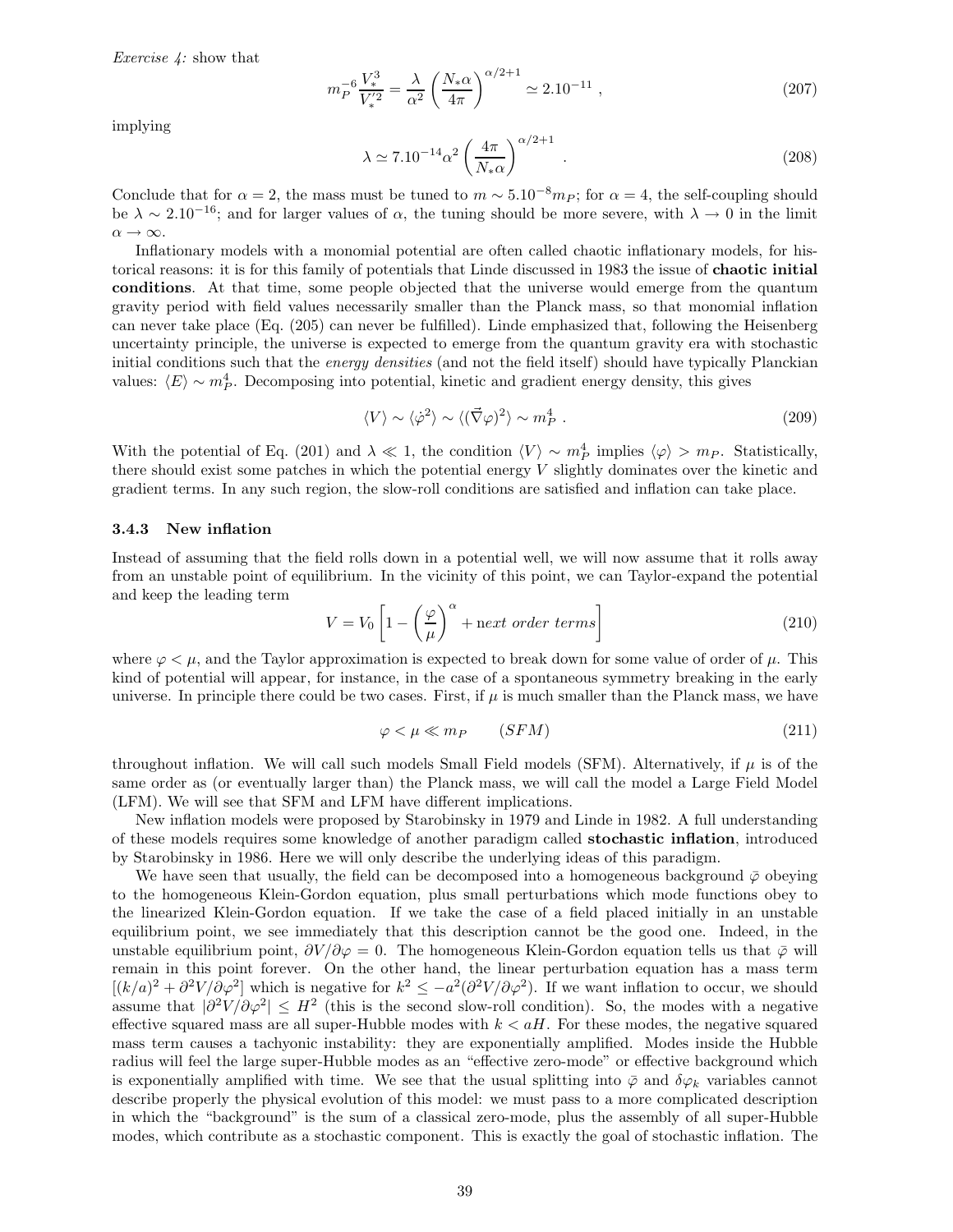*Exercise 4:* show that

$$m_P^{-6}\frac{V_*^3}{V_*'^2} = \frac{\lambda}{\alpha^2}\left(\frac{N_*\alpha}{4\pi}\right)^{\alpha/2+1} \simeq 2.10^{-11} \,, \tag{207}$$

implying

$$\lambda \simeq 7.10^{-14}\alpha^2\left(\frac{4\pi}{N_*\alpha}\right)^{\alpha/2+1} \,. \tag{208}$$

Conclude that for $\alpha = 2$, the mass must be tuned to $m \sim 5.10^{-8}m_P$; for $\alpha = 4$, the self-coupling should be $\lambda \sim 2.10^{-16}$; and for larger values of $\alpha$, the tuning should be more severe, with $\lambda \to 0$ in the limit $\alpha \to \infty$.

Inflationary models with a monomial potential are often called chaotic inflationary models, for historical reasons: it is for this family of potentials that Linde discussed in 1983 the issue of **chaotic initial conditions**. At that time, some people objected that the universe would emerge from the quantum gravity period with field values necessarily smaller than the Planck mass, so that monomial inflation can never take place (Eq. (205) can never be fulfilled). Linde emphasized that, following the Heisenberg uncertainty principle, the universe is expected to emerge from the quantum gravity era with stochastic initial conditions such that the *energy densities* (and not the field itself) should have typically Planckian values: $\langle E\rangle \sim m_P^4$. Decomposing into potential, kinetic and gradient energy density, this gives

$$\langle V\rangle \sim \langle\dot\varphi^2\rangle \sim \langle(\vec\nabla\varphi)^2\rangle \sim m_P^4 \,. \tag{209}$$

With the potential of Eq. (201) and $\lambda \ll 1$, the condition $\langle V\rangle \sim m_P^4$ implies $\langle\varphi\rangle > m_P$. Statistically, there should exist some patches in which the potential energy $V$ slightly dominates over the kinetic and gradient terms. In any such region, the slow-roll conditions are satisfied and inflation can take place.

### 3.4.3 New inflation

Instead of assuming that the field rolls down in a potential well, we will now assume that it rolls away from an unstable point of equilibrium. In the vicinity of this point, we can Taylor-expand the potential and keep the leading term

$$V = V_0\left[1 - \left(\frac{\varphi}{\mu}\right)^\alpha + \text{next order terms}\right] \tag{210}$$

where $\varphi < \mu$, and the Taylor approximation is expected to break down for some value of order of $\mu$. This kind of potential will appear, for instance, in the case of a spontaneous symmetry breaking in the early universe. In principle there could be two cases. First, if $\mu$ is much smaller than the Planck mass, we have

$$\varphi < \mu \ll m_P \qquad (SFM) \tag{211}$$

throughout inflation. We will call such models Small Field models (SFM). Alternatively, if $\mu$ is of the same order as (or eventually larger than) the Planck mass, we will call the model a Large Field Model (LFM). We will see that SFM and LFM have different implications.

New inflation models were proposed by Starobinsky in 1979 and Linde in 1982. A full understanding of these models requires some knowledge of another paradigm called **stochastic inflation**, introduced by Starobinsky in 1986. Here we will only describe the underlying ideas of this paradigm.

We have seen that usually, the field can be decomposed into a homogeneous background $\bar\varphi$ obeying to the homogeneous Klein-Gordon equation, plus small perturbations which mode functions obey to the linearized Klein-Gordon equation. If we take the case of a field placed initially in an unstable equilibrium point, we see immediately that this description cannot be the good one. Indeed, in the unstable equilibrium point, $\partial V/\partial\varphi = 0$. The homogeneous Klein-Gordon equation tells us that $\bar\varphi$ will remain in this point forever. On the other hand, the linear perturbation equation has a mass term $[(k/a)^2 + \partial^2 V/\partial\varphi^2]$ which is negative for $k^2 \leq -a^2(\partial^2 V/\partial\varphi^2)$. If we want inflation to occur, we should assume that $|\partial^2 V/\partial\varphi^2| \leq H^2$ (this is the second slow-roll condition). So, the modes with a negative effective squared mass are all super-Hubble modes with $k < aH$. For these modes, the negative squared mass term causes a tachyonic instability: they are exponentially amplified. Modes inside the Hubble radius will feel the large super-Hubble modes as an "effective zero-mode" or effective background which is exponentially amplified with time. We see that the usual splitting into $\bar\varphi$ and $\delta\varphi_k$ variables cannot describe properly the physical evolution of this model: we must pass to a more complicated description in which the "background" is the sum of a classical zero-mode, plus the assembly of all super-Hubble modes, which contribute as a stochastic component. This is exactly the goal of stochastic inflation. The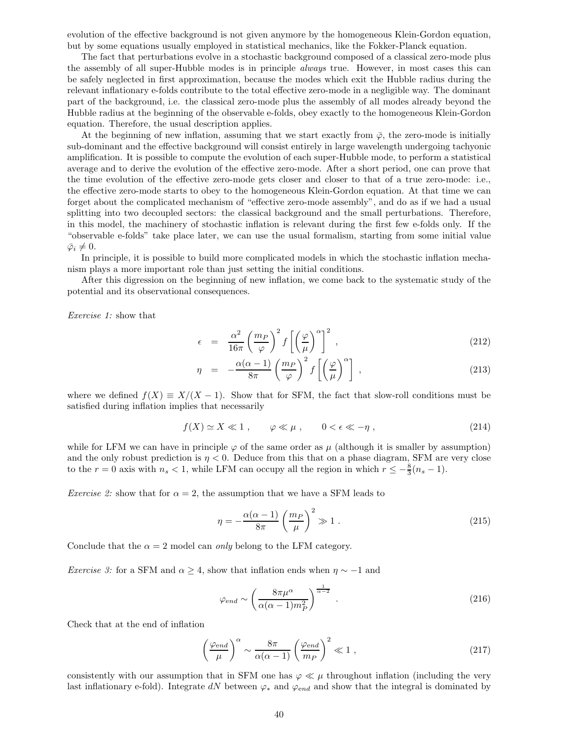evolution of the effective background is not given anymore by the homogeneous Klein-Gordon equation, but by some equations usually employed in statistical mechanics, like the Fokker-Planck equation.

The fact that perturbations evolve in a stochastic background composed of a classical zero-mode plus the assembly of all super-Hubble modes is in principle *always* true. However, in most cases this can be safely neglected in first approximation, because the modes which exit the Hubble radius during the relevant inflationary e-folds contribute to the total effective zero-mode in a negligible way. The dominant part of the background, i.e. the classical zero-mode plus the assembly of all modes already beyond the Hubble radius at the beginning of the observable e-folds, obey exactly to the homogeneous Klein-Gordon equation. Therefore, the usual description applies.

At the beginning of new inflation, assuming that we start exactly from $\bar{\varphi}$, the zero-mode is initially sub-dominant and the effective background will consist entirely in large wavelength undergoing tachyonic amplification. It is possible to compute the evolution of each super-Hubble mode, to perform a statistical average and to derive the evolution of the effective zero-mode. After a short period, one can prove that the time evolution of the effective zero-mode gets closer and closer to that of a true zero-mode: i.e., the effective zero-mode starts to obey to the homogeneous Klein-Gordon equation. At that time we can forget about the complicated mechanism of "effective zero-mode assembly", and do as if we had a usual splitting into two decoupled sectors: the classical background and the small perturbations. Therefore, in this model, the machinery of stochastic inflation is relevant during the first few e-folds only. If the "observable e-folds" take place later, we can use the usual formalism, starting from some initial value $\bar{\varphi}_i \neq 0$.

In principle, it is possible to build more complicated models in which the stochastic inflation mechanism plays a more important role than just setting the initial conditions.

After this digression on the beginning of new inflation, we come back to the systematic study of the potential and its observational consequences.

*Exercise 1:* show that

$$\epsilon = \frac{\alpha^2}{16\pi}\left(\frac{m_P}{\varphi}\right)^2 f\left[\left(\frac{\varphi}{\mu}\right)^\alpha\right]^2 , \tag{212}$$

$$\eta = -\frac{\alpha(\alpha-1)}{8\pi}\left(\frac{m_P}{\varphi}\right)^2 f\left[\left(\frac{\varphi}{\mu}\right)^\alpha\right] , \tag{213}$$

where we defined $f(X) \equiv X/(X-1)$. Show that for SFM, the fact that slow-roll conditions must be satisfied during inflation implies that necessarily

$$f(X) \simeq X \ll 1 , \qquad \varphi \ll \mu , \qquad 0 < \epsilon \ll -\eta , \tag{214}$$

while for LFM we can have in principle $\varphi$ of the same order as $\mu$ (although it is smaller by assumption) and the only robust prediction is $\eta < 0$. Deduce from this that on a phase diagram, SFM are very close to the $r = 0$ axis with $n_s < 1$, while LFM can occupy all the region in which $r \leq -\frac{8}{3}(n_s - 1)$.

*Exercise 2:* show that for $\alpha = 2$, the assumption that we have a SFM leads to

$$\eta = -\frac{\alpha(\alpha-1)}{8\pi}\left(\frac{m_P}{\mu}\right)^2 \gg 1 . \tag{215}$$

Conclude that the $\alpha = 2$ model can *only* belong to the LFM category.

*Exercise 3:* for a SFM and $\alpha \geq 4$, show that inflation ends when $\eta \sim -1$ and

$$\varphi_{end} \sim \left(\frac{8\pi\mu^\alpha}{\alpha(\alpha-1)m_P^2}\right)^{\frac{1}{\alpha-2}} . \tag{216}$$

Check that at the end of inflation

$$\left(\frac{\varphi_{end}}{\mu}\right)^\alpha \sim \frac{8\pi}{\alpha(\alpha-1)}\left(\frac{\varphi_{end}}{m_P}\right)^2 \ll 1 , \tag{217}$$

consistently with our assumption that in SFM one has $\varphi \ll \mu$ throughout inflation (including the very last inflationary e-fold). Integrate $dN$ between $\varphi_*$ and $\varphi_{end}$ and show that the integral is dominated by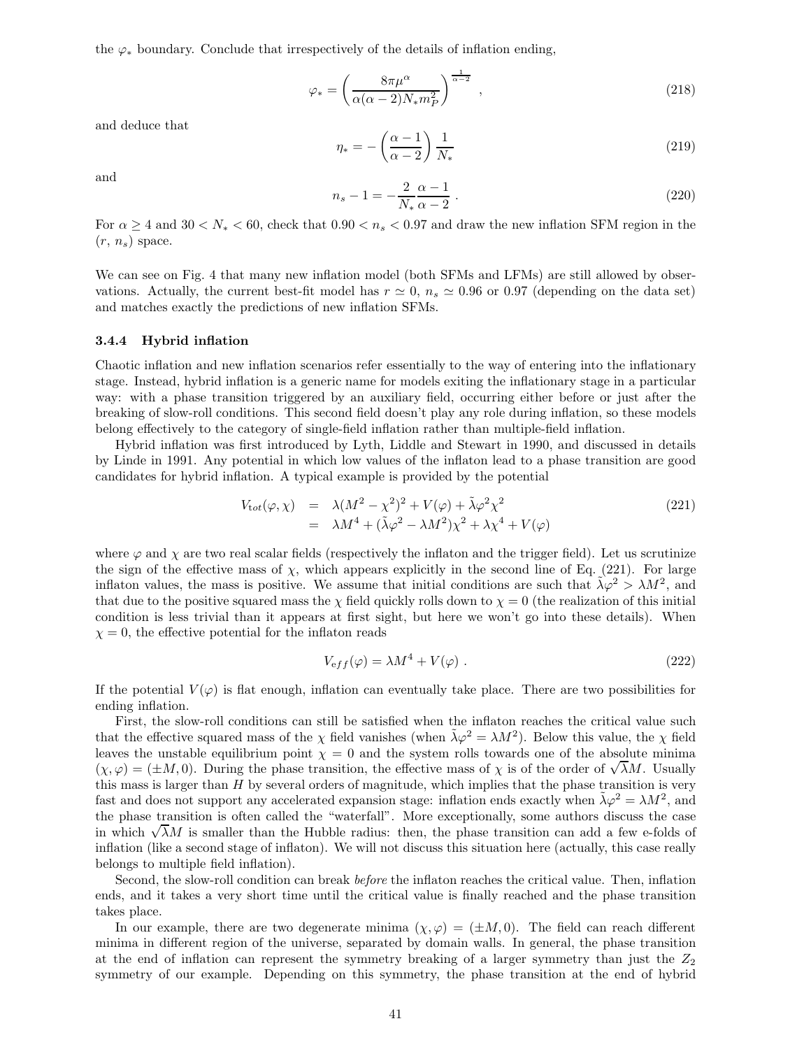the $\varphi_*$ boundary. Conclude that irrespectively of the details of inflation ending,

$$\varphi_* = \left( \frac{8\pi\mu^\alpha}{\alpha(\alpha-2)N_* m_P^2} \right)^{\frac{1}{\alpha-2}} , \tag{218}$$

and deduce that

$$\eta_* = -\left(\frac{\alpha-1}{\alpha-2}\right)\frac{1}{N_*} \tag{219}$$

and

$$n_s - 1 = -\frac{2}{N_*}\frac{\alpha-1}{\alpha-2} . \tag{220}$$

For $\alpha \geq 4$ and $30 < N_* < 60$, check that $0.90 < n_s < 0.97$ and draw the new inflation SFM region in the $(r, n_s)$ space.

We can see on Fig. 4 that many new inflation model (both SFMs and LFMs) are still allowed by observations. Actually, the current best-fit model has $r \simeq 0$, $n_s \simeq 0.96$ or 0.97 (depending on the data set) and matches exactly the predictions of new inflation SFMs.

### 3.4.4 Hybrid inflation

Chaotic inflation and new inflation scenarios refer essentially to the way of entering into the inflationary stage. Instead, hybrid inflation is a generic name for models exiting the inflationary stage in a particular way: with a phase transition triggered by an auxiliary field, occurring either before or just after the breaking of slow-roll conditions. This second field doesn't play any role during inflation, so these models belong effectively to the category of single-field inflation rather than multiple-field inflation.

Hybrid inflation was first introduced by Lyth, Liddle and Stewart in 1990, and discussed in details by Linde in 1991. Any potential in which low values of the inflaton lead to a phase transition are good candidates for hybrid inflation. A typical example is provided by the potential

$$\begin{aligned} V_{tot}(\varphi, \chi) &= \lambda(M^2 - \chi^2)^2 + V(\varphi) + \tilde{\lambda}\varphi^2\chi^2 \\ &= \lambda M^4 + (\tilde{\lambda}\varphi^2 - \lambda M^2)\chi^2 + \lambda\chi^4 + V(\varphi) \end{aligned} \tag{221}$$

where $\varphi$ and $\chi$ are two real scalar fields (respectively the inflaton and the trigger field). Let us scrutinize the sign of the effective mass of $\chi$, which appears explicitly in the second line of Eq. (221). For large inflaton values, the mass is positive. We assume that initial conditions are such that $\tilde{\lambda}\varphi^2 > \lambda M^2$, and that due to the positive squared mass the $\chi$ field quickly rolls down to $\chi = 0$ (the realization of this initial condition is less trivial than it appears at first sight, but here we won't go into these details). When $\chi = 0$, the effective potential for the inflaton reads

$$V_{eff}(\varphi) = \lambda M^4 + V(\varphi) . \tag{222}$$

If the potential $V(\varphi)$ is flat enough, inflation can eventually take place. There are two possibilities for ending inflation.

First, the slow-roll conditions can still be satisfied when the inflaton reaches the critical value such that the effective squared mass of the $\chi$ field vanishes (when $\tilde{\lambda}\varphi^2 = \lambda M^2$). Below this value, the $\chi$ field leaves the unstable equilibrium point $\chi = 0$ and the system rolls towards one of the absolute minima $(\chi, \varphi) = (\pm M, 0)$. During the phase transition, the effective mass of $\chi$ is of the order of $\sqrt{\lambda}M$. Usually this mass is larger than $H$ by several orders of magnitude, which implies that the phase transition is very fast and does not support any accelerated expansion stage: inflation ends exactly when $\tilde{\lambda}\varphi^2 = \lambda M^2$, and the phase transition is often called the "waterfall". More exceptionally, some authors discuss the case in which $\sqrt{\lambda}M$ is smaller than the Hubble radius: then, the phase transition can add a few e-folds of inflation (like a second stage of inflaton). We will not discuss this situation here (actually, this case really belongs to multiple field inflation).

Second, the slow-roll condition can break *before* the inflaton reaches the critical value. Then, inflation ends, and it takes a very short time until the critical value is finally reached and the phase transition takes place.

In our example, there are two degenerate minima $(\chi, \varphi) = (\pm M, 0)$. The field can reach different minima in different region of the universe, separated by domain walls. In general, the phase transition at the end of inflation can represent the symmetry breaking of a larger symmetry than just the $Z_2$ symmetry of our example. Depending on this symmetry, the phase transition at the end of hybrid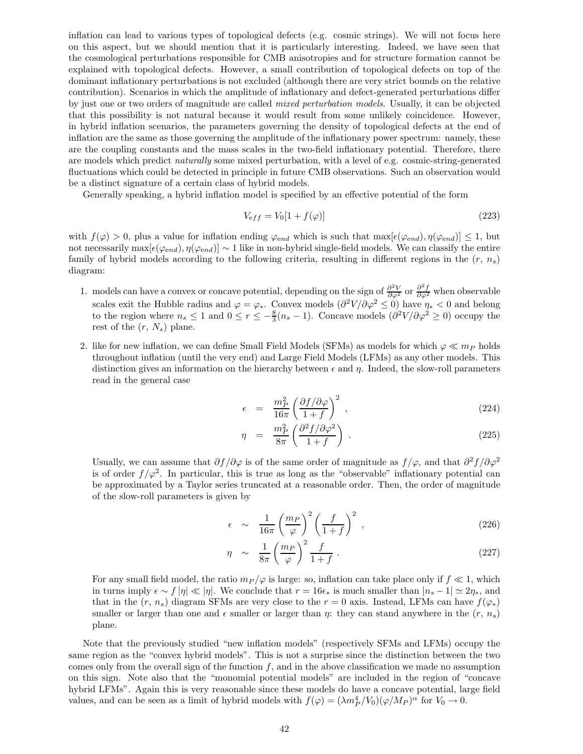inflation can lead to various types of topological defects (e.g. cosmic strings). We will not focus here on this aspect, but we should mention that it is particularly interesting. Indeed, we have seen that the cosmological perturbations responsible for CMB anisotropies and for structure formation cannot be explained with topological defects. However, a small contribution of topological defects on top of the dominant inflationary perturbations is not excluded (although there are very strict bounds on the relative contribution). Scenarios in which the amplitude of inflationary and defect-generated perturbations differ by just one or two orders of magnitude are called *mixed perturbation models*. Usually, it can be objected that this possibility is not natural because it would result from some unlikely coincidence. However, in hybrid inflation scenarios, the parameters governing the density of topological defects at the end of inflation are the same as those governing the amplitude of the inflationary power spectrum: namely, these are the coupling constants and the mass scales in the two-field inflationary potential. Therefore, there are models which predict *naturally* some mixed perturbation, with a level of e.g. cosmic-string-generated fluctuations which could be detected in principle in future CMB observations. Such an observation would be a distinct signature of a certain class of hybrid models.

Generally speaking, a hybrid inflation model is specified by an effective potential of the form

$$V_{eff} = V_0[1 + f(\varphi)] \tag{223}$$

with $f(\varphi) > 0$, plus a value for inflation ending $\varphi_{end}$ which is such that $\max[\epsilon(\varphi_{end}), \eta(\varphi_{end})] \leq 1$, but not necessarily $\max[\epsilon(\varphi_{end}), \eta(\varphi_{end})] \sim 1$ like in non-hybrid single-field models. We can classify the entire family of hybrid models according to the following criteria, resulting in different regions in the ($r$, $n_s$) diagram:

1. models can have a convex or concave potential, depending on the sign of $\frac{\partial^2 V}{\partial \varphi^2}$ or $\frac{\partial^2 f}{\partial \varphi^2}$ when observable scales exit the Hubble radius and $\varphi = \varphi_*$. Convex models ($\partial^2 V/\partial\varphi^2 \leq 0$) have $\eta_* < 0$ and belong to the region where $n_s \leq 1$ and $0 \leq r \leq -\frac{8}{3}(n_s - 1)$. Concave models ($\partial^2 V/\partial\varphi^2 \geq 0$) occupy the rest of the ($r$, $N_s$) plane.

2. like for new inflation, we can define Small Field Models (SFMs) as models for which $\varphi \ll m_P$ holds throughout inflation (until the very end) and Large Field Models (LFMs) as any other models. This distinction gives an information on the hierarchy between $\epsilon$ and $\eta$. Indeed, the slow-roll parameters read in the general case

$$\epsilon = \frac{m_P^2}{16\pi} \left( \frac{\partial f/\partial\varphi}{1+f} \right)^2 , \tag{224}$$

$$\eta = \frac{m_P^2}{8\pi} \left( \frac{\partial^2 f/\partial\varphi^2}{1+f} \right) . \tag{225}$$

Usually, we can assume that $\partial f/\partial\varphi$ is of the same order of magnitude as $f/\varphi$, and that $\partial^2 f/\partial\varphi^2$ is of order $f/\varphi^2$. In particular, this is true as long as the "observable" inflationary potential can be approximated by a Taylor series truncated at a reasonable order. Then, the order of magnitude of the slow-roll parameters is given by

$$\epsilon \sim \frac{1}{16\pi} \left( \frac{m_P}{\varphi} \right)^2 \left( \frac{f}{1+f} \right)^2 , \tag{226}$$

$$\eta \sim \frac{1}{8\pi} \left( \frac{m_P}{\varphi} \right)^2 \frac{f}{1+f} . \tag{227}$$

For any small field model, the ratio $m_P/\varphi$ is large: so, inflation can take place only if $f \ll 1$, which in turns imply $\epsilon \sim f\,|\eta| \ll |\eta|$. We conclude that $r = 16\epsilon_*$ is much smaller than $|n_s - 1| \simeq 2\eta_*$, and that in the ($r$, $n_s$) diagram SFMs are very close to the $r = 0$ axis. Instead, LFMs can have $f(\varphi_*)$ smaller or larger than one and $\epsilon$ smaller or larger than $\eta$: they can stand anywhere in the ($r$, $n_s$) plane.

Note that the previously studied "new inflation models" (respectively SFMs and LFMs) occupy the same region as the "convex hybrid models". This is not a surprise since the distinction between the two comes only from the overall sign of the function $f$, and in the above classification we made no assumption on this sign. Note also that the "monomial potential models" are included in the region of "concave hybrid LFMs". Again this is very reasonable since these models do have a concave potential, large field values, and can be seen as a limit of hybrid models with $f(\varphi) = (\lambda m_P^4/V_0)(\varphi/M_P)^\alpha$ for $V_0 \to 0$.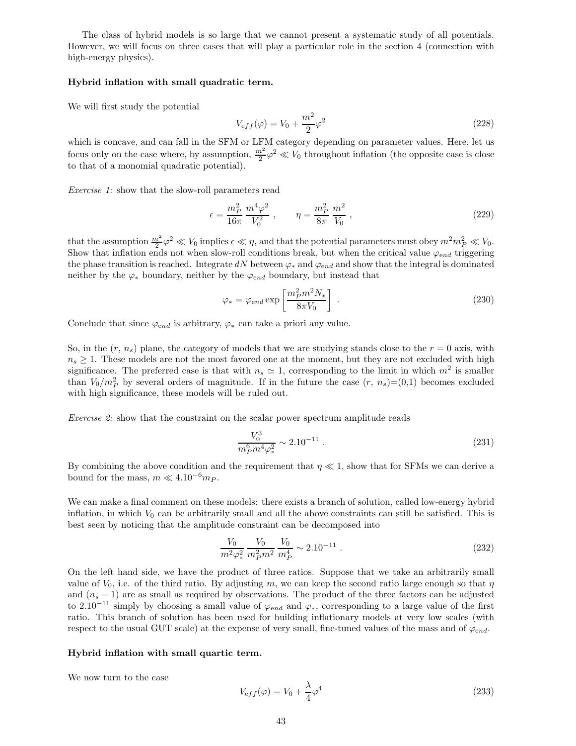The class of hybrid models is so large that we cannot present a systematic study of all potentials. However, we will focus on three cases that will play a particular role in the section 4 (connection with high-energy physics).

**Hybrid inflation with small quadratic term.**

We will first study the potential

$$V_{eff}(\varphi) = V_0 + \frac{m^2}{2}\varphi^2 \tag{228}$$

which is concave, and can fall in the SFM or LFM category depending on parameter values. Here, let us focus only on the case where, by assumption, $\frac{m^2}{2}\varphi^2 \ll V_0$ throughout inflation (the opposite case is close to that of a monomial quadratic potential).

*Exercise 1:* show that the slow-roll parameters read

$$\epsilon = \frac{m_P^2}{16\pi}\,\frac{m^4\varphi^2}{V_0^2}\ , \qquad \eta = \frac{m_P^2}{8\pi}\,\frac{m^2}{V_0}\ , \tag{229}$$

that the assumption $\frac{m^2}{2}\varphi^2 \ll V_0$ implies $\epsilon \ll \eta$, and that the potential parameters must obey $m^2 m_P^2 \ll V_0$. Show that inflation ends not when slow-roll conditions break, but when the critical value $\varphi_{end}$ triggering the phase transition is reached. Integrate $dN$ between $\varphi_*$ and $\varphi_{end}$ and show that the integral is dominated neither by the $\varphi_*$ boundary, neither by the $\varphi_{end}$ boundary, but instead that

$$\varphi_* = \varphi_{end} \exp\left[\frac{m_P^2 m^2 N_*}{8\pi V_0}\right]\ . \tag{230}$$

Conclude that since $\varphi_{end}$ is arbitrary, $\varphi_*$ can take a priori any value.

So, in the ($r$, $n_s$) plane, the category of models that we are studying stands close to the $r=0$ axis, with $n_s \geq 1$. These models are not the most favored one at the moment, but they are not excluded with high significance. The preferred case is that with $n_s \simeq 1$, corresponding to the limit in which $m^2$ is smaller than $V_0/m_P^2$ by several orders of magnitude. If in the future the case ($r$, $n_s$)=(0,1) becomes excluded with high significance, these models will be ruled out.

*Exercise 2:* show that the constraint on the scalar power spectrum amplitude reads

$$\frac{V_0^3}{m_P^6 m^4 \varphi_*^2} \sim 2.10^{-11}\ . \tag{231}$$

By combining the above condition and the requirement that $\eta \ll 1$, show that for SFMs we can derive a bound for the mass, $m \ll 4.10^{-6} m_P$.

We can make a final comment on these models: there exists a branch of solution, called low-energy hybrid inflation, in which $V_0$ can be arbitrarily small and all the above constraints can still be satisfied. This is best seen by noticing that the amplitude constraint can be decomposed into

$$\frac{V_0}{m^2\varphi_*^2}\,\frac{V_0}{m_P^2 m^2}\,\frac{V_0}{m_P^4} \sim 2.10^{-11}\ . \tag{232}$$

On the left hand side, we have the product of three ratios. Suppose that we take an arbitrarily small value of $V_0$, i.e. of the third ratio. By adjusting $m$, we can keep the second ratio large enough so that $\eta$ and $(n_s - 1)$ are as small as required by observations. The product of the three factors can be adjusted to $2.10^{-11}$ simply by choosing a small value of $\varphi_{end}$ and $\varphi_*$, corresponding to a large value of the first ratio. This branch of solution has been used for building inflationary models at very low scales (with respect to the usual GUT scale) at the expense of very small, fine-tuned values of the mass and of $\varphi_{end}$.

**Hybrid inflation with small quartic term.**

We now turn to the case

$$V_{eff}(\varphi) = V_0 + \frac{\lambda}{4}\varphi^4 \tag{233}$$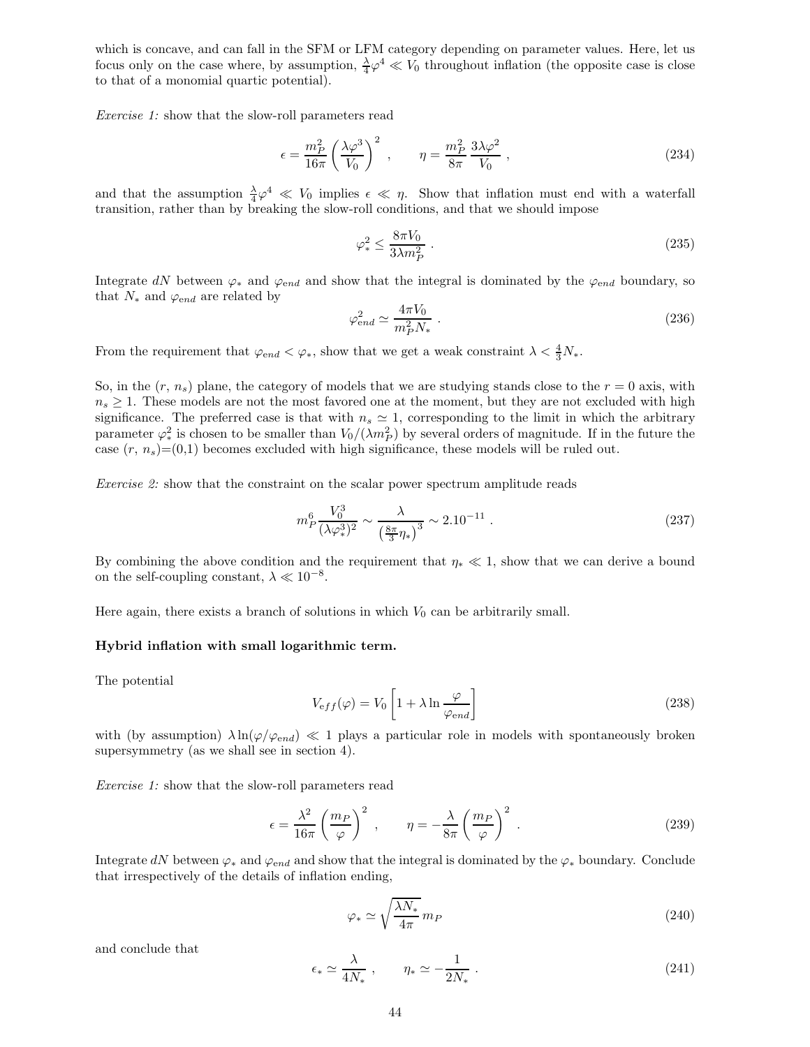which is concave, and can fall in the SFM or LFM category depending on parameter values. Here, let us focus only on the case where, by assumption, $\frac{\lambda}{4}\varphi^4 \ll V_0$ throughout inflation (the opposite case is close to that of a monomial quartic potential).

*Exercise 1:* show that the slow-roll parameters read

$$\epsilon = \frac{m_P^2}{16\pi}\left(\frac{\lambda\varphi^3}{V_0}\right)^2 , \qquad \eta = \frac{m_P^2}{8\pi}\,\frac{3\lambda\varphi^2}{V_0} , \tag{234}$$

and that the assumption $\frac{\lambda}{4}\varphi^4 \ll V_0$ implies $\epsilon \ll \eta$. Show that inflation must end with a waterfall transition, rather than by breaking the slow-roll conditions, and that we should impose

$$\varphi_*^2 \leq \frac{8\pi V_0}{3\lambda m_P^2} . \tag{235}$$

Integrate $dN$ between $\varphi_*$ and $\varphi_{end}$ and show that the integral is dominated by the $\varphi_{end}$ boundary, so that $N_*$ and $\varphi_{end}$ are related by

$$\varphi_{end}^2 \simeq \frac{4\pi V_0}{m_P^2 N_*} . \tag{236}$$

From the requirement that $\varphi_{end} < \varphi_*$, show that we get a weak constraint $\lambda < \frac{4}{3}N_*$.

So, in the ($r$, $n_s$) plane, the category of models that we are studying stands close to the $r = 0$ axis, with $n_s \geq 1$. These models are not the most favored one at the moment, but they are not excluded with high significance. The preferred case is that with $n_s \simeq 1$, corresponding to the limit in which the arbitrary parameter $\varphi_*^2$ is chosen to be smaller than $V_0/(\lambda m_P^2)$ by several orders of magnitude. If in the future the case ($r$, $n_s$)=(0,1) becomes excluded with high significance, these models will be ruled out.

*Exercise 2:* show that the constraint on the scalar power spectrum amplitude reads

$$m_P^6 \frac{V_0^3}{(\lambda\varphi_*^3)^2} \sim \frac{\lambda}{\left(\frac{8\pi}{3}\eta_*\right)^3} \sim 2.10^{-11} . \tag{237}$$

By combining the above condition and the requirement that $\eta_* \ll 1$, show that we can derive a bound on the self-coupling constant, $\lambda \ll 10^{-8}$.

Here again, there exists a branch of solutions in which $V_0$ can be arbitrarily small.

**Hybrid inflation with small logarithmic term.**

The potential

$$V_{eff}(\varphi) = V_0\left[1 + \lambda \ln\frac{\varphi}{\varphi_{end}}\right] \tag{238}$$

with (by assumption) $\lambda \ln(\varphi/\varphi_{end}) \ll 1$ plays a particular role in models with spontaneously broken supersymmetry (as we shall see in section 4).

*Exercise 1:* show that the slow-roll parameters read

$$\epsilon = \frac{\lambda^2}{16\pi}\left(\frac{m_P}{\varphi}\right)^2 , \qquad \eta = -\frac{\lambda}{8\pi}\left(\frac{m_P}{\varphi}\right)^2 . \tag{239}$$

Integrate $dN$ between $\varphi_*$ and $\varphi_{end}$ and show that the integral is dominated by the $\varphi_*$ boundary. Conclude that irrespectively of the details of inflation ending,

$$\varphi_* \simeq \sqrt{\frac{\lambda N_*}{4\pi}}\, m_P \tag{240}$$

and conclude that

$$\epsilon_* \simeq \frac{\lambda}{4N_*} , \qquad \eta_* \simeq -\frac{1}{2N_*} . \tag{241}$$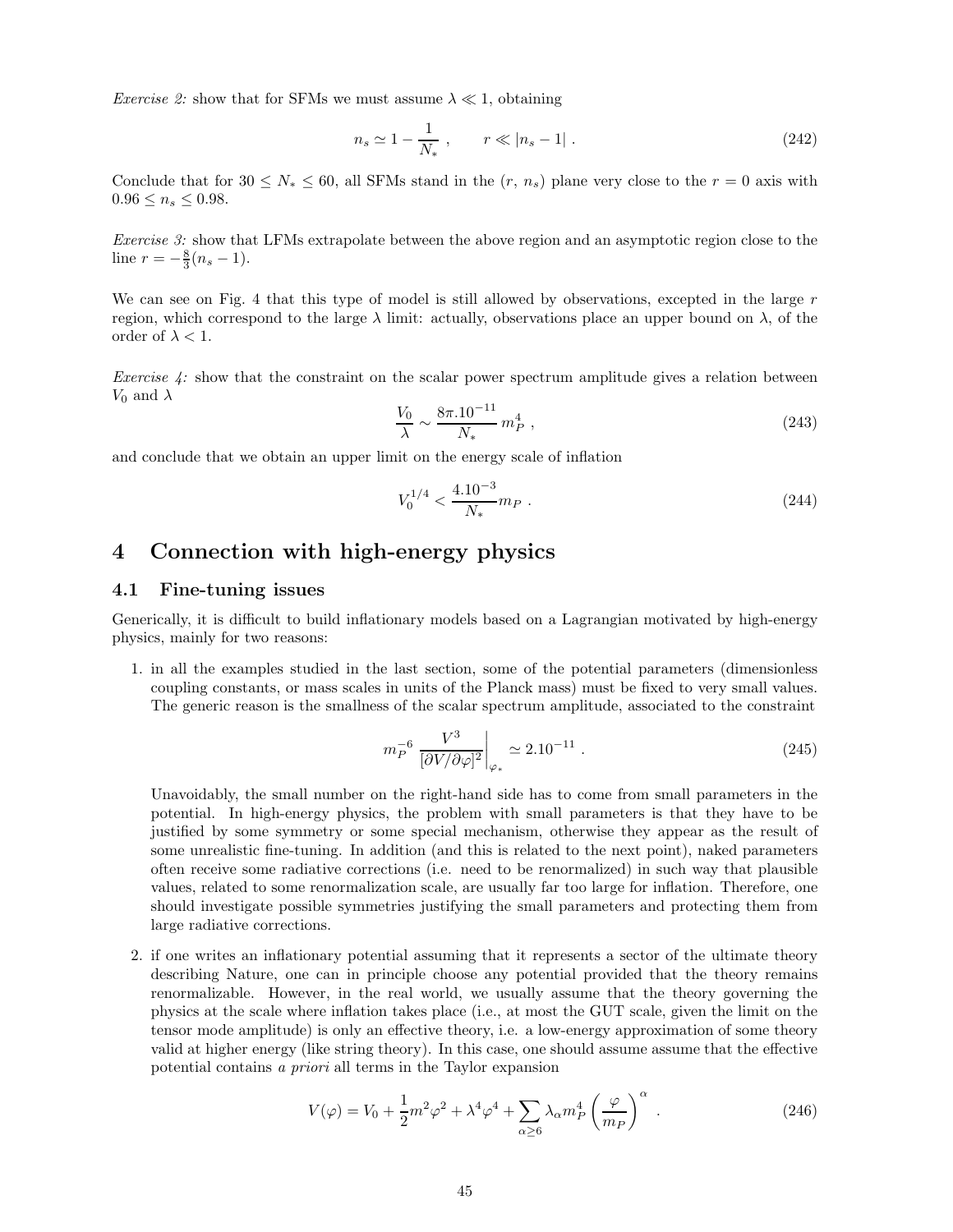*Exercise 2:* show that for SFMs we must assume $\lambda \ll 1$, obtaining

$$n_s \simeq 1 - \frac{1}{N_*} , \qquad r \ll |n_s - 1| . \tag{242}$$

Conclude that for $30 \leq N_* \leq 60$, all SFMs stand in the $(r,\, n_s)$ plane very close to the $r = 0$ axis with $0.96 \leq n_s \leq 0.98$.

*Exercise 3:* show that LFMs extrapolate between the above region and an asymptotic region close to the line $r = -\frac{8}{3}(n_s - 1)$.

We can see on Fig. 4 that this type of model is still allowed by observations, excepted in the large $r$ region, which correspond to the large $\lambda$ limit: actually, observations place an upper bound on $\lambda$, of the order of $\lambda < 1$.

*Exercise 4:* show that the constraint on the scalar power spectrum amplitude gives a relation between $V_0$ and $\lambda$

$$\frac{V_0}{\lambda} \sim \frac{8\pi.10^{-11}}{N_*}\, m_P^4 , \tag{243}$$

and conclude that we obtain an upper limit on the energy scale of inflation

$$V_0^{1/4} < \frac{4.10^{-3}}{N_*} m_P . \tag{244}$$

# 4 Connection with high-energy physics

## 4.1 Fine-tuning issues

Generically, it is difficult to build inflationary models based on a Lagrangian motivated by high-energy physics, mainly for two reasons:

1. in all the examples studied in the last section, some of the potential parameters (dimensionless coupling constants, or mass scales in units of the Planck mass) must be fixed to very small values. The generic reason is the smallness of the scalar spectrum amplitude, associated to the constraint

$$m_P^{-6} \left. \frac{V^3}{[\partial V/\partial\varphi]^2} \right|_{\varphi_*} \simeq 2.10^{-11} . \tag{245}$$

   Unavoidably, the small number on the right-hand side has to come from small parameters in the potential. In high-energy physics, the problem with small parameters is that they have to be justified by some symmetry or some special mechanism, otherwise they appear as the result of some unrealistic fine-tuning. In addition (and this is related to the next point), naked parameters often receive some radiative corrections (i.e. need to be renormalized) in such way that plausible values, related to some renormalization scale, are usually far too large for inflation. Therefore, one should investigate possible symmetries justifying the small parameters and protecting them from large radiative corrections.

2. if one writes an inflationary potential assuming that it represents a sector of the ultimate theory describing Nature, one can in principle choose any potential provided that the theory remains renormalizable. However, in the real world, we usually assume that the theory governing the physics at the scale where inflation takes place (i.e., at most the GUT scale, given the limit on the tensor mode amplitude) is only an effective theory, i.e. a low-energy approximation of some theory valid at higher energy (like string theory). In this case, one should assume assume that the effective potential contains *a priori* all terms in the Taylor expansion

$$V(\varphi) = V_0 + \frac{1}{2} m^2 \varphi^2 + \lambda^4 \varphi^4 + \sum_{\alpha \geq 6} \lambda_\alpha m_P^4 \left( \frac{\varphi}{m_P} \right)^\alpha . \tag{246}$$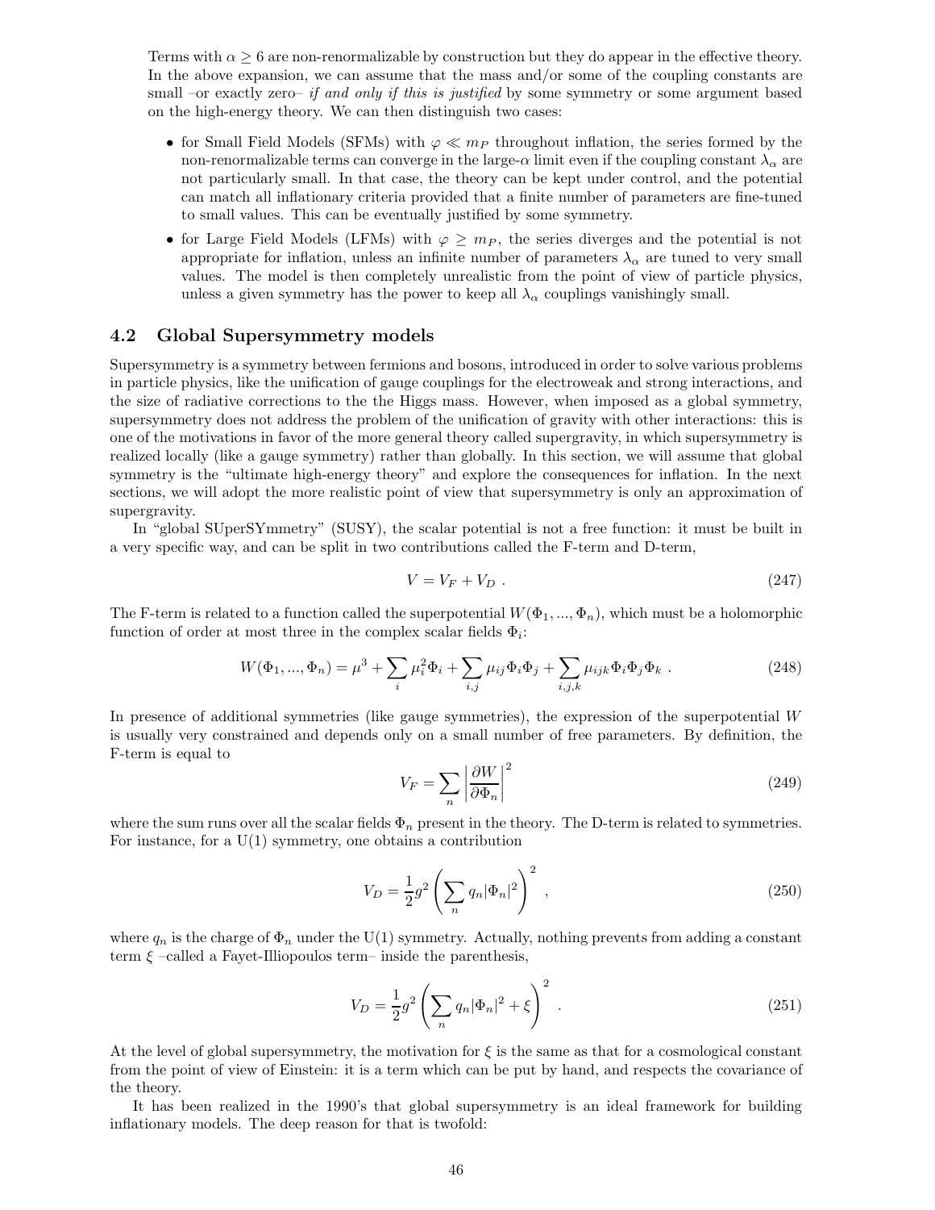Terms with $\alpha \geq 6$ are non-renormalizable by construction but they do appear in the effective theory. In the above expansion, we can assume that the mass and/or some of the coupling constants are small –or exactly zero– *if and only if this is justified* by some symmetry or some argument based on the high-energy theory. We can then distinguish two cases:

- for Small Field Models (SFMs) with $\varphi \ll m_P$ throughout inflation, the series formed by the non-renormalizable terms can converge in the large-$\alpha$ limit even if the coupling constant $\lambda_\alpha$ are not particularly small. In that case, the theory can be kept under control, and the potential can match all inflationary criteria provided that a finite number of parameters are fine-tuned to small values. This can be eventually justified by some symmetry.
- for Large Field Models (LFMs) with $\varphi \geq m_P$, the series diverges and the potential is not appropriate for inflation, unless an infinite number of parameters $\lambda_\alpha$ are tuned to very small values. The model is then completely unrealistic from the point of view of particle physics, unless a given symmetry has the power to keep all $\lambda_\alpha$ couplings vanishingly small.

## 4.2 Global Supersymmetry models

Supersymmetry is a symmetry between fermions and bosons, introduced in order to solve various problems in particle physics, like the unification of gauge couplings for the electroweak and strong interactions, and the size of radiative corrections to the the Higgs mass. However, when imposed as a global symmetry, supersymmetry does not address the problem of the unification of gravity with other interactions: this is one of the motivations in favor of the more general theory called supergravity, in which supersymmetry is realized locally (like a gauge symmetry) rather than globally. In this section, we will assume that global symmetry is the "ultimate high-energy theory" and explore the consequences for inflation. In the next sections, we will adopt the more realistic point of view that supersymmetry is only an approximation of supergravity.

In "global SUperSYmmetry" (SUSY), the scalar potential is not a free function: it must be built in a very specific way, and can be split in two contributions called the F-term and D-term,

$$V = V_F + V_D \ . \tag{247}$$

The F-term is related to a function called the superpotential $W(\Phi_1, ..., \Phi_n)$, which must be a holomorphic function of order at most three in the complex scalar fields $\Phi_i$:

$$W(\Phi_1, ..., \Phi_n) = \mu^3 + \sum_i \mu_i^2 \Phi_i + \sum_{i,j} \mu_{ij} \Phi_i \Phi_j + \sum_{i,j,k} \mu_{ijk} \Phi_i \Phi_j \Phi_k \ . \tag{248}$$

In presence of additional symmetries (like gauge symmetries), the expression of the superpotential $W$ is usually very constrained and depends only on a small number of free parameters. By definition, the F-term is equal to

$$V_F = \sum_n \left| \frac{\partial W}{\partial \Phi_n} \right|^2 \tag{249}$$

where the sum runs over all the scalar fields $\Phi_n$ present in the theory. The D-term is related to symmetries. For instance, for a U(1) symmetry, one obtains a contribution

$$V_D = \frac{1}{2} g^2 \left( \sum_n q_n |\Phi_n|^2 \right)^2 \ , \tag{250}$$

where $q_n$ is the charge of $\Phi_n$ under the U(1) symmetry. Actually, nothing prevents from adding a constant term $\xi$ –called a Fayet-Illiopoulos term– inside the parenthesis,

$$V_D = \frac{1}{2} g^2 \left( \sum_n q_n |\Phi_n|^2 + \xi \right)^2 \ . \tag{251}$$

At the level of global supersymmetry, the motivation for $\xi$ is the same as that for a cosmological constant from the point of view of Einstein: it is a term which can be put by hand, and respects the covariance of the theory.

It has been realized in the 1990's that global supersymmetry is an ideal framework for building inflationary models. The deep reason for that is twofold: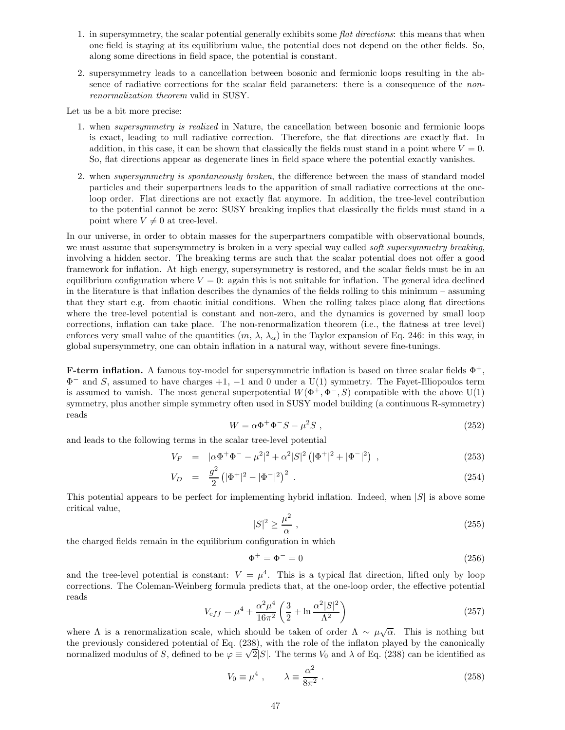1. in supersymmetry, the scalar potential generally exhibits some *flat directions*: this means that when one field is staying at its equilibrium value, the potential does not depend on the other fields. So, along some directions in field space, the potential is constant.

2. supersymmetry leads to a cancellation between bosonic and fermionic loops resulting in the absence of radiative corrections for the scalar field parameters: there is a consequence of the *non-renormalization theorem* valid in SUSY.

Let us be a bit more precise:

1. when *supersymmetry is realized* in Nature, the cancellation between bosonic and fermionic loops is exact, leading to null radiative correction. Therefore, the flat directions are exactly flat. In addition, in this case, it can be shown that classically the fields must stand in a point where $V = 0$. So, flat directions appear as degenerate lines in field space where the potential exactly vanishes.

2. when *supersymmetry is spontaneously broken*, the difference between the mass of standard model particles and their superpartners leads to the apparition of small radiative corrections at the one-loop order. Flat directions are not exactly flat anymore. In addition, the tree-level contribution to the potential cannot be zero: SUSY breaking implies that classically the fields must stand in a point where $V \neq 0$ at tree-level.

In our universe, in order to obtain masses for the superpartners compatible with observational bounds, we must assume that supersymmetry is broken in a very special way called *soft supersymmetry breaking*, involving a hidden sector. The breaking terms are such that the scalar potential does not offer a good framework for inflation. At high energy, supersymmetry is restored, and the scalar fields must be in an equilibrium configuration where $V = 0$: again this is not suitable for inflation. The general idea declined in the literature is that inflation describes the dynamics of the fields rolling to this minimum – assuming that they start e.g. from chaotic initial conditions. When the rolling takes place along flat directions where the tree-level potential is constant and non-zero, and the dynamics is governed by small loop corrections, inflation can take place. The non-renormalization theorem (i.e., the flatness at tree level) enforces very small value of the quantities ($m$, $\lambda$, $\lambda_\alpha$) in the Taylor expansion of Eq. 246: in this way, in global supersymmetry, one can obtain inflation in a natural way, without severe fine-tunings.

**F-term inflation.** A famous toy-model for supersymmetric inflation is based on three scalar fields $\Phi^+$, $\Phi^-$ and $S$, assumed to have charges $+1$, $-1$ and $0$ under a U(1) symmetry. The Fayet-Illiopoulos term is assumed to vanish. The most general superpotential $W(\Phi^+, \Phi^-, S)$ compatible with the above U(1) symmetry, plus another simple symmetry often used in SUSY model building (a continuous R-symmetry) reads

$$W = \alpha \Phi^+ \Phi^- S - \mu^2 S \ , \tag{252}$$

and leads to the following terms in the scalar tree-level potential

$$V_F = |\alpha \Phi^+ \Phi^- - \mu^2|^2 + \alpha^2 |S|^2 \left( |\Phi^+|^2 + |\Phi^-|^2 \right) \ , \tag{253}$$

$$V_D = \frac{g^2}{2} \left( |\Phi^+|^2 - |\Phi^-|^2 \right)^2 \ . \tag{254}$$

This potential appears to be perfect for implementing hybrid inflation. Indeed, when $|S|$ is above some critical value,

$$|S|^2 \geq \frac{\mu^2}{\alpha} \ , \tag{255}$$

the charged fields remain in the equilibrium configuration in which

$$\Phi^+ = \Phi^- = 0 \tag{256}$$

and the tree-level potential is constant: $V = \mu^4$. This is a typical flat direction, lifted only by loop corrections. The Coleman-Weinberg formula predicts that, at the one-loop order, the effective potential reads

$$V_{eff} = \mu^4 + \frac{\alpha^2 \mu^4}{16\pi^2} \left( \frac{3}{2} + \ln \frac{\alpha^2 |S|^2}{\Lambda^2} \right) \tag{257}$$

where $\Lambda$ is a renormalization scale, which should be taken of order $\Lambda \sim \mu\sqrt{\alpha}$. This is nothing but the previously considered potential of Eq. (238), with the role of the inflaton played by the canonically normalized modulus of $S$, defined to be $\varphi \equiv \sqrt{2}|S|$. The terms $V_0$ and $\lambda$ of Eq. (238) can be identified as

$$V_0 \equiv \mu^4 \ , \qquad \lambda \equiv \frac{\alpha^2}{8\pi^2} \ . \tag{258}$$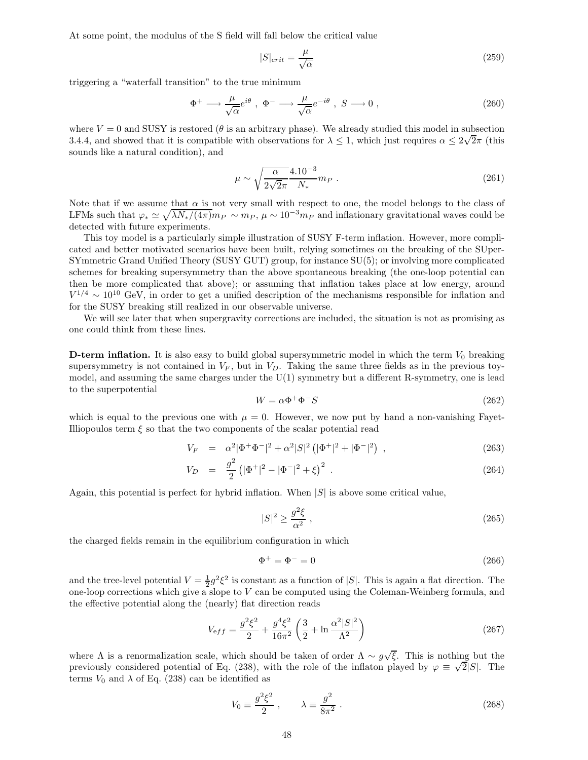At some point, the modulus of the S field will fall below the critical value

$$|S|_{crit} = \frac{\mu}{\sqrt{\alpha}} \tag{259}$$

triggering a "waterfall transition" to the true minimum

$$\Phi^+ \longrightarrow \frac{\mu}{\sqrt{\alpha}} e^{i\theta} \ , \ \Phi^- \longrightarrow \frac{\mu}{\sqrt{\alpha}} e^{-i\theta} \ , \ S \longrightarrow 0 \ , \tag{260}$$

where $V = 0$ and SUSY is restored ($\theta$ is an arbitrary phase). We already studied this model in subsection 3.4.4, and showed that it is compatible with observations for $\lambda \leq 1$, which just requires $\alpha \leq 2\sqrt{2}\pi$ (this sounds like a natural condition), and

$$\mu \sim \sqrt{\frac{\alpha}{2\sqrt{2}\pi}} \frac{4.10^{-3}}{N_*} m_P \ . \tag{261}$$

Note that if we assume that $\alpha$ is not very small with respect to one, the model belongs to the class of LFMs such that $\varphi_* \simeq \sqrt{\lambda N_*/(4\pi)} m_P \sim m_P$, $\mu \sim 10^{-3} m_P$ and inflationary gravitational waves could be detected with future experiments.

This toy model is a particularly simple illustration of SUSY F-term inflation. However, more complicated and better motivated scenarios have been built, relying sometimes on the breaking of the SUper-SYmmetric Grand Unified Theory (SUSY GUT) group, for instance SU(5); or involving more complicated schemes for breaking supersymmetry than the above spontaneous breaking (the one-loop potential can then be more complicated that above); or assuming that inflation takes place at low energy, around $V^{1/4} \sim 10^{10}$ GeV, in order to get a unified description of the mechanisms responsible for inflation and for the SUSY breaking still realized in our observable universe.

We will see later that when supergravity corrections are included, the situation is not as promising as one could think from these lines.

**D-term inflation.** It is also easy to build global supersymmetric model in which the term $V_0$ breaking supersymmetry is not contained in $V_F$, but in $V_D$. Taking the same three fields as in the previous toy-model, and assuming the same charges under the U(1) symmetry but a different R-symmetry, one is lead to the superpotential

$$W = \alpha \Phi^+ \Phi^- S \tag{262}$$

which is equal to the previous one with $\mu = 0$. However, we now put by hand a non-vanishing Fayet-Illiopoulos term $\xi$ so that the two components of the scalar potential read

$$V_F = \alpha^2 |\Phi^+ \Phi^-|^2 + \alpha^2 |S|^2 \left( |\Phi^+|^2 + |\Phi^-|^2 \right) \ , \tag{263}$$

$$V_D = \frac{g^2}{2} \left( |\Phi^+|^2 - |\Phi^-|^2 + \xi \right)^2 \ . \tag{264}$$

Again, this potential is perfect for hybrid inflation. When $|S|$ is above some critical value,

$$|S|^2 \geq \frac{g^2 \xi}{\alpha^2} \ , \tag{265}$$

the charged fields remain in the equilibrium configuration in which

$$\Phi^+ = \Phi^- = 0 \tag{266}$$

and the tree-level potential $V = \frac{1}{2} g^2 \xi^2$ is constant as a function of $|S|$. This is again a flat direction. The one-loop corrections which give a slope to $V$ can be computed using the Coleman-Weinberg formula, and the effective potential along the (nearly) flat direction reads

$$V_{\mathrm{eff}} = \frac{g^2 \xi^2}{2} + \frac{g^4 \xi^2}{16\pi^2} \left( \frac{3}{2} + \ln \frac{\alpha^2 |S|^2}{\Lambda^2} \right) \tag{267}$$

where $\Lambda$ is a renormalization scale, which should be taken of order $\Lambda \sim g\sqrt{\xi}$. This is nothing but the previously considered potential of Eq. (238), with the role of the inflaton played by $\varphi \equiv \sqrt{2}|S|$. The terms $V_0$ and $\lambda$ of Eq. (238) can be identified as

$$V_0 \equiv \frac{g^2 \xi^2}{2} \ , \qquad \lambda \equiv \frac{g^2}{8\pi^2} \ . \tag{268}$$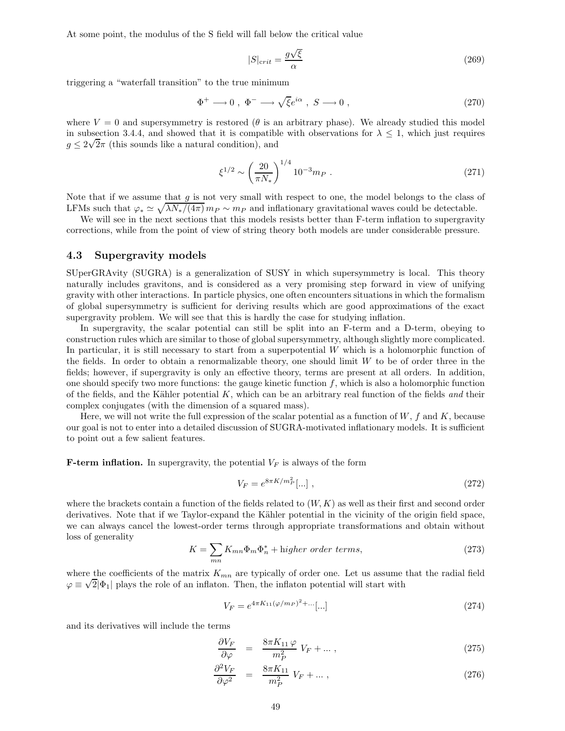At some point, the modulus of the S field will fall below the critical value

$$|S|_{crit} = \frac{g\sqrt{\xi}}{\alpha} \tag{269}$$

triggering a "waterfall transition" to the true minimum

$$\Phi^+ \longrightarrow 0 \ , \ \Phi^- \longrightarrow \sqrt{\xi} e^{i\alpha} \ , \ S \longrightarrow 0 \ , \tag{270}$$

where $V = 0$ and supersymmetry is restored ($\theta$ is an arbitrary phase). We already studied this model in subsection 3.4.4, and showed that it is compatible with observations for $\lambda \leq 1$, which just requires $g \leq 2\sqrt{2}\pi$ (this sounds like a natural condition), and

$$\xi^{1/2} \sim \left(\frac{20}{\pi N_*}\right)^{1/4} 10^{-3} m_P \ . \tag{271}$$

Note that if we assume that $g$ is not very small with respect to one, the model belongs to the class of LFMs such that $\varphi_* \simeq \sqrt{\lambda N_*/(4\pi)}\, m_P \sim m_P$ and inflationary gravitational waves could be detectable.

We will see in the next sections that this models resists better than F-term inflation to supergravity corrections, while from the point of view of string theory both models are under considerable pressure.

## 4.3 Supergravity models

SUperGRAvity (SUGRA) is a generalization of SUSY in which supersymmetry is local. This theory naturally includes gravitons, and is considered as a very promising step forward in view of unifying gravity with other interactions. In particle physics, one often encounters situations in which the formalism of global supersymmetry is sufficient for deriving results which are good approximations of the exact supergravity problem. We will see that this is hardly the case for studying inflation.

In supergravity, the scalar potential can still be split into an F-term and a D-term, obeying to construction rules which are similar to those of global supersymmetry, although slightly more complicated. In particular, it is still necessary to start from a superpotential $W$ which is a holomorphic function of the fields. In order to obtain a renormalizable theory, one should limit $W$ to be of order three in the fields; however, if supergravity is only an effective theory, terms are present at all orders. In addition, one should specify two more functions: the gauge kinetic function $f$, which is also a holomorphic function of the fields, and the Kähler potential $K$, which can be an arbitrary real function of the fields *and* their complex conjugates (with the dimension of a squared mass).

Here, we will not write the full expression of the scalar potential as a function of $W$, $f$ and $K$, because our goal is not to enter into a detailed discussion of SUGRA-motivated inflationary models. It is sufficient to point out a few salient features.

**F-term inflation.** In supergravity, the potential $V_F$ is always of the form

$$V_F = e^{8\pi K/m_P^2}[...] \ , \tag{272}$$

where the brackets contain a function of the fields related to $(W, K)$ as well as their first and second order derivatives. Note that if we Taylor-expand the Kähler potential in the vicinity of the origin field space, we can always cancel the lowest-order terms through appropriate transformations and obtain without loss of generality

$$K = \sum_{mn} K_{mn} \Phi_m \Phi_n^* + \text{h}igher\ order\ terms, \tag{273}$$

where the coefficients of the matrix $K_{mn}$ are typically of order one. Let us assume that the radial field $\varphi \equiv \sqrt{2}|\Phi_1|$ plays the role of an inflaton. Then, the inflaton potential will start with

$$V_F = e^{4\pi K_{11}(\varphi/m_P)^2 + ...}[...] \tag{274}$$

and its derivatives will include the terms

$$\frac{\partial V_F}{\partial \varphi} = \frac{8\pi K_{11}\, \varphi}{m_P^2}\, V_F + ... \ , \tag{275}$$

$$\frac{\partial^2 V_F}{\partial \varphi^2} = \frac{8\pi K_{11}}{m_P^2}\, V_F + ... \ , \tag{276}$$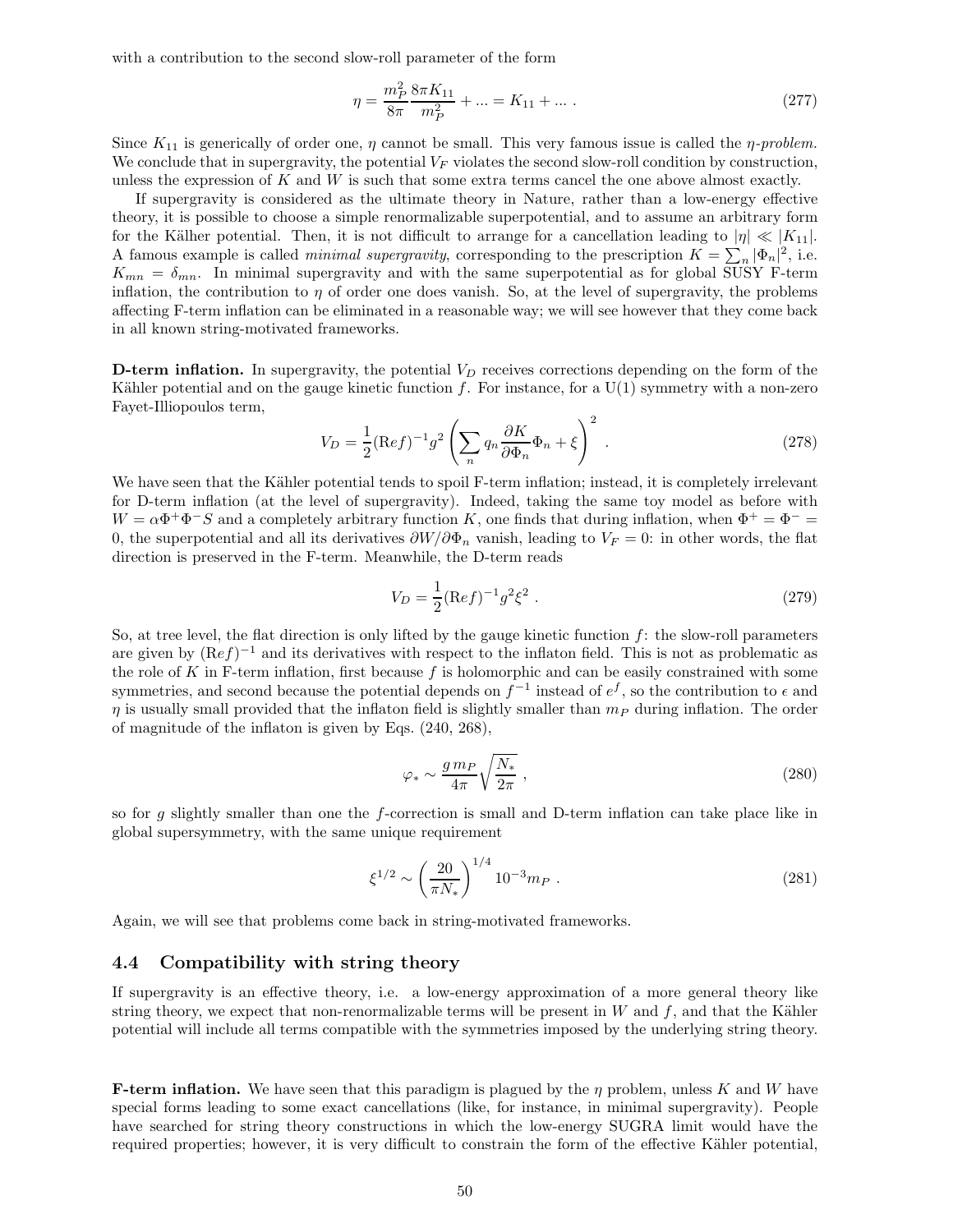with a contribution to the second slow-roll parameter of the form

$$\eta = \frac{m_P^2}{8\pi} \frac{8\pi K_{11}}{m_P^2} + ... = K_{11} + ... \,. \tag{277}$$

Since $K_{11}$ is generically of order one, $\eta$ cannot be small. This very famous issue is called the *$\eta$-problem.* We conclude that in supergravity, the potential $V_F$ violates the second slow-roll condition by construction, unless the expression of $K$ and $W$ is such that some extra terms cancel the one above almost exactly.

If supergravity is considered as the ultimate theory in Nature, rather than a low-energy effective theory, it is possible to choose a simple renormalizable superpotential, and to assume an arbitrary form for the Kälher potential. Then, it is not difficult to arrange for a cancellation leading to $|\eta| \ll |K_{11}|$. A famous example is called *minimal supergravity,* corresponding to the prescription $K = \sum_n |\Phi_n|^2$, i.e. $K_{mn} = \delta_{mn}$. In minimal supergravity and with the same superpotential as for global SUSY F-term inflation, the contribution to $\eta$ of order one does vanish. So, at the level of supergravity, the problems affecting F-term inflation can be eliminated in a reasonable way; we will see however that they come back in all known string-motivated frameworks.

**D-term inflation.** In supergravity, the potential $V_D$ receives corrections depending on the form of the Kähler potential and on the gauge kinetic function $f$. For instance, for a U(1) symmetry with a non-zero Fayet-Illiopoulos term,

$$V_D = \frac{1}{2} (\mathrm{R}ef)^{-1} g^2 \left( \sum_n q_n \frac{\partial K}{\partial \Phi_n} \Phi_n + \xi \right)^2 \,. \tag{278}$$

We have seen that the Kähler potential tends to spoil F-term inflation; instead, it is completely irrelevant for D-term inflation (at the level of supergravity). Indeed, taking the same toy model as before with $W = \alpha \Phi^+ \Phi^- S$ and a completely arbitrary function $K$, one finds that during inflation, when $\Phi^+ = \Phi^- = 0$, the superpotential and all its derivatives $\partial W / \partial \Phi_n$ vanish, leading to $V_F = 0$: in other words, the flat direction is preserved in the F-term. Meanwhile, the D-term reads

$$V_D = \frac{1}{2} (\mathrm{R}ef)^{-1} g^2 \xi^2 \,. \tag{279}$$

So, at tree level, the flat direction is only lifted by the gauge kinetic function $f$: the slow-roll parameters are given by $(\mathrm{R}ef)^{-1}$ and its derivatives with respect to the inflaton field. This is not as problematic as the role of $K$ in F-term inflation, first because $f$ is holomorphic and can be easily constrained with some symmetries, and second because the potential depends on $f^{-1}$ instead of $e^f$, so the contribution to $\epsilon$ and $\eta$ is usually small provided that the inflaton field is slightly smaller than $m_P$ during inflation. The order of magnitude of the inflaton is given by Eqs. (240, 268),

$$\varphi_* \sim \frac{g \, m_P}{4\pi} \sqrt{\frac{N_*}{2\pi}} \,, \tag{280}$$

so for $g$ slightly smaller than one the $f$-correction is small and D-term inflation can take place like in global supersymmetry, with the same unique requirement

$$\xi^{1/2} \sim \left( \frac{20}{\pi N_*} \right)^{1/4} 10^{-3} m_P \,. \tag{281}$$

Again, we will see that problems come back in string-motivated frameworks.

## 4.4 Compatibility with string theory

If supergravity is an effective theory, i.e. a low-energy approximation of a more general theory like string theory, we expect that non-renormalizable terms will be present in $W$ and $f$, and that the Kähler potential will include all terms compatible with the symmetries imposed by the underlying string theory.

**F-term inflation.** We have seen that this paradigm is plagued by the $\eta$ problem, unless $K$ and $W$ have special forms leading to some exact cancellations (like, for instance, in minimal supergravity). People have searched for string theory constructions in which the low-energy SUGRA limit would have the required properties; however, it is very difficult to constrain the form of the effective Kähler potential,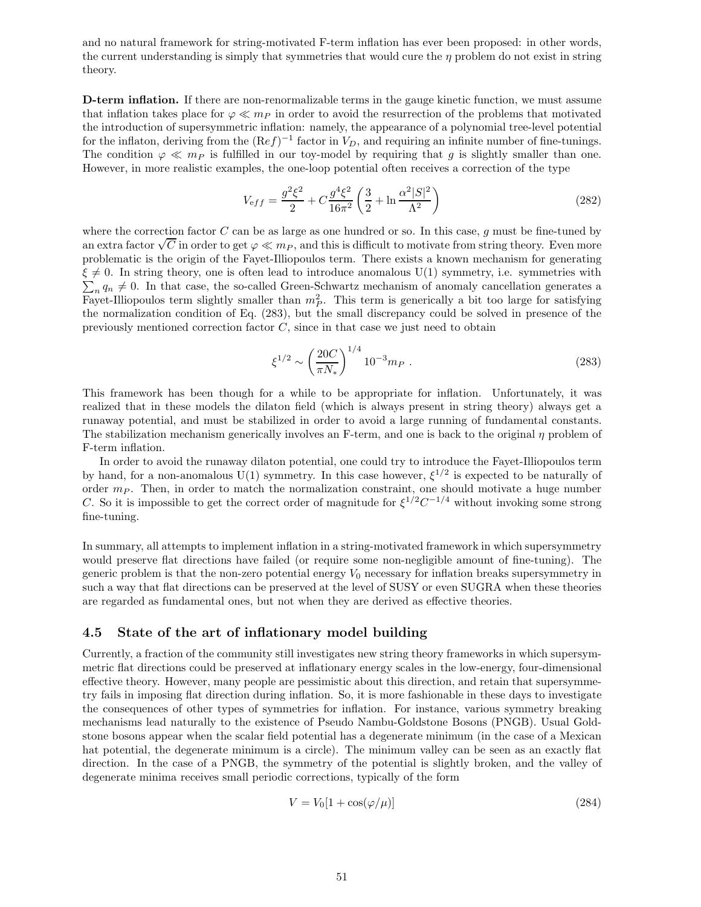and no natural framework for string-motivated F-term inflation has ever been proposed: in other words, the current understanding is simply that symmetries that would cure the $\eta$ problem do not exist in string theory.

**D-term inflation.** If there are non-renormalizable terms in the gauge kinetic function, we must assume that inflation takes place for $\varphi \ll m_P$ in order to avoid the resurrection of the problems that motivated the introduction of supersymmetric inflation: namely, the appearance of a polynomial tree-level potential for the inflaton, deriving from the $(\mathrm{Re} f)^{-1}$ factor in $V_D$, and requiring an infinite number of fine-tunings. The condition $\varphi \ll m_P$ is fulfilled in our toy-model by requiring that $g$ is slightly smaller than one. However, in more realistic examples, the one-loop potential often receives a correction of the type

$$V_{eff} = \frac{g^2 \xi^2}{2} + C \frac{g^4 \xi^2}{16\pi^2} \left( \frac{3}{2} + \ln \frac{\alpha^2 |S|^2}{\Lambda^2} \right) \tag{282}$$

where the correction factor $C$ can be as large as one hundred or so. In this case, $g$ must be fine-tuned by an extra factor $\sqrt{C}$ in order to get $\varphi \ll m_P$, and this is difficult to motivate from string theory. Even more problematic is the origin of the Fayet-Illiopoulos term. There exists a known mechanism for generating $\xi \neq 0$. In string theory, one is often lead to introduce anomalous U(1) symmetry, i.e. symmetries with $\sum_n q_n \neq 0$. In that case, the so-called Green-Schwartz mechanism of anomaly cancellation generates a Fayet-Illiopoulos term slightly smaller than $m_P^2$. This term is generically a bit too large for satisfying the normalization condition of Eq. (283), but the small discrepancy could be solved in presence of the previously mentioned correction factor $C$, since in that case we just need to obtain

$$\xi^{1/2} \sim \left( \frac{20C}{\pi N_*} \right)^{1/4} 10^{-3} m_P \; . \tag{283}$$

This framework has been though for a while to be appropriate for inflation. Unfortunately, it was realized that in these models the dilaton field (which is always present in string theory) always get a runaway potential, and must be stabilized in order to avoid a large running of fundamental constants. The stabilization mechanism generically involves an F-term, and one is back to the original $\eta$ problem of F-term inflation.

In order to avoid the runaway dilaton potential, one could try to introduce the Fayet-Illiopoulos term by hand, for a non-anomalous U(1) symmetry. In this case however, $\xi^{1/2}$ is expected to be naturally of order $m_P$. Then, in order to match the normalization constraint, one should motivate a huge number $C$. So it is impossible to get the correct order of magnitude for $\xi^{1/2} C^{-1/4}$ without invoking some strong fine-tuning.

In summary, all attempts to implement inflation in a string-motivated framework in which supersymmetry would preserve flat directions have failed (or require some non-negligible amount of fine-tuning). The generic problem is that the non-zero potential energy $V_0$ necessary for inflation breaks supersymmetry in such a way that flat directions can be preserved at the level of SUSY or even SUGRA when these theories are regarded as fundamental ones, but not when they are derived as effective theories.

## 4.5 State of the art of inflationary model building

Currently, a fraction of the community still investigates new string theory frameworks in which supersymmetric flat directions could be preserved at inflationary energy scales in the low-energy, four-dimensional effective theory. However, many people are pessimistic about this direction, and retain that supersymmetry fails in imposing flat direction during inflation. So, it is more fashionable in these days to investigate the consequences of other types of symmetries for inflation. For instance, various symmetry breaking mechanisms lead naturally to the existence of Pseudo Nambu-Goldstone Bosons (PNGB). Usual Goldstone bosons appear when the scalar field potential has a degenerate minimum (in the case of a Mexican hat potential, the degenerate minimum is a circle). The minimum valley can be seen as an exactly flat direction. In the case of a PNGB, the symmetry of the potential is slightly broken, and the valley of degenerate minima receives small periodic corrections, typically of the form

$$V = V_0 [1 + \cos(\varphi/\mu)] \tag{284}$$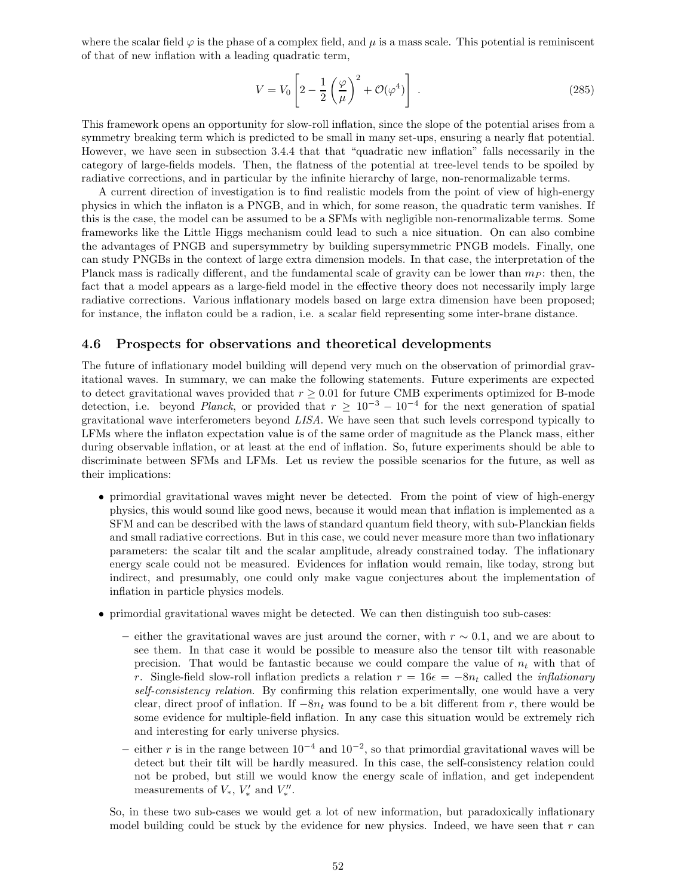where the scalar field $\varphi$ is the phase of a complex field, and $\mu$ is a mass scale. This potential is reminiscent of that of new inflation with a leading quadratic term,

$$V = V_0 \left[ 2 - \frac{1}{2} \left( \frac{\varphi}{\mu} \right)^2 + \mathcal{O}(\varphi^4) \right] . \tag{285}$$

This framework opens an opportunity for slow-roll inflation, since the slope of the potential arises from a symmetry breaking term which is predicted to be small in many set-ups, ensuring a nearly flat potential. However, we have seen in subsection 3.4.4 that that "quadratic new inflation" falls necessarily in the category of large-fields models. Then, the flatness of the potential at tree-level tends to be spoiled by radiative corrections, and in particular by the infinite hierarchy of large, non-renormalizable terms.

A current direction of investigation is to find realistic models from the point of view of high-energy physics in which the inflaton is a PNGB, and in which, for some reason, the quadratic term vanishes. If this is the case, the model can be assumed to be a SFMs with negligible non-renormalizable terms. Some frameworks like the Little Higgs mechanism could lead to such a nice situation. On can also combine the advantages of PNGB and supersymmetry by building supersymmetric PNGB models. Finally, one can study PNGBs in the context of large extra dimension models. In that case, the interpretation of the Planck mass is radically different, and the fundamental scale of gravity can be lower than $m_P$: then, the fact that a model appears as a large-field model in the effective theory does not necessarily imply large radiative corrections. Various inflationary models based on large extra dimension have been proposed; for instance, the inflaton could be a radion, i.e. a scalar field representing some inter-brane distance.

### 4.6 Prospects for observations and theoretical developments

The future of inflationary model building will depend very much on the observation of primordial gravitational waves. In summary, we can make the following statements. Future experiments are expected to detect gravitational waves provided that $r \geq 0.01$ for future CMB experiments optimized for B-mode detection, i.e. beyond *Planck*, or provided that $r \geq 10^{-3} - 10^{-4}$ for the next generation of spatial gravitational wave interferometers beyond *LISA*. We have seen that such levels correspond typically to LFMs where the inflaton expectation value is of the same order of magnitude as the Planck mass, either during observable inflation, or at least at the end of inflation. So, future experiments should be able to discriminate between SFMs and LFMs. Let us review the possible scenarios for the future, as well as their implications:

- primordial gravitational waves might never be detected. From the point of view of high-energy physics, this would sound like good news, because it would mean that inflation is implemented as a SFM and can be described with the laws of standard quantum field theory, with sub-Planckian fields and small radiative corrections. But in this case, we could never measure more than two inflationary parameters: the scalar tilt and the scalar amplitude, already constrained today. The inflationary energy scale could not be measured. Evidences for inflation would remain, like today, strong but indirect, and presumably, one could only make vague conjectures about the implementation of inflation in particle physics models.
- primordial gravitational waves might be detected. We can then distinguish too sub-cases:
  - either the gravitational waves are just around the corner, with $r \sim 0.1$, and we are about to see them. In that case it would be possible to measure also the tensor tilt with reasonable precision. That would be fantastic because we could compare the value of $n_t$ with that of $r$. Single-field slow-roll inflation predicts a relation $r = 16\epsilon = -8n_t$ called the *inflationary self-consistency relation*. By confirming this relation experimentally, one would have a very clear, direct proof of inflation. If $-8n_t$ was found to be a bit different from $r$, there would be some evidence for multiple-field inflation. In any case this situation would be extremely rich and interesting for early universe physics.
  - either $r$ is in the range between $10^{-4}$ and $10^{-2}$, so that primordial gravitational waves will be detect but their tilt will be hardly measured. In this case, the self-consistency relation could not be probed, but still we would know the energy scale of inflation, and get independent measurements of $V_*$, $V'_*$ and $V''_*$.

  So, in these two sub-cases we would get a lot of new information, but paradoxically inflationary model building could be stuck by the evidence for new physics. Indeed, we have seen that $r$ can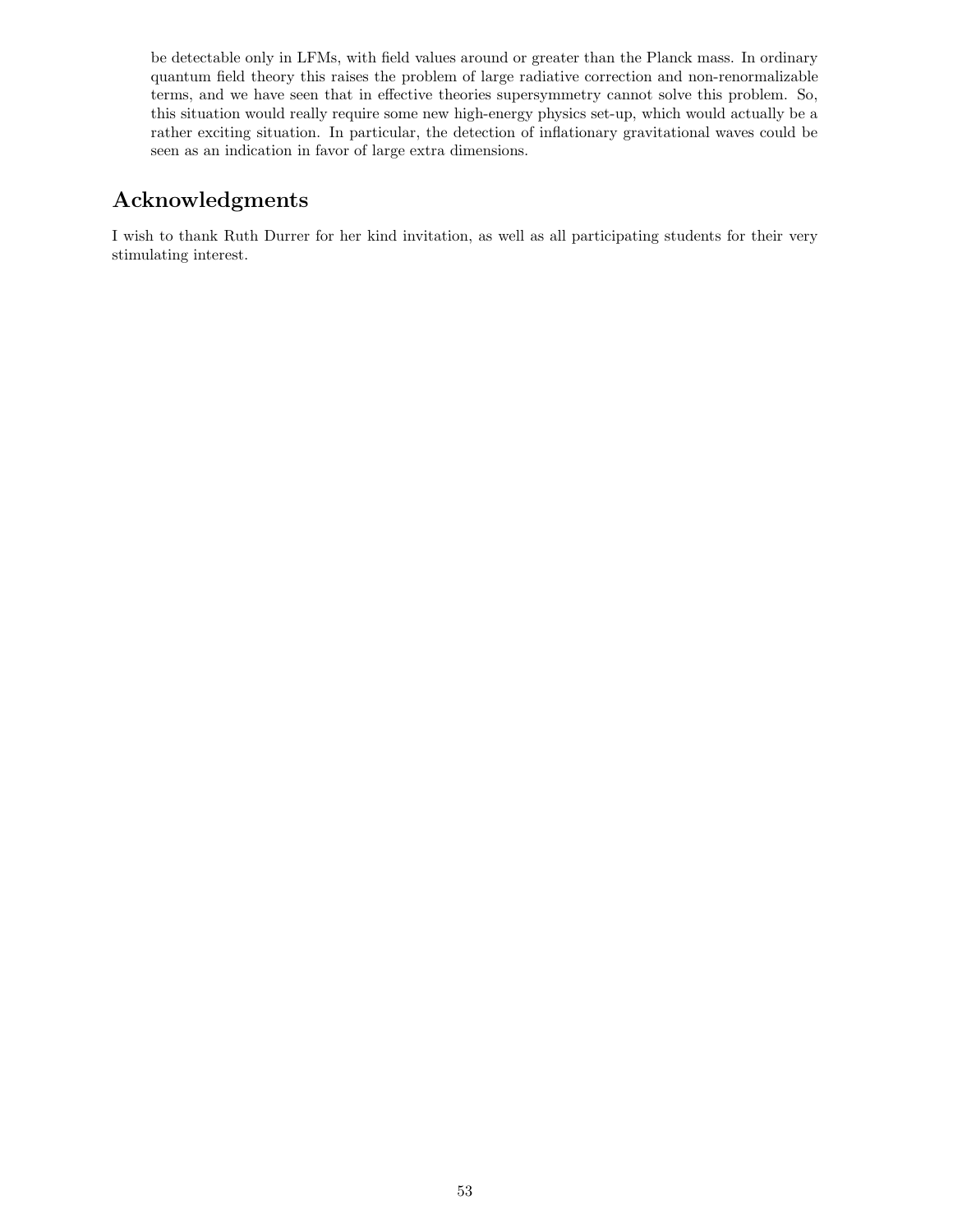be detectable only in LFMs, with field values around or greater than the Planck mass. In ordinary quantum field theory this raises the problem of large radiative correction and non-renormalizable terms, and we have seen that in effective theories supersymmetry cannot solve this problem. So, this situation would really require some new high-energy physics set-up, which would actually be a rather exciting situation. In particular, the detection of inflationary gravitational waves could be seen as an indication in favor of large extra dimensions.

## Acknowledgments

I wish to thank Ruth Durrer for her kind invitation, as well as all participating students for their very stimulating interest.